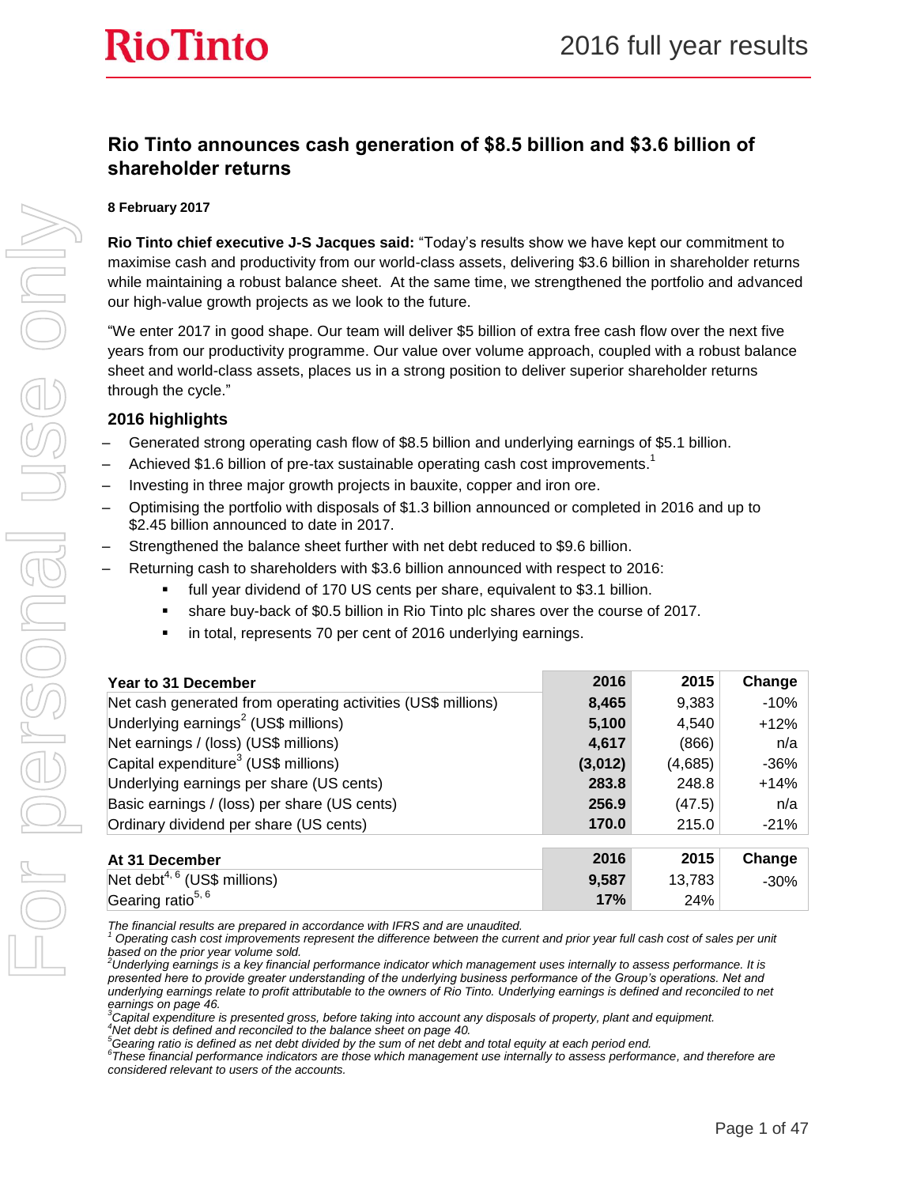# Rio Tinto announces cash generation of $8.5 billion and $3.6 billion of shareholder returns

**8 February 2017**

**Rio Tinto chief executive J-S Jacques said:** "Today's results show we have kept our commitment to maximise cash and productivity from our world-class assets, delivering $3.6 billion in shareholder returns while maintaining a robust balance sheet. At the same time, we strengthened the portfolio and advanced our high-value growth projects as we look to the future.

"We enter 2017 in good shape. Our team will deliver $5 billion of extra free cash flow over the next five years from our productivity programme. Our value over volume approach, coupled with a robust balance sheet and world-class assets, places us in a strong position to deliver superior shareholder returns through the cycle."

## 2016 highlights

- Generated strong operating cash flow of $8.5 billion and underlying earnings of $5.1 billion.
- Achieved $1.6 billion of pre-tax sustainable operating cash cost improvements.[1]
- Investing in three major growth projects in bauxite, copper and iron ore.
- Optimising the portfolio with disposals of $1.3 billion announced or completed in 2016 and up to $2.45 billion announced to date in 2017.
- Strengthened the balance sheet further with net debt reduced to $9.6 billion.
- Returning cash to shareholders with $3.6 billion announced with respect to 2016:
  - full year dividend of 170 US cents per share, equivalent to $3.1 billion.
  - share buy-back of $0.5 billion in Rio Tinto plc shares over the course of 2017.
  - in total, represents 70 per cent of 2016 underlying earnings.

| Year to 31 December | 2016 | 2015 | Change |
|---|---|---|---|
| Net cash generated from operating activities (US$ millions) | **8,465** | 9,383 | -10% |
| Underlying earnings[2] (US$ millions) | **5,100** | 4,540 | +12% |
| Net earnings / (loss) (US$ millions) | **4,617** | (866) | n/a |
| Capital expenditure[3] (US$ millions) | **(3,012)** | (4,685) | -36% |
| Underlying earnings per share (US cents) | **283.8** | 248.8 | +14% |
| Basic earnings / (loss) per share (US cents) | **256.9** | (47.5) | n/a |
| Ordinary dividend per share (US cents) | **170.0** | 215.0 | -21% |

| At 31 December | 2016 | 2015 | Change |
|---|---|---|---|
| Net debt[4, 6] (US$ millions) | **9,587** | 13,783 | -30% |
| Gearing ratio[5, 6] | **17%** | 24% | |

*The financial results are prepared in accordance with IFRS and are unaudited.*

*[1] Operating cash cost improvements represent the difference between the current and prior year full cash cost of sales per unit based on the prior year volume sold.*

*[2] Underlying earnings is a key financial performance indicator which management uses internally to assess performance. It is presented here to provide greater understanding of the underlying business performance of the Group's operations. Net and underlying earnings relate to profit attributable to the owners of Rio Tinto. Underlying earnings is defined and reconciled to net earnings on page 46.*

*[3] Capital expenditure is presented gross, before taking into account any disposals of property, plant and equipment.*

*[4] Net debt is defined and reconciled to the balance sheet on page 40.*

*[5] Gearing ratio is defined as net debt divided by the sum of net debt and total equity at each period end.*

*[6] These financial performance indicators are those which management use internally to assess performance, and therefore are considered relevant to users of the accounts.*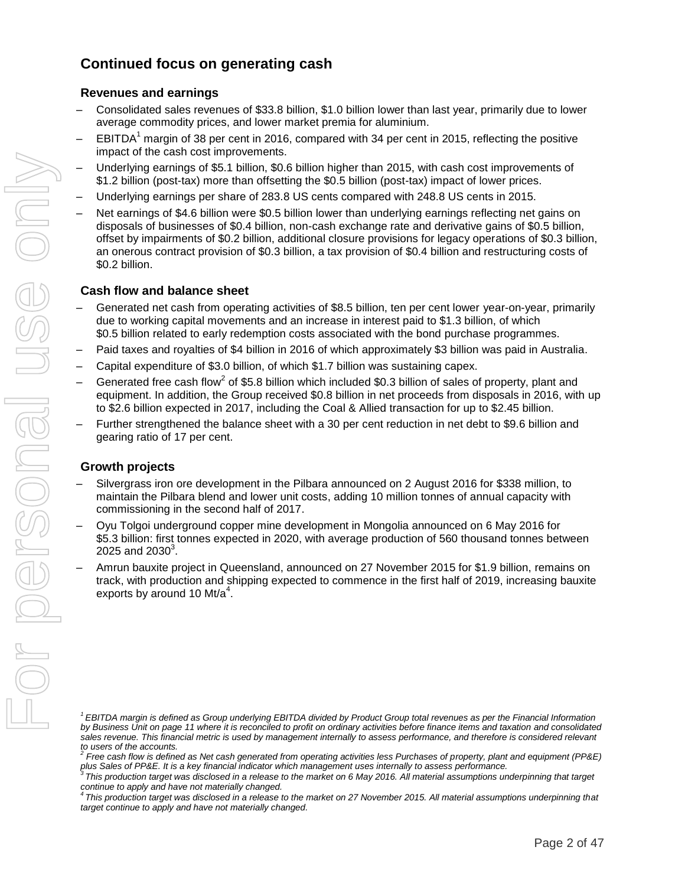## Continued focus on generating cash

### Revenues and earnings

- Consolidated sales revenues of $33.8 billion, $1.0 billion lower than last year, primarily due to lower average commodity prices, and lower market premia for aluminium.
- EBITDA[1] margin of 38 per cent in 2016, compared with 34 per cent in 2015, reflecting the positive impact of the cash cost improvements.
- Underlying earnings of $5.1 billion, $0.6 billion higher than 2015, with cash cost improvements of $1.2 billion (post-tax) more than offsetting the $0.5 billion (post-tax) impact of lower prices.
- Underlying earnings per share of 283.8 US cents compared with 248.8 US cents in 2015.
- Net earnings of $4.6 billion were $0.5 billion lower than underlying earnings reflecting net gains on disposals of businesses of $0.4 billion, non-cash exchange rate and derivative gains of $0.5 billion, offset by impairments of $0.2 billion, additional closure provisions for legacy operations of $0.3 billion, an onerous contract provision of $0.3 billion, a tax provision of $0.4 billion and restructuring costs of $0.2 billion.

### Cash flow and balance sheet

- Generated net cash from operating activities of $8.5 billion, ten per cent lower year-on-year, primarily due to working capital movements and an increase in interest paid to $1.3 billion, of which $0.5 billion related to early redemption costs associated with the bond purchase programmes.
- Paid taxes and royalties of $4 billion in 2016 of which approximately $3 billion was paid in Australia.
- Capital expenditure of $3.0 billion, of which $1.7 billion was sustaining capex.
- Generated free cash flow[2] of $5.8 billion which included $0.3 billion of sales of property, plant and equipment. In addition, the Group received $0.8 billion in net proceeds from disposals in 2016, with up to $2.6 billion expected in 2017, including the Coal & Allied transaction for up to $2.45 billion.
- Further strengthened the balance sheet with a 30 per cent reduction in net debt to $9.6 billion and gearing ratio of 17 per cent.

### Growth projects

- Silvergrass iron ore development in the Pilbara announced on 2 August 2016 for $338 million, to maintain the Pilbara blend and lower unit costs, adding 10 million tonnes of annual capacity with commissioning in the second half of 2017.
- Oyu Tolgoi underground copper mine development in Mongolia announced on 6 May 2016 for $5.3 billion: first tonnes expected in 2020, with average production of 560 thousand tonnes between 2025 and 2030[3].
- Amrun bauxite project in Queensland, announced on 27 November 2015 for $1.9 billion, remains on track, with production and shipping expected to commence in the first half of 2019, increasing bauxite exports by around 10 Mt/a[4].

*[1] EBITDA margin is defined as Group underlying EBITDA divided by Product Group total revenues as per the Financial Information by Business Unit on page 11 where it is reconciled to profit on ordinary activities before finance items and taxation and consolidated sales revenue. This financial metric is used by management internally to assess performance, and therefore is considered relevant to users of the accounts.*
*[2] Free cash flow is defined as Net cash generated from operating activities less Purchases of property, plant and equipment (PP&E) plus Sales of PP&E. It is a key financial indicator which management uses internally to assess performance.*
*[3] This production target was disclosed in a release to the market on 6 May 2016. All material assumptions underpinning that target continue to apply and have not materially changed.*
*[4] This production target was disclosed in a release to the market on 27 November 2015. All material assumptions underpinning that target continue to apply and have not materially changed.*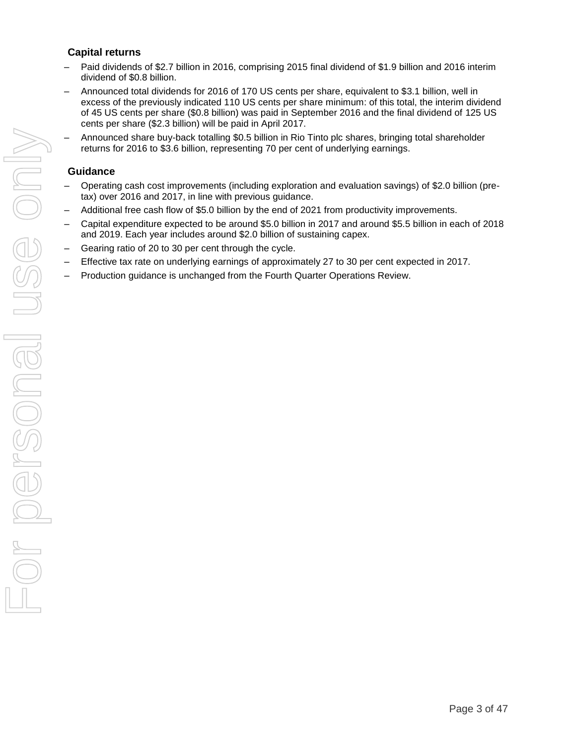### Capital returns

- Paid dividends of $2.7 billion in 2016, comprising 2015 final dividend of $1.9 billion and 2016 interim dividend of $0.8 billion.
- Announced total dividends for 2016 of 170 US cents per share, equivalent to $3.1 billion, well in excess of the previously indicated 110 US cents per share minimum: of this total, the interim dividend of 45 US cents per share ($0.8 billion) was paid in September 2016 and the final dividend of 125 US cents per share ($2.3 billion) will be paid in April 2017.
- Announced share buy-back totalling $0.5 billion in Rio Tinto plc shares, bringing total shareholder returns for 2016 to $3.6 billion, representing 70 per cent of underlying earnings.

### Guidance

- Operating cash cost improvements (including exploration and evaluation savings) of $2.0 billion (pre-tax) over 2016 and 2017, in line with previous guidance.
- Additional free cash flow of $5.0 billion by the end of 2021 from productivity improvements.
- Capital expenditure expected to be around $5.0 billion in 2017 and around $5.5 billion in each of 2018 and 2019. Each year includes around $2.0 billion of sustaining capex.
- Gearing ratio of 20 to 30 per cent through the cycle.
- Effective tax rate on underlying earnings of approximately 27 to 30 per cent expected in 2017.
- Production guidance is unchanged from the Fourth Quarter Operations Review.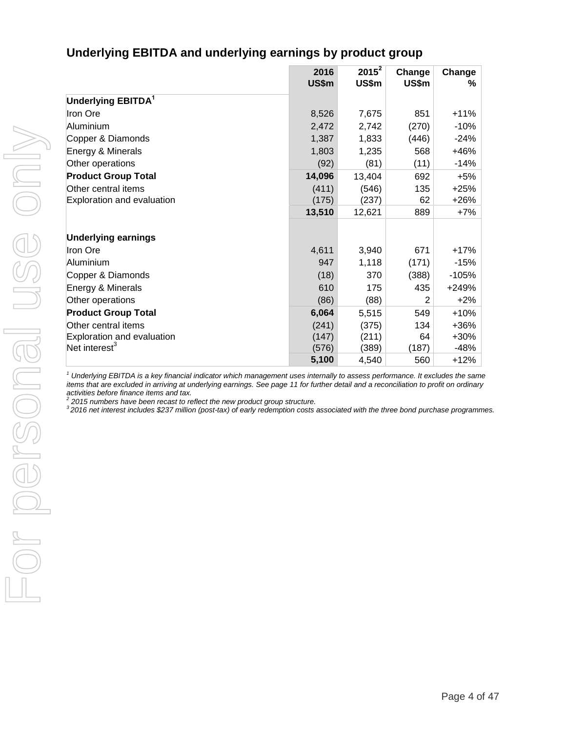## Underlying EBITDA and underlying earnings by product group

| | 2016 US$m | 2015[2] US$m | Change US$m | Change % |
|---|---|---|---|---|
| **Underlying EBITDA[1]** | | | | |
| Iron Ore | 8,526 | 7,675 | 851 | +11% |
| Aluminium | 2,472 | 2,742 | (270) | -10% |
| Copper & Diamonds | 1,387 | 1,833 | (446) | -24% |
| Energy & Minerals | 1,803 | 1,235 | 568 | +46% |
| Other operations | (92) | (81) | (11) | -14% |
| **Product Group Total** | **14,096** | 13,404 | 692 | +5% |
| Other central items | (411) | (546) | 135 | +25% |
| Exploration and evaluation | (175) | (237) | 62 | +26% |
| | **13,510** | 12,621 | 889 | +7% |
| | | | | |
| **Underlying earnings** | | | | |
| Iron Ore | 4,611 | 3,940 | 671 | +17% |
| Aluminium | 947 | 1,118 | (171) | -15% |
| Copper & Diamonds | (18) | 370 | (388) | -105% |
| Energy & Minerals | 610 | 175 | 435 | +249% |
| Other operations | (86) | (88) | 2 | +2% |
| **Product Group Total** | **6,064** | 5,515 | 549 | +10% |
| Other central items | (241) | (375) | 134 | +36% |
| Exploration and evaluation | (147) | (211) | 64 | +30% |
| Net interest[3] | (576) | (389) | (187) | -48% |
| | **5,100** | 4,540 | 560 | +12% |

*[1] Underlying EBITDA is a key financial indicator which management uses internally to assess performance. It excludes the same items that are excluded in arriving at underlying earnings. See page 11 for further detail and a reconciliation to profit on ordinary activities before finance items and tax.*
*[2] 2015 numbers have been recast to reflect the new product group structure.*
*[3] 2016 net interest includes $237 million (post-tax) of early redemption costs associated with the three bond purchase programmes.*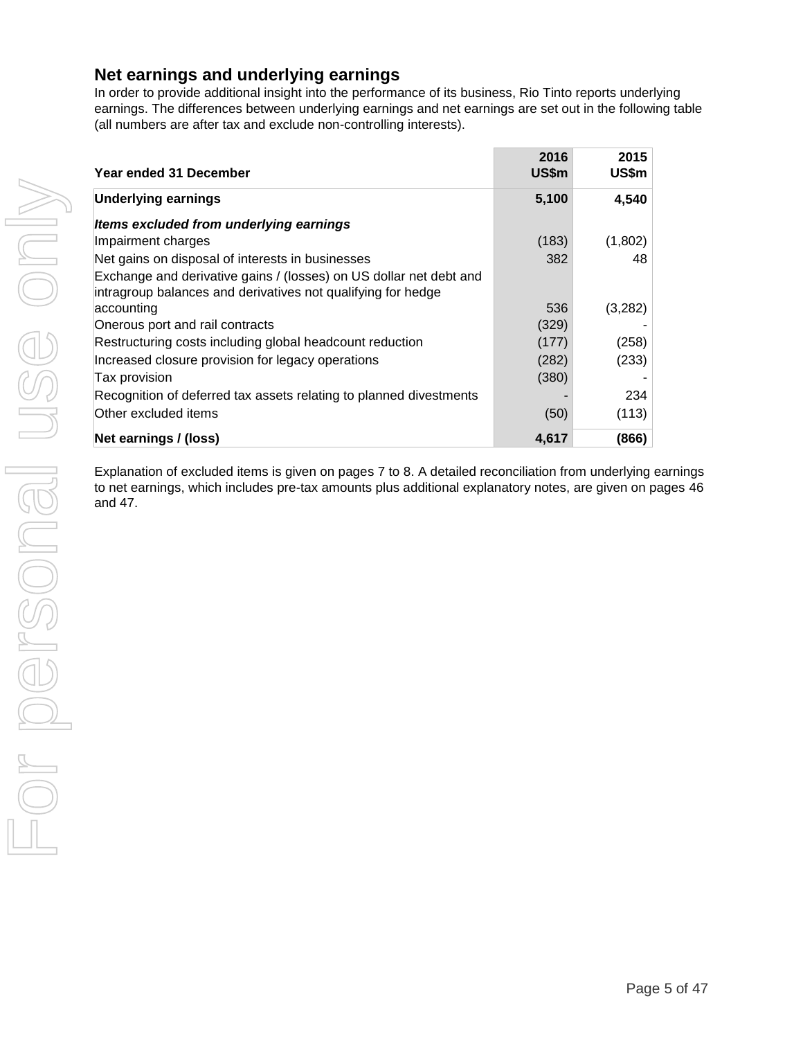## Net earnings and underlying earnings

In order to provide additional insight into the performance of its business, Rio Tinto reports underlying earnings. The differences between underlying earnings and net earnings are set out in the following table (all numbers are after tax and exclude non-controlling interests).

| Year ended 31 December | 2016 US$m | 2015 US$m |
|---|---|---|
| **Underlying earnings** | **5,100** | **4,540** |
| ***Items excluded from underlying earnings*** | | |
| Impairment charges | (183) | (1,802) |
| Net gains on disposal of interests in businesses | 382 | 48 |
| Exchange and derivative gains / (losses) on US dollar net debt and intragroup balances and derivatives not qualifying for hedge accounting | 536 | (3,282) |
| Onerous port and rail contracts | (329) | - |
| Restructuring costs including global headcount reduction | (177) | (258) |
| Increased closure provision for legacy operations | (282) | (233) |
| Tax provision | (380) | - |
| Recognition of deferred tax assets relating to planned divestments | - | 234 |
| Other excluded items | (50) | (113) |
| **Net earnings / (loss)** | **4,617** | **(866)** |

Explanation of excluded items is given on pages 7 to 8. A detailed reconciliation from underlying earnings to net earnings, which includes pre-tax amounts plus additional explanatory notes, are given on pages 46 and 47.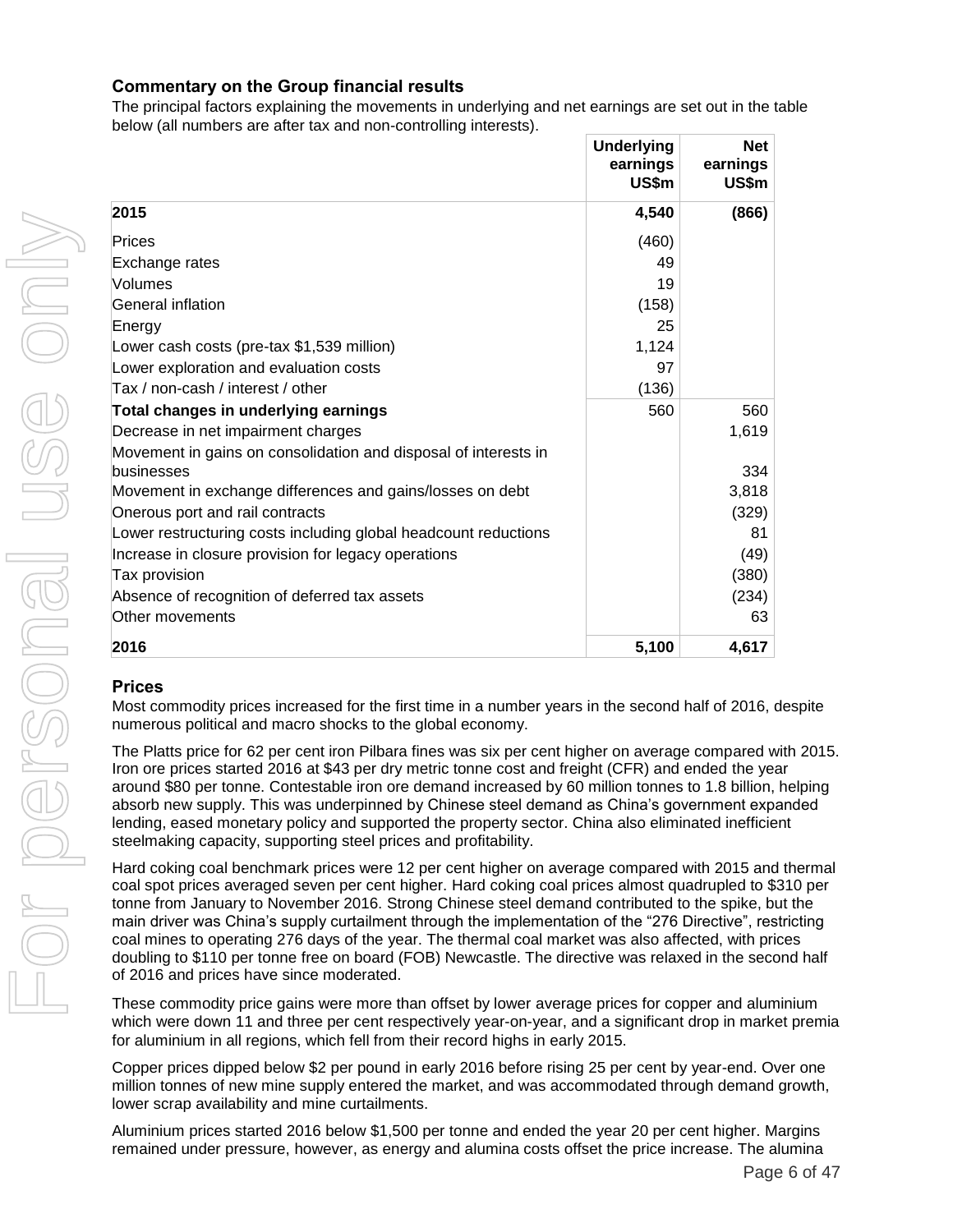## Commentary on the Group financial results

The principal factors explaining the movements in underlying and net earnings are set out in the table below (all numbers are after tax and non-controlling interests).

| | Underlying earnings US$m | Net earnings US$m |
|---|---|---|
| **2015** | **4,540** | **(866)** |
| Prices | (460) | |
| Exchange rates | 49 | |
| Volumes | 19 | |
| General inflation | (158) | |
| Energy | 25 | |
| Lower cash costs (pre-tax $1,539 million) | 1,124 | |
| Lower exploration and evaluation costs | 97 | |
| Tax / non-cash / interest / other | (136) | |
| **Total changes in underlying earnings** | 560 | 560 |
| Decrease in net impairment charges | | 1,619 |
| Movement in gains on consolidation and disposal of interests in businesses | | 334 |
| Movement in exchange differences and gains/losses on debt | | 3,818 |
| Onerous port and rail contracts | | (329) |
| Lower restructuring costs including global headcount reductions | | 81 |
| Increase in closure provision for legacy operations | | (49) |
| Tax provision | | (380) |
| Absence of recognition of deferred tax assets | | (234) |
| Other movements | | 63 |
| **2016** | **5,100** | **4,617** |

## Prices

Most commodity prices increased for the first time in a number years in the second half of 2016, despite numerous political and macro shocks to the global economy.

The Platts price for 62 per cent iron Pilbara fines was six per cent higher on average compared with 2015. Iron ore prices started 2016 at $43 per dry metric tonne cost and freight (CFR) and ended the year around $80 per tonne. Contestable iron ore demand increased by 60 million tonnes to 1.8 billion, helping absorb new supply. This was underpinned by Chinese steel demand as China's government expanded lending, eased monetary policy and supported the property sector. China also eliminated inefficient steelmaking capacity, supporting steel prices and profitability.

Hard coking coal benchmark prices were 12 per cent higher on average compared with 2015 and thermal coal spot prices averaged seven per cent higher. Hard coking coal prices almost quadrupled to $310 per tonne from January to November 2016. Strong Chinese steel demand contributed to the spike, but the main driver was China's supply curtailment through the implementation of the "276 Directive", restricting coal mines to operating 276 days of the year. The thermal coal market was also affected, with prices doubling to $110 per tonne free on board (FOB) Newcastle. The directive was relaxed in the second half of 2016 and prices have since moderated.

These commodity price gains were more than offset by lower average prices for copper and aluminium which were down 11 and three per cent respectively year-on-year, and a significant drop in market premia for aluminium in all regions, which fell from their record highs in early 2015.

Copper prices dipped below $2 per pound in early 2016 before rising 25 per cent by year-end. Over one million tonnes of new mine supply entered the market, and was accommodated through demand growth, lower scrap availability and mine curtailments.

Aluminium prices started 2016 below $1,500 per tonne and ended the year 20 per cent higher. Margins remained under pressure, however, as energy and alumina costs offset the price increase. The alumina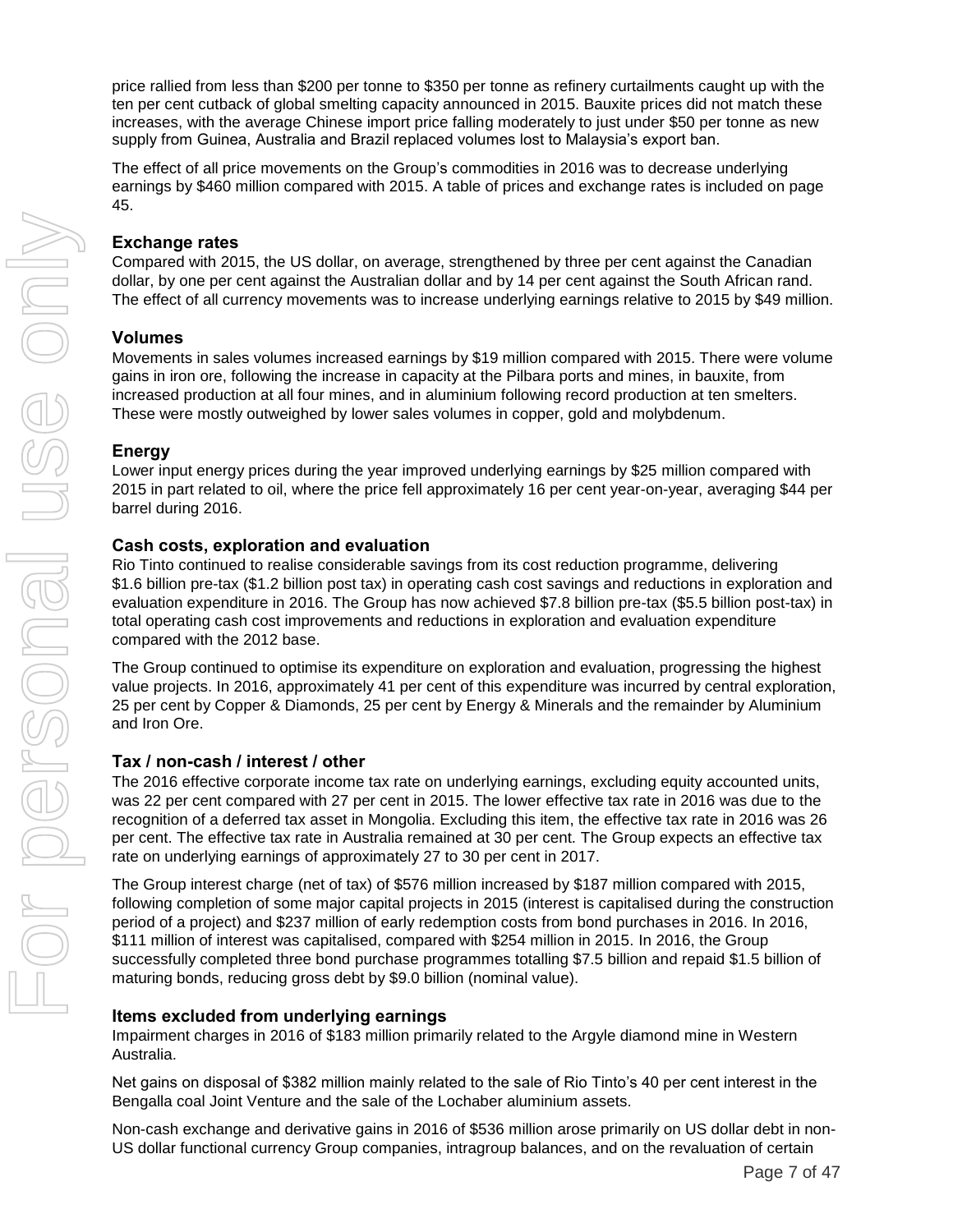price rallied from less than $200 per tonne to $350 per tonne as refinery curtailments caught up with the ten per cent cutback of global smelting capacity announced in 2015. Bauxite prices did not match these increases, with the average Chinese import price falling moderately to just under $50 per tonne as new supply from Guinea, Australia and Brazil replaced volumes lost to Malaysia's export ban.

The effect of all price movements on the Group's commodities in 2016 was to decrease underlying earnings by $460 million compared with 2015. A table of prices and exchange rates is included on page 45.

### Exchange rates

Compared with 2015, the US dollar, on average, strengthened by three per cent against the Canadian dollar, by one per cent against the Australian dollar and by 14 per cent against the South African rand. The effect of all currency movements was to increase underlying earnings relative to 2015 by $49 million.

### Volumes

Movements in sales volumes increased earnings by $19 million compared with 2015. There were volume gains in iron ore, following the increase in capacity at the Pilbara ports and mines, in bauxite, from increased production at all four mines, and in aluminium following record production at ten smelters. These were mostly outweighed by lower sales volumes in copper, gold and molybdenum.

### Energy

Lower input energy prices during the year improved underlying earnings by $25 million compared with 2015 in part related to oil, where the price fell approximately 16 per cent year-on-year, averaging $44 per barrel during 2016.

### Cash costs, exploration and evaluation

Rio Tinto continued to realise considerable savings from its cost reduction programme, delivering $1.6 billion pre-tax ($1.2 billion post tax) in operating cash cost savings and reductions in exploration and evaluation expenditure in 2016. The Group has now achieved $7.8 billion pre-tax ($5.5 billion post-tax) in total operating cash cost improvements and reductions in exploration and evaluation expenditure compared with the 2012 base.

The Group continued to optimise its expenditure on exploration and evaluation, progressing the highest value projects. In 2016, approximately 41 per cent of this expenditure was incurred by central exploration, 25 per cent by Copper & Diamonds, 25 per cent by Energy & Minerals and the remainder by Aluminium and Iron Ore.

### Tax / non-cash / interest / other

The 2016 effective corporate income tax rate on underlying earnings, excluding equity accounted units, was 22 per cent compared with 27 per cent in 2015. The lower effective tax rate in 2016 was due to the recognition of a deferred tax asset in Mongolia. Excluding this item, the effective tax rate in 2016 was 26 per cent. The effective tax rate in Australia remained at 30 per cent. The Group expects an effective tax rate on underlying earnings of approximately 27 to 30 per cent in 2017.

The Group interest charge (net of tax) of $576 million increased by $187 million compared with 2015, following completion of some major capital projects in 2015 (interest is capitalised during the construction period of a project) and $237 million of early redemption costs from bond purchases in 2016. In 2016, $111 million of interest was capitalised, compared with $254 million in 2015. In 2016, the Group successfully completed three bond purchase programmes totalling $7.5 billion and repaid $1.5 billion of maturing bonds, reducing gross debt by $9.0 billion (nominal value).

### Items excluded from underlying earnings

Impairment charges in 2016 of $183 million primarily related to the Argyle diamond mine in Western Australia.

Net gains on disposal of $382 million mainly related to the sale of Rio Tinto's 40 per cent interest in the Bengalla coal Joint Venture and the sale of the Lochaber aluminium assets.

Non-cash exchange and derivative gains in 2016 of $536 million arose primarily on US dollar debt in non-US dollar functional currency Group companies, intragroup balances, and on the revaluation of certain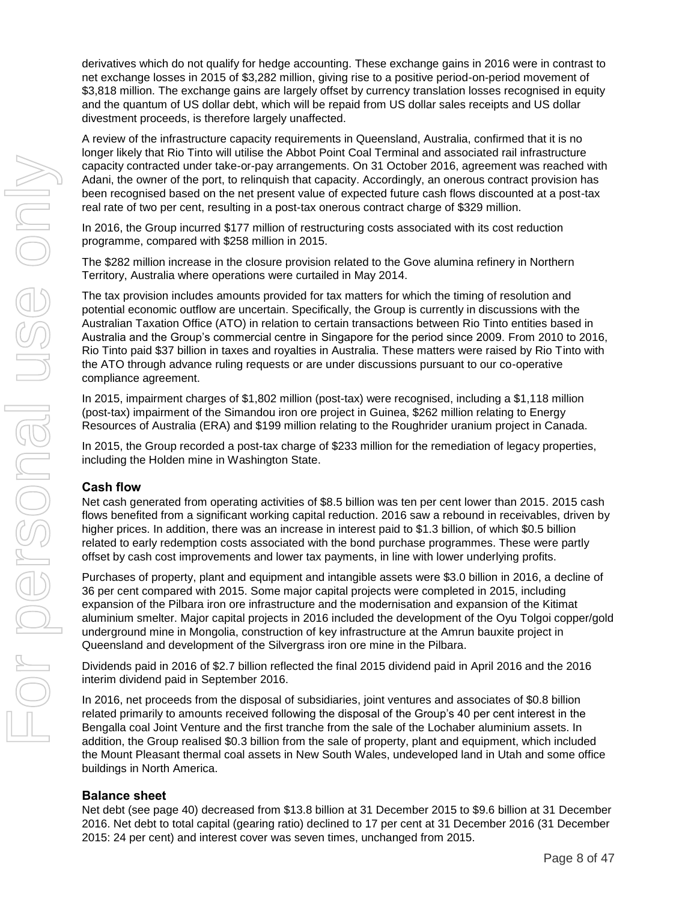derivatives which do not qualify for hedge accounting. These exchange gains in 2016 were in contrast to net exchange losses in 2015 of $3,282 million, giving rise to a positive period-on-period movement of $3,818 million. The exchange gains are largely offset by currency translation losses recognised in equity and the quantum of US dollar debt, which will be repaid from US dollar sales receipts and US dollar divestment proceeds, is therefore largely unaffected.

A review of the infrastructure capacity requirements in Queensland, Australia, confirmed that it is no longer likely that Rio Tinto will utilise the Abbot Point Coal Terminal and associated rail infrastructure capacity contracted under take-or-pay arrangements. On 31 October 2016, agreement was reached with Adani, the owner of the port, to relinquish that capacity. Accordingly, an onerous contract provision has been recognised based on the net present value of expected future cash flows discounted at a post-tax real rate of two per cent, resulting in a post-tax onerous contract charge of $329 million.

In 2016, the Group incurred $177 million of restructuring costs associated with its cost reduction programme, compared with $258 million in 2015.

The $282 million increase in the closure provision related to the Gove alumina refinery in Northern Territory, Australia where operations were curtailed in May 2014.

The tax provision includes amounts provided for tax matters for which the timing of resolution and potential economic outflow are uncertain. Specifically, the Group is currently in discussions with the Australian Taxation Office (ATO) in relation to certain transactions between Rio Tinto entities based in Australia and the Group's commercial centre in Singapore for the period since 2009. From 2010 to 2016, Rio Tinto paid $37 billion in taxes and royalties in Australia. These matters were raised by Rio Tinto with the ATO through advance ruling requests or are under discussions pursuant to our co-operative compliance agreement.

In 2015, impairment charges of $1,802 million (post-tax) were recognised, including a $1,118 million (post-tax) impairment of the Simandou iron ore project in Guinea, $262 million relating to Energy Resources of Australia (ERA) and $199 million relating to the Roughrider uranium project in Canada.

In 2015, the Group recorded a post-tax charge of $233 million for the remediation of legacy properties, including the Holden mine in Washington State.

## Cash flow

Net cash generated from operating activities of $8.5 billion was ten per cent lower than 2015. 2015 cash flows benefited from a significant working capital reduction. 2016 saw a rebound in receivables, driven by higher prices. In addition, there was an increase in interest paid to $1.3 billion, of which $0.5 billion related to early redemption costs associated with the bond purchase programmes. These were partly offset by cash cost improvements and lower tax payments, in line with lower underlying profits.

Purchases of property, plant and equipment and intangible assets were $3.0 billion in 2016, a decline of 36 per cent compared with 2015. Some major capital projects were completed in 2015, including expansion of the Pilbara iron ore infrastructure and the modernisation and expansion of the Kitimat aluminium smelter. Major capital projects in 2016 included the development of the Oyu Tolgoi copper/gold underground mine in Mongolia, construction of key infrastructure at the Amrun bauxite project in Queensland and development of the Silvergrass iron ore mine in the Pilbara.

Dividends paid in 2016 of $2.7 billion reflected the final 2015 dividend paid in April 2016 and the 2016 interim dividend paid in September 2016.

In 2016, net proceeds from the disposal of subsidiaries, joint ventures and associates of $0.8 billion related primarily to amounts received following the disposal of the Group's 40 per cent interest in the Bengalla coal Joint Venture and the first tranche from the sale of the Lochaber aluminium assets. In addition, the Group realised $0.3 billion from the sale of property, plant and equipment, which included the Mount Pleasant thermal coal assets in New South Wales, undeveloped land in Utah and some office buildings in North America.

## Balance sheet

Net debt (see page 40) decreased from $13.8 billion at 31 December 2015 to $9.6 billion at 31 December 2016. Net debt to total capital (gearing ratio) declined to 17 per cent at 31 December 2016 (31 December 2015: 24 per cent) and interest cover was seven times, unchanged from 2015.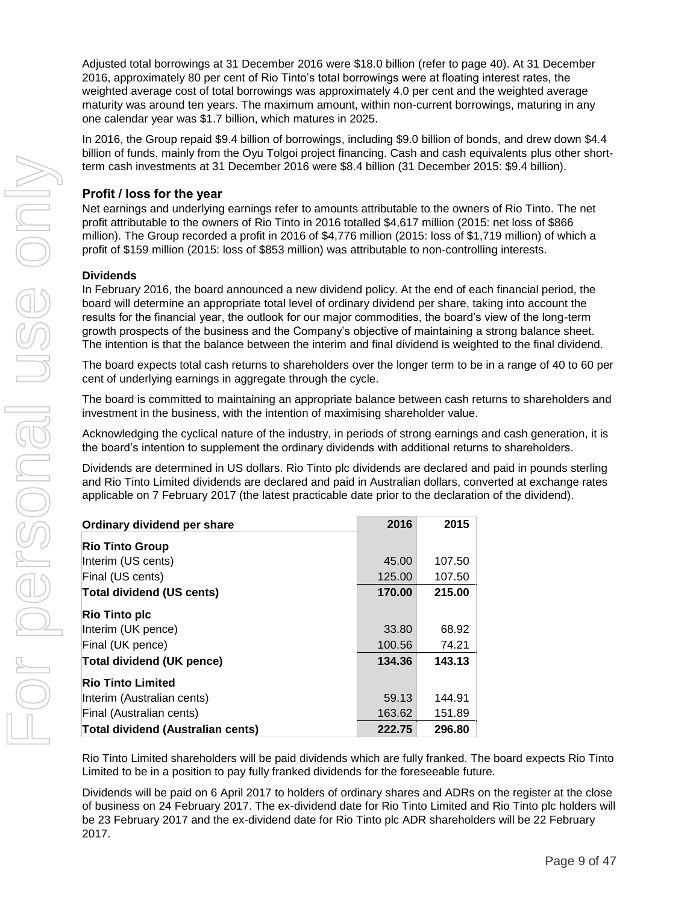Adjusted total borrowings at 31 December 2016 were $18.0 billion (refer to page 40). At 31 December 2016, approximately 80 per cent of Rio Tinto's total borrowings were at floating interest rates, the weighted average cost of total borrowings was approximately 4.0 per cent and the weighted average maturity was around ten years. The maximum amount, within non-current borrowings, maturing in any one calendar year was $1.7 billion, which matures in 2025.

In 2016, the Group repaid $9.4 billion of borrowings, including $9.0 billion of bonds, and drew down $4.4 billion of funds, mainly from the Oyu Tolgoi project financing. Cash and cash equivalents plus other short-term cash investments at 31 December 2016 were $8.4 billion (31 December 2015: $9.4 billion).

## Profit / loss for the year

Net earnings and underlying earnings refer to amounts attributable to the owners of Rio Tinto. The net profit attributable to the owners of Rio Tinto in 2016 totalled $4,617 million (2015: net loss of $866 million). The Group recorded a profit in 2016 of $4,776 million (2015: loss of $1,719 million) of which a profit of $159 million (2015: loss of $853 million) was attributable to non-controlling interests.

### Dividends

In February 2016, the board announced a new dividend policy. At the end of each financial period, the board will determine an appropriate total level of ordinary dividend per share, taking into account the results for the financial year, the outlook for our major commodities, the board's view of the long-term growth prospects of the business and the Company's objective of maintaining a strong balance sheet. The intention is that the balance between the interim and final dividend is weighted to the final dividend.

The board expects total cash returns to shareholders over the longer term to be in a range of 40 to 60 per cent of underlying earnings in aggregate through the cycle.

The board is committed to maintaining an appropriate balance between cash returns to shareholders and investment in the business, with the intention of maximising shareholder value.

Acknowledging the cyclical nature of the industry, in periods of strong earnings and cash generation, it is the board's intention to supplement the ordinary dividends with additional returns to shareholders.

Dividends are determined in US dollars. Rio Tinto plc dividends are declared and paid in pounds sterling and Rio Tinto Limited dividends are declared and paid in Australian dollars, converted at exchange rates applicable on 7 February 2017 (the latest practicable date prior to the declaration of the dividend).

| Ordinary dividend per share | 2016 | 2015 |
|---|---|---|
| **Rio Tinto Group** | | |
| Interim (US cents) | 45.00 | 107.50 |
| Final (US cents) | 125.00 | 107.50 |
| **Total dividend (US cents)** | **170.00** | **215.00** |
| **Rio Tinto plc** | | |
| Interim (UK pence) | 33.80 | 68.92 |
| Final (UK pence) | 100.56 | 74.21 |
| **Total dividend (UK pence)** | **134.36** | **143.13** |
| **Rio Tinto Limited** | | |
| Interim (Australian cents) | 59.13 | 144.91 |
| Final (Australian cents) | 163.62 | 151.89 |
| **Total dividend (Australian cents)** | **222.75** | **296.80** |

Rio Tinto Limited shareholders will be paid dividends which are fully franked. The board expects Rio Tinto Limited to be in a position to pay fully franked dividends for the foreseeable future.

Dividends will be paid on 6 April 2017 to holders of ordinary shares and ADRs on the register at the close of business on 24 February 2017. The ex-dividend date for Rio Tinto Limited and Rio Tinto plc holders will be 23 February 2017 and the ex-dividend date for Rio Tinto plc ADR shareholders will be 22 February 2017.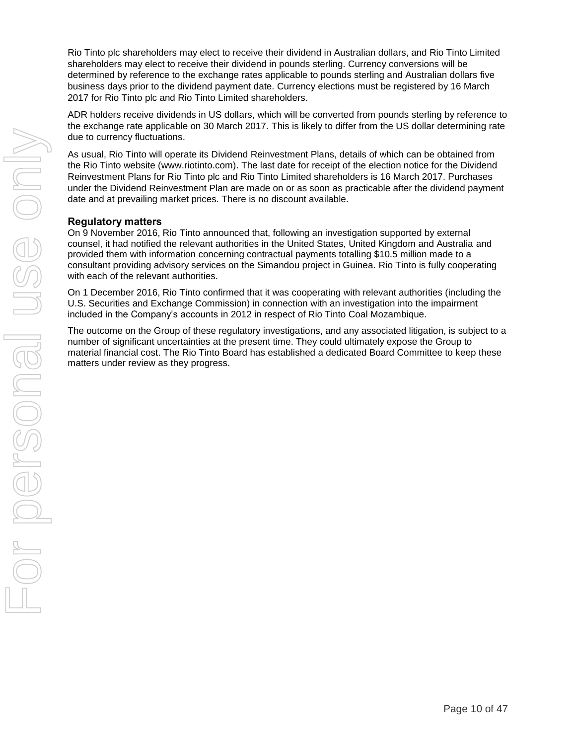Rio Tinto plc shareholders may elect to receive their dividend in Australian dollars, and Rio Tinto Limited shareholders may elect to receive their dividend in pounds sterling. Currency conversions will be determined by reference to the exchange rates applicable to pounds sterling and Australian dollars five business days prior to the dividend payment date. Currency elections must be registered by 16 March 2017 for Rio Tinto plc and Rio Tinto Limited shareholders.

ADR holders receive dividends in US dollars, which will be converted from pounds sterling by reference to the exchange rate applicable on 30 March 2017. This is likely to differ from the US dollar determining rate due to currency fluctuations.

As usual, Rio Tinto will operate its Dividend Reinvestment Plans, details of which can be obtained from the Rio Tinto website (www.riotinto.com). The last date for receipt of the election notice for the Dividend Reinvestment Plans for Rio Tinto plc and Rio Tinto Limited shareholders is 16 March 2017. Purchases under the Dividend Reinvestment Plan are made on or as soon as practicable after the dividend payment date and at prevailing market prices. There is no discount available.

## Regulatory matters

On 9 November 2016, Rio Tinto announced that, following an investigation supported by external counsel, it had notified the relevant authorities in the United States, United Kingdom and Australia and provided them with information concerning contractual payments totalling $10.5 million made to a consultant providing advisory services on the Simandou project in Guinea. Rio Tinto is fully cooperating with each of the relevant authorities.

On 1 December 2016, Rio Tinto confirmed that it was cooperating with relevant authorities (including the U.S. Securities and Exchange Commission) in connection with an investigation into the impairment included in the Company's accounts in 2012 in respect of Rio Tinto Coal Mozambique.

The outcome on the Group of these regulatory investigations, and any associated litigation, is subject to a number of significant uncertainties at the present time. They could ultimately expose the Group to material financial cost. The Rio Tinto Board has established a dedicated Board Committee to keep these matters under review as they progress.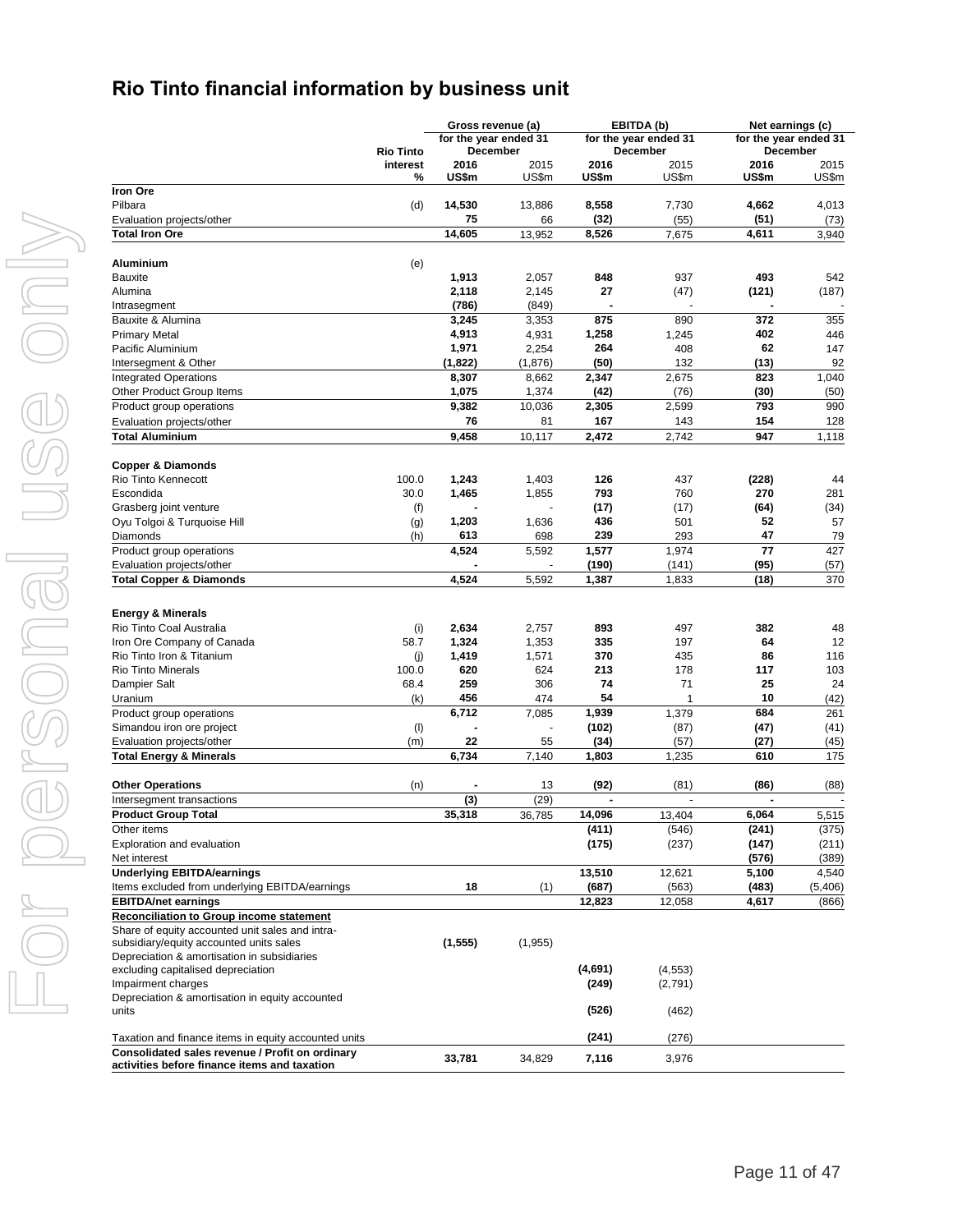# Rio Tinto financial information by business unit

| | Rio Tinto interest | Gross revenue (a) for the year ended 31 December | | EBITDA (b) for the year ended 31 December | | Net earnings (c) for the year ended 31 December | |
|---|---|---|---|---|---|---|---|
| | % | **2016 US$m** | 2015 US$m | **2016 US$m** | 2015 US$m | **2016 US$m** | 2015 US$m |
| **Iron Ore** | | | | | | | |
| Pilbara | (d) | **14,530** | 13,886 | **8,558** | 7,730 | **4,662** | 4,013 |
| Evaluation projects/other | | **75** | 66 | **(32)** | (55) | **(51)** | (73) |
| **Total Iron Ore** | | **14,605** | 13,952 | **8,526** | 7,675 | **4,611** | 3,940 |
| | | | | | | | |
| **Aluminium** | (e) | | | | | | |
| Bauxite | | **1,913** | 2,057 | **848** | 937 | **493** | 542 |
| Alumina | | **2,118** | 2,145 | **27** | (47) | **(121)** | (187) |
| Intrasegment | | **(786)** | (849) | **-** | - | **-** | - |
| Bauxite & Alumina | | **3,245** | 3,353 | **875** | 890 | **372** | 355 |
| Primary Metal | | **4,913** | 4,931 | **1,258** | 1,245 | **402** | 446 |
| Pacific Aluminium | | **1,971** | 2,254 | **264** | 408 | **62** | 147 |
| Intersegment & Other | | **(1,822)** | (1,876) | **(50)** | 132 | **(13)** | 92 |
| Integrated Operations | | **8,307** | 8,662 | **2,347** | 2,675 | **823** | 1,040 |
| Other Product Group Items | | **1,075** | 1,374 | **(42)** | (76) | **(30)** | (50) |
| Product group operations | | **9,382** | 10,036 | **2,305** | 2,599 | **793** | 990 |
| Evaluation projects/other | | **76** | 81 | **167** | 143 | **154** | 128 |
| **Total Aluminium** | | **9,458** | 10,117 | **2,472** | 2,742 | **947** | 1,118 |
| | | | | | | | |
| **Copper & Diamonds** | | | | | | | |
| Rio Tinto Kennecott | 100.0 | **1,243** | 1,403 | **126** | 437 | **(228)** | 44 |
| Escondida | 30.0 | **1,465** | 1,855 | **793** | 760 | **270** | 281 |
| Grasberg joint venture | (f) | **-** | - | **(17)** | (17) | **(64)** | (34) |
| Oyu Tolgoi & Turquoise Hill | (g) | **1,203** | 1,636 | **436** | 501 | **52** | 57 |
| Diamonds | (h) | **613** | 698 | **239** | 293 | **47** | 79 |
| Product group operations | | **4,524** | 5,592 | **1,577** | 1,974 | **77** | 427 |
| Evaluation projects/other | | **-** | - | **(190)** | (141) | **(95)** | (57) |
| **Total Copper & Diamonds** | | **4,524** | 5,592 | **1,387** | 1,833 | **(18)** | 370 |
| | | | | | | | |
| **Energy & Minerals** | | | | | | | |
| Rio Tinto Coal Australia | (i) | **2,634** | 2,757 | **893** | 497 | **382** | 48 |
| Iron Ore Company of Canada | 58.7 | **1,324** | 1,353 | **335** | 197 | **64** | 12 |
| Rio Tinto Iron & Titanium | (j) | **1,419** | 1,571 | **370** | 435 | **86** | 116 |
| Rio Tinto Minerals | 100.0 | **620** | 624 | **213** | 178 | **117** | 103 |
| Dampier Salt | 68.4 | **259** | 306 | **74** | 71 | **25** | 24 |
| Uranium | (k) | **456** | 474 | **54** | 1 | **10** | (42) |
| Product group operations | | **6,712** | 7,085 | **1,939** | 1,379 | **684** | 261 |
| Simandou iron ore project | (l) | **-** | - | **(102)** | (87) | **(47)** | (41) |
| Evaluation projects/other | (m) | **22** | 55 | **(34)** | (57) | **(27)** | (45) |
| **Total Energy & Minerals** | | **6,734** | 7,140 | **1,803** | 1,235 | **610** | 175 |
| | | | | | | | |
| **Other Operations** | (n) | **-** | 13 | **(92)** | (81) | **(86)** | (88) |
| Intersegment transactions | | **(3)** | (29) | **-** | - | **-** | - |
| **Product Group Total** | | **35,318** | 36,785 | **14,096** | 13,404 | **6,064** | 5,515 |
| Other items | | | | **(411)** | (546) | **(241)** | (375) |
| Exploration and evaluation | | | | **(175)** | (237) | **(147)** | (211) |
| Net interest | | | | | | **(576)** | (389) |
| **Underlying EBITDA/earnings** | | | | **13,510** | 12,621 | **5,100** | 4,540 |
| Items excluded from underlying EBITDA/earnings | | **18** | (1) | **(687)** | (563) | **(483)** | (5,406) |
| **EBITDA/net earnings** | | | | **12,823** | 12,058 | **4,617** | (866) |
| **Reconciliation to Group income statement** | | | | | | | |
| Share of equity accounted unit sales and intra-subsidiary/equity accounted units sales | | **(1,555)** | (1,955) | | | | |
| Depreciation & amortisation in subsidiaries excluding capitalised depreciation | | | | **(4,691)** | (4,553) | | |
| Impairment charges | | | | **(249)** | (2,791) | | |
| Depreciation & amortisation in equity accounted units | | | | **(526)** | (462) | | |
| Taxation and finance items in equity accounted units | | | | **(241)** | (276) | | |
| **Consolidated sales revenue / Profit on ordinary activities before finance items and taxation** | | **33,781** | 34,829 | **7,116** | 3,976 | | |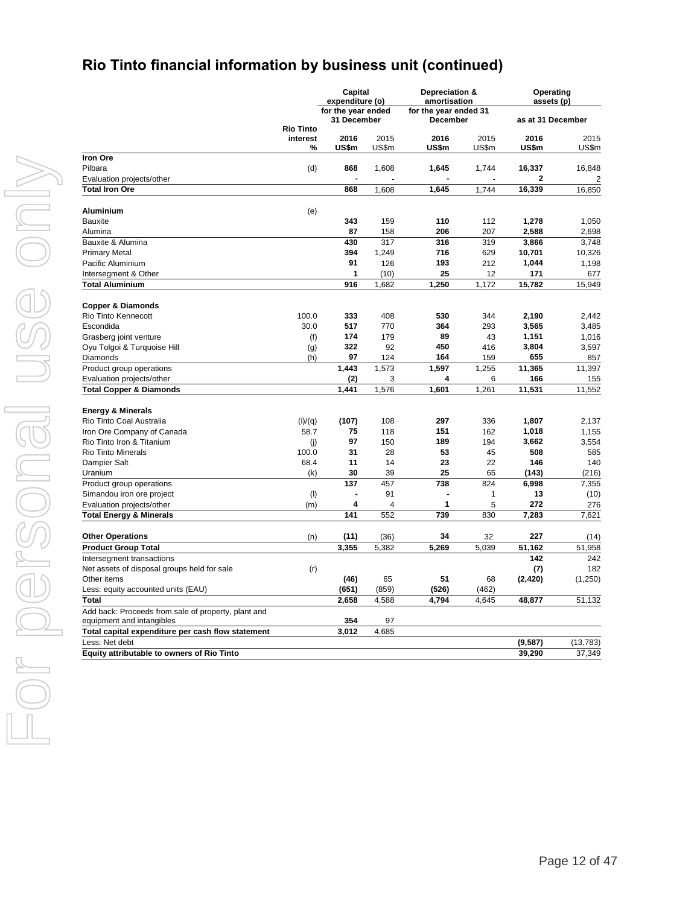# Rio Tinto financial information by business unit (continued)

| | Rio Tinto interest % | Capital expenditure (o) for the year ended 31 December 2016 US$m | 2015 US$m | Depreciation & amortisation for the year ended 31 December 2016 US$m | 2015 US$m | Operating assets (p) as at 31 December 2016 US$m | 2015 US$m |
|---|---|---|---|---|---|---|---|
| **Iron Ore** | | | | | | | |
| Pilbara | (d) | **868** | 1,608 | **1,645** | 1,744 | **16,337** | 16,848 |
| Evaluation projects/other | | **-** | - | **-** | - | **2** | 2 |
| **Total Iron Ore** | | **868** | 1,608 | **1,645** | 1,744 | **16,339** | 16,850 |
| | | | | | | | |
| **Aluminium** | (e) | | | | | | |
| Bauxite | | **343** | 159 | **110** | 112 | **1,278** | 1,050 |
| Alumina | | **87** | 158 | **206** | 207 | **2,588** | 2,698 |
| Bauxite & Alumina | | **430** | 317 | **316** | 319 | **3,866** | 3,748 |
| Primary Metal | | **394** | 1,249 | **716** | 629 | **10,701** | 10,326 |
| Pacific Aluminium | | **91** | 126 | **193** | 212 | **1,044** | 1,198 |
| Intersegment & Other | | **1** | (10) | **25** | 12 | **171** | 677 |
| **Total Aluminium** | | **916** | 1,682 | **1,250** | 1,172 | **15,782** | 15,949 |
| | | | | | | | |
| **Copper & Diamonds** | | | | | | | |
| Rio Tinto Kennecott | 100.0 | **333** | 408 | **530** | 344 | **2,190** | 2,442 |
| Escondida | 30.0 | **517** | 770 | **364** | 293 | **3,565** | 3,485 |
| Grasberg joint venture | (f) | **174** | 179 | **89** | 43 | **1,151** | 1,016 |
| Oyu Tolgoi & Turquoise Hill | (g) | **322** | 92 | **450** | 416 | **3,804** | 3,597 |
| Diamonds | (h) | **97** | 124 | **164** | 159 | **655** | 857 |
| Product group operations | | **1,443** | 1,573 | **1,597** | 1,255 | **11,365** | 11,397 |
| Evaluation projects/other | | **(2)** | 3 | **4** | 6 | **166** | 155 |
| **Total Copper & Diamonds** | | **1,441** | 1,576 | **1,601** | 1,261 | **11,531** | 11,552 |
| | | | | | | | |
| **Energy & Minerals** | | | | | | | |
| Rio Tinto Coal Australia | (i)/(q) | **(107)** | 108 | **297** | 336 | **1,807** | 2,137 |
| Iron Ore Company of Canada | 58.7 | **75** | 118 | **151** | 162 | **1,018** | 1,155 |
| Rio Tinto Iron & Titanium | (j) | **97** | 150 | **189** | 194 | **3,662** | 3,554 |
| Rio Tinto Minerals | 100.0 | **31** | 28 | **53** | 45 | **508** | 585 |
| Dampier Salt | 68.4 | **11** | 14 | **23** | 22 | **146** | 140 |
| Uranium | (k) | **30** | 39 | **25** | 65 | **(143)** | (216) |
| Product group operations | | **137** | 457 | **738** | 824 | **6,998** | 7,355 |
| Simandou iron ore project | (l) | **-** | 91 | **-** | 1 | **13** | (10) |
| Evaluation projects/other | (m) | **4** | 4 | **1** | 5 | **272** | 276 |
| **Total Energy & Minerals** | | **141** | 552 | **739** | 830 | **7,283** | 7,621 |
| | | | | | | | |
| **Other Operations** | (n) | **(11)** | (36) | **34** | 32 | **227** | (14) |
| **Product Group Total** | | **3,355** | 5,382 | **5,269** | 5,039 | **51,162** | 51,958 |
| Intersegment transactions | | | | | | **142** | 242 |
| Net assets of disposal groups held for sale | (r) | | | | | **(7)** | 182 |
| Other items | | **(46)** | 65 | **51** | 68 | **(2,420)** | (1,250) |
| Less: equity accounted units (EAU) | | **(651)** | (859) | **(526)** | (462) | | |
| **Total** | | **2,658** | 4,588 | **4,794** | 4,645 | **48,877** | 51,132 |
| Add back: Proceeds from sale of property, plant and equipment and intangibles | | **354** | 97 | | | | |
| **Total capital expenditure per cash flow statement** | | **3,012** | 4,685 | | | | |
| Less: Net debt | | | | | | **(9,587)** | (13,783) |
| **Equity attributable to owners of Rio Tinto** | | | | | | **39,290** | 37,349 |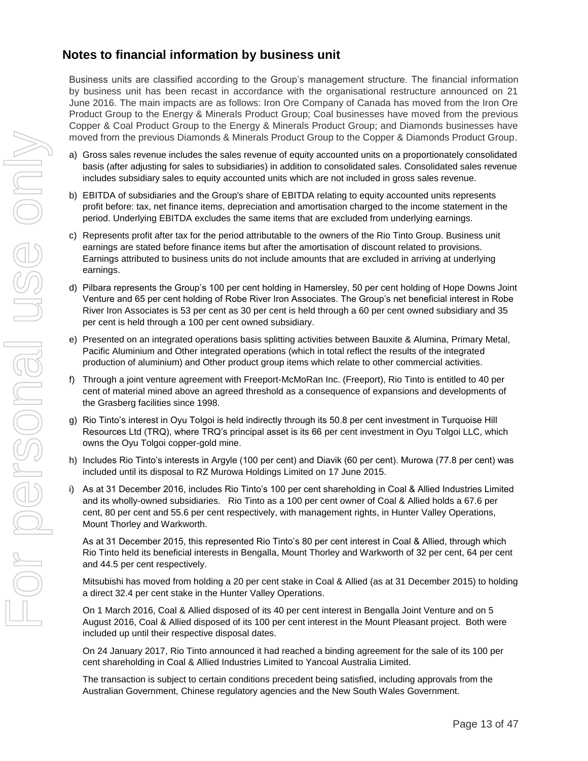## Notes to financial information by business unit

Business units are classified according to the Group's management structure. The financial information by business unit has been recast in accordance with the organisational restructure announced on 21 June 2016. The main impacts are as follows: Iron Ore Company of Canada has moved from the Iron Ore Product Group to the Energy & Minerals Product Group; Coal businesses have moved from the previous Copper & Coal Product Group to the Energy & Minerals Product Group; and Diamonds businesses have moved from the previous Diamonds & Minerals Product Group to the Copper & Diamonds Product Group.

a) Gross sales revenue includes the sales revenue of equity accounted units on a proportionately consolidated basis (after adjusting for sales to subsidiaries) in addition to consolidated sales. Consolidated sales revenue includes subsidiary sales to equity accounted units which are not included in gross sales revenue.

b) EBITDA of subsidiaries and the Group's share of EBITDA relating to equity accounted units represents profit before: tax, net finance items, depreciation and amortisation charged to the income statement in the period. Underlying EBITDA excludes the same items that are excluded from underlying earnings.

c) Represents profit after tax for the period attributable to the owners of the Rio Tinto Group. Business unit earnings are stated before finance items but after the amortisation of discount related to provisions. Earnings attributed to business units do not include amounts that are excluded in arriving at underlying earnings.

d) Pilbara represents the Group's 100 per cent holding in Hamersley, 50 per cent holding of Hope Downs Joint Venture and 65 per cent holding of Robe River Iron Associates. The Group's net beneficial interest in Robe River Iron Associates is 53 per cent as 30 per cent is held through a 60 per cent owned subsidiary and 35 per cent is held through a 100 per cent owned subsidiary.

e) Presented on an integrated operations basis splitting activities between Bauxite & Alumina, Primary Metal, Pacific Aluminium and Other integrated operations (which in total reflect the results of the integrated production of aluminium) and Other product group items which relate to other commercial activities.

f) Through a joint venture agreement with Freeport-McMoRan Inc. (Freeport), Rio Tinto is entitled to 40 per cent of material mined above an agreed threshold as a consequence of expansions and developments of the Grasberg facilities since 1998.

g) Rio Tinto's interest in Oyu Tolgoi is held indirectly through its 50.8 per cent investment in Turquoise Hill Resources Ltd (TRQ), where TRQ's principal asset is its 66 per cent investment in Oyu Tolgoi LLC, which owns the Oyu Tolgoi copper-gold mine.

h) Includes Rio Tinto's interests in Argyle (100 per cent) and Diavik (60 per cent). Murowa (77.8 per cent) was included until its disposal to RZ Murowa Holdings Limited on 17 June 2015.

i) As at 31 December 2016, includes Rio Tinto's 100 per cent shareholding in Coal & Allied Industries Limited and its wholly-owned subsidiaries. Rio Tinto as a 100 per cent owner of Coal & Allied holds a 67.6 per cent, 80 per cent and 55.6 per cent respectively, with management rights, in Hunter Valley Operations, Mount Thorley and Warkworth.

   As at 31 December 2015, this represented Rio Tinto's 80 per cent interest in Coal & Allied, through which Rio Tinto held its beneficial interests in Bengalla, Mount Thorley and Warkworth of 32 per cent, 64 per cent and 44.5 per cent respectively.

   Mitsubishi has moved from holding a 20 per cent stake in Coal & Allied (as at 31 December 2015) to holding a direct 32.4 per cent stake in the Hunter Valley Operations.

   On 1 March 2016, Coal & Allied disposed of its 40 per cent interest in Bengalla Joint Venture and on 5 August 2016, Coal & Allied disposed of its 100 per cent interest in the Mount Pleasant project. Both were included up until their respective disposal dates.

   On 24 January 2017, Rio Tinto announced it had reached a binding agreement for the sale of its 100 per cent shareholding in Coal & Allied Industries Limited to Yancoal Australia Limited.

   The transaction is subject to certain conditions precedent being satisfied, including approvals from the Australian Government, Chinese regulatory agencies and the New South Wales Government.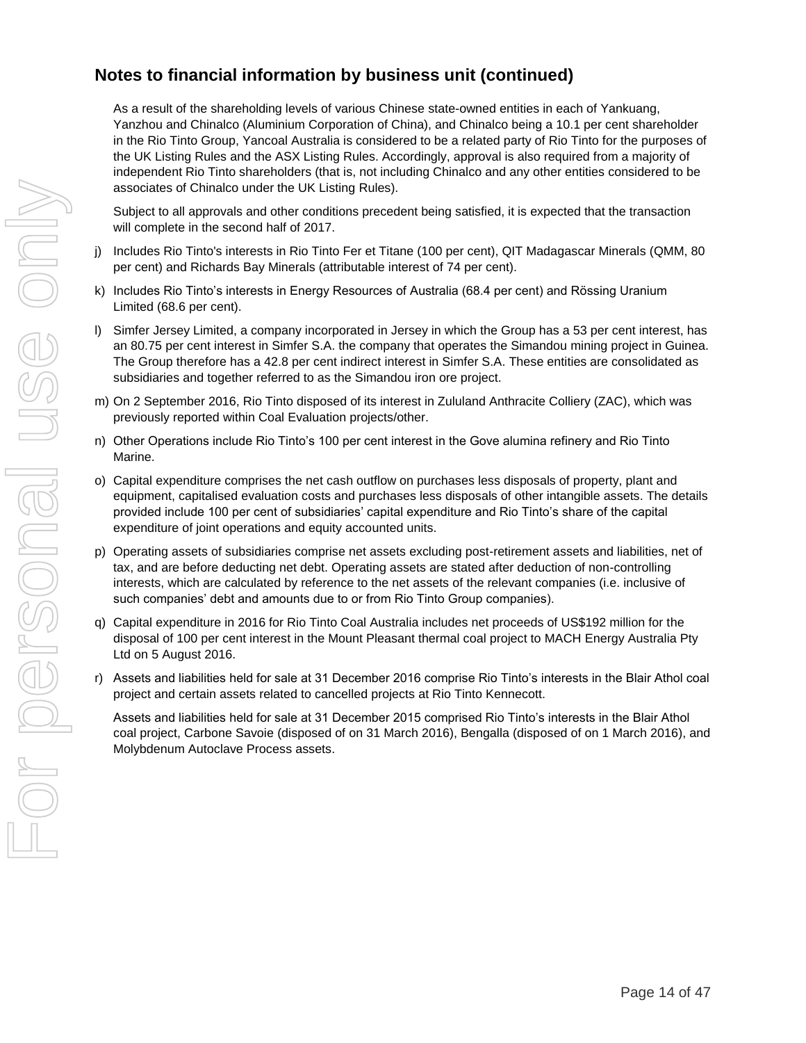## Notes to financial information by business unit (continued)

As a result of the shareholding levels of various Chinese state-owned entities in each of Yankuang, Yanzhou and Chinalco (Aluminium Corporation of China), and Chinalco being a 10.1 per cent shareholder in the Rio Tinto Group, Yancoal Australia is considered to be a related party of Rio Tinto for the purposes of the UK Listing Rules and the ASX Listing Rules. Accordingly, approval is also required from a majority of independent Rio Tinto shareholders (that is, not including Chinalco and any other entities considered to be associates of Chinalco under the UK Listing Rules).

Subject to all approvals and other conditions precedent being satisfied, it is expected that the transaction will complete in the second half of 2017.

j) Includes Rio Tinto's interests in Rio Tinto Fer et Titane (100 per cent), QIT Madagascar Minerals (QMM, 80 per cent) and Richards Bay Minerals (attributable interest of 74 per cent).

k) Includes Rio Tinto's interests in Energy Resources of Australia (68.4 per cent) and Rössing Uranium Limited (68.6 per cent).

l) Simfer Jersey Limited, a company incorporated in Jersey in which the Group has a 53 per cent interest, has an 80.75 per cent interest in Simfer S.A. the company that operates the Simandou mining project in Guinea. The Group therefore has a 42.8 per cent indirect interest in Simfer S.A. These entities are consolidated as subsidiaries and together referred to as the Simandou iron ore project.

m) On 2 September 2016, Rio Tinto disposed of its interest in Zululand Anthracite Colliery (ZAC), which was previously reported within Coal Evaluation projects/other.

n) Other Operations include Rio Tinto's 100 per cent interest in the Gove alumina refinery and Rio Tinto Marine.

o) Capital expenditure comprises the net cash outflow on purchases less disposals of property, plant and equipment, capitalised evaluation costs and purchases less disposals of other intangible assets. The details provided include 100 per cent of subsidiaries' capital expenditure and Rio Tinto's share of the capital expenditure of joint operations and equity accounted units.

p) Operating assets of subsidiaries comprise net assets excluding post-retirement assets and liabilities, net of tax, and are before deducting net debt. Operating assets are stated after deduction of non-controlling interests, which are calculated by reference to the net assets of the relevant companies (i.e. inclusive of such companies' debt and amounts due to or from Rio Tinto Group companies).

q) Capital expenditure in 2016 for Rio Tinto Coal Australia includes net proceeds of US$192 million for the disposal of 100 per cent interest in the Mount Pleasant thermal coal project to MACH Energy Australia Pty Ltd on 5 August 2016.

r) Assets and liabilities held for sale at 31 December 2016 comprise Rio Tinto's interests in the Blair Athol coal project and certain assets related to cancelled projects at Rio Tinto Kennecott.

Assets and liabilities held for sale at 31 December 2015 comprised Rio Tinto's interests in the Blair Athol coal project, Carbone Savoie (disposed of on 31 March 2016), Bengalla (disposed of on 1 March 2016), and Molybdenum Autoclave Process assets.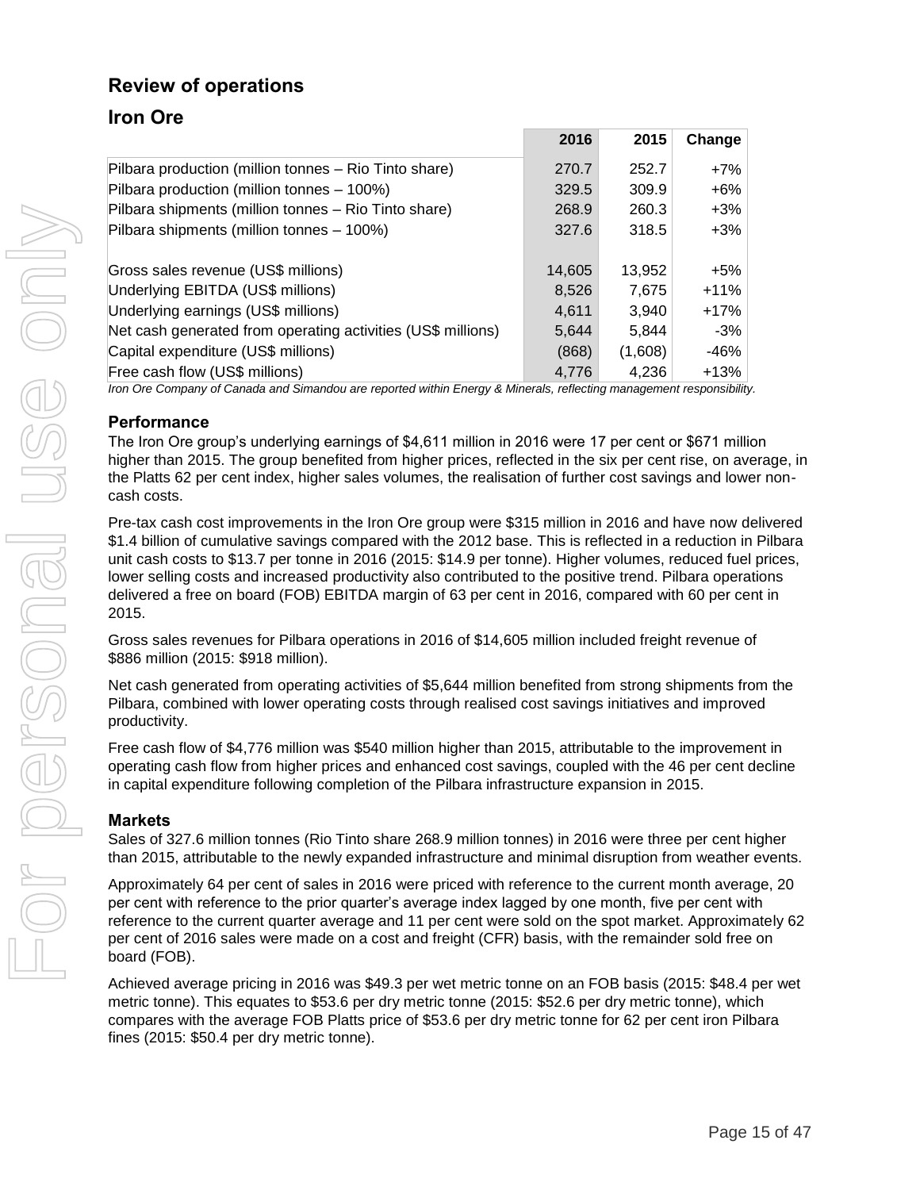## Review of operations

## Iron Ore

| | 2016 | 2015 | Change |
|---|---|---|---|
| Pilbara production (million tonnes – Rio Tinto share) | 270.7 | 252.7 | +7% |
| Pilbara production (million tonnes – 100%) | 329.5 | 309.9 | +6% |
| Pilbara shipments (million tonnes – Rio Tinto share) | 268.9 | 260.3 | +3% |
| Pilbara shipments (million tonnes – 100%) | 327.6 | 318.5 | +3% |
| | | | |
| Gross sales revenue (US$ millions) | 14,605 | 13,952 | +5% |
| Underlying EBITDA (US$ millions) | 8,526 | 7,675 | +11% |
| Underlying earnings (US$ millions) | 4,611 | 3,940 | +17% |
| Net cash generated from operating activities (US$ millions) | 5,644 | 5,844 | -3% |
| Capital expenditure (US$ millions) | (868) | (1,608) | -46% |
| Free cash flow (US$ millions) | 4,776 | 4,236 | +13% |

*Iron Ore Company of Canada and Simandou are reported within Energy & Minerals, reflecting management responsibility.*

### Performance

The Iron Ore group's underlying earnings of $4,611 million in 2016 were 17 per cent or $671 million higher than 2015. The group benefited from higher prices, reflected in the six per cent rise, on average, in the Platts 62 per cent index, higher sales volumes, the realisation of further cost savings and lower non-cash costs.

Pre-tax cash cost improvements in the Iron Ore group were $315 million in 2016 and have now delivered $1.4 billion of cumulative savings compared with the 2012 base. This is reflected in a reduction in Pilbara unit cash costs to $13.7 per tonne in 2016 (2015: $14.9 per tonne). Higher volumes, reduced fuel prices, lower selling costs and increased productivity also contributed to the positive trend. Pilbara operations delivered a free on board (FOB) EBITDA margin of 63 per cent in 2016, compared with 60 per cent in 2015.

Gross sales revenues for Pilbara operations in 2016 of $14,605 million included freight revenue of $886 million (2015: $918 million).

Net cash generated from operating activities of $5,644 million benefited from strong shipments from the Pilbara, combined with lower operating costs through realised cost savings initiatives and improved productivity.

Free cash flow of $4,776 million was $540 million higher than 2015, attributable to the improvement in operating cash flow from higher prices and enhanced cost savings, coupled with the 46 per cent decline in capital expenditure following completion of the Pilbara infrastructure expansion in 2015.

### Markets

Sales of 327.6 million tonnes (Rio Tinto share 268.9 million tonnes) in 2016 were three per cent higher than 2015, attributable to the newly expanded infrastructure and minimal disruption from weather events.

Approximately 64 per cent of sales in 2016 were priced with reference to the current month average, 20 per cent with reference to the prior quarter's average index lagged by one month, five per cent with reference to the current quarter average and 11 per cent were sold on the spot market. Approximately 62 per cent of 2016 sales were made on a cost and freight (CFR) basis, with the remainder sold free on board (FOB).

Achieved average pricing in 2016 was $49.3 per wet metric tonne on an FOB basis (2015: $48.4 per wet metric tonne). This equates to $53.6 per dry metric tonne (2015: $52.6 per dry metric tonne), which compares with the average FOB Platts price of $53.6 per dry metric tonne for 62 per cent iron Pilbara fines (2015: $50.4 per dry metric tonne).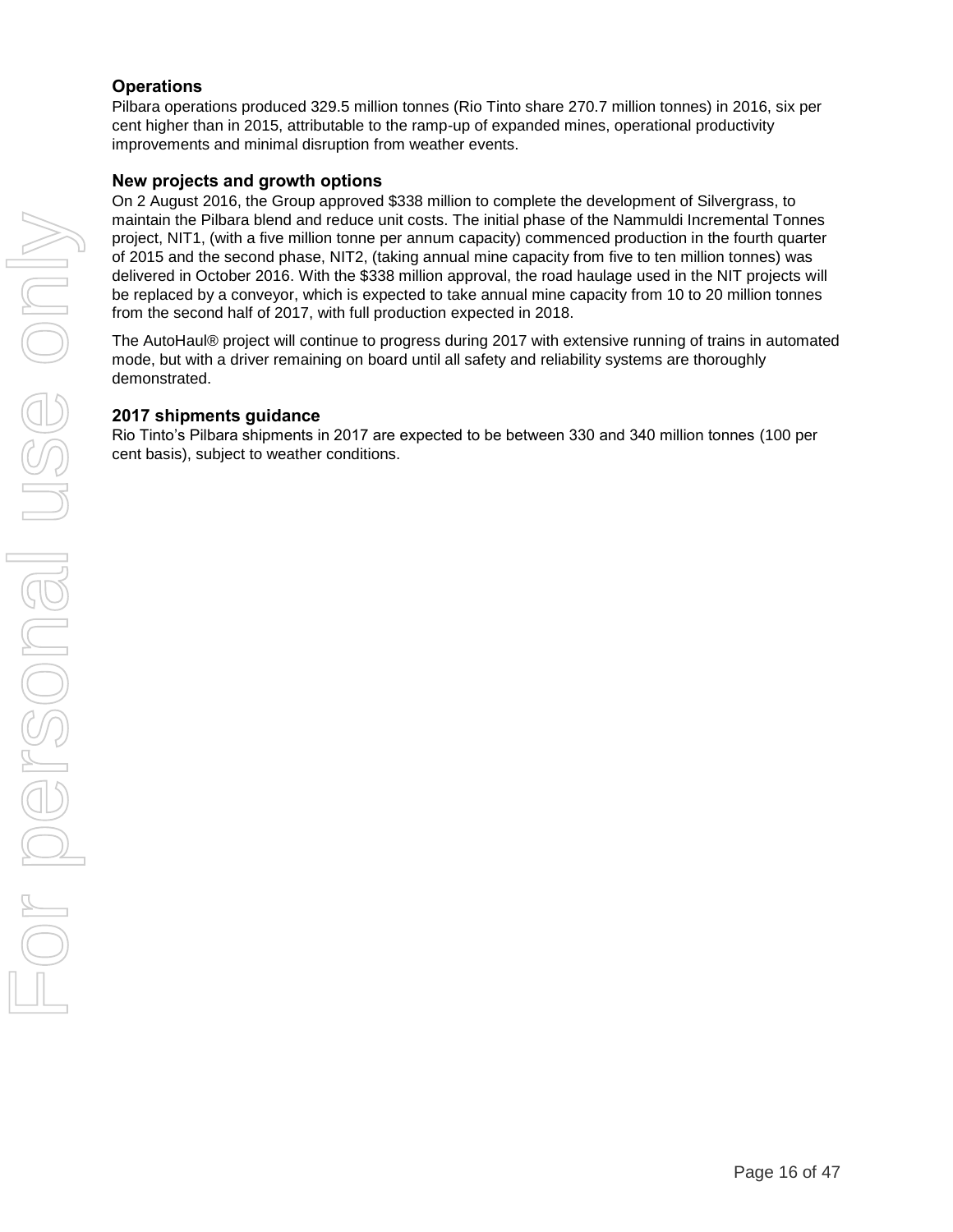## Operations

Pilbara operations produced 329.5 million tonnes (Rio Tinto share 270.7 million tonnes) in 2016, six per cent higher than in 2015, attributable to the ramp-up of expanded mines, operational productivity improvements and minimal disruption from weather events.

## New projects and growth options

On 2 August 2016, the Group approved $338 million to complete the development of Silvergrass, to maintain the Pilbara blend and reduce unit costs. The initial phase of the Nammuldi Incremental Tonnes project, NIT1, (with a five million tonne per annum capacity) commenced production in the fourth quarter of 2015 and the second phase, NIT2, (taking annual mine capacity from five to ten million tonnes) was delivered in October 2016. With the $338 million approval, the road haulage used in the NIT projects will be replaced by a conveyor, which is expected to take annual mine capacity from 10 to 20 million tonnes from the second half of 2017, with full production expected in 2018.

The AutoHaul® project will continue to progress during 2017 with extensive running of trains in automated mode, but with a driver remaining on board until all safety and reliability systems are thoroughly demonstrated.

## 2017 shipments guidance

Rio Tinto's Pilbara shipments in 2017 are expected to be between 330 and 340 million tonnes (100 per cent basis), subject to weather conditions.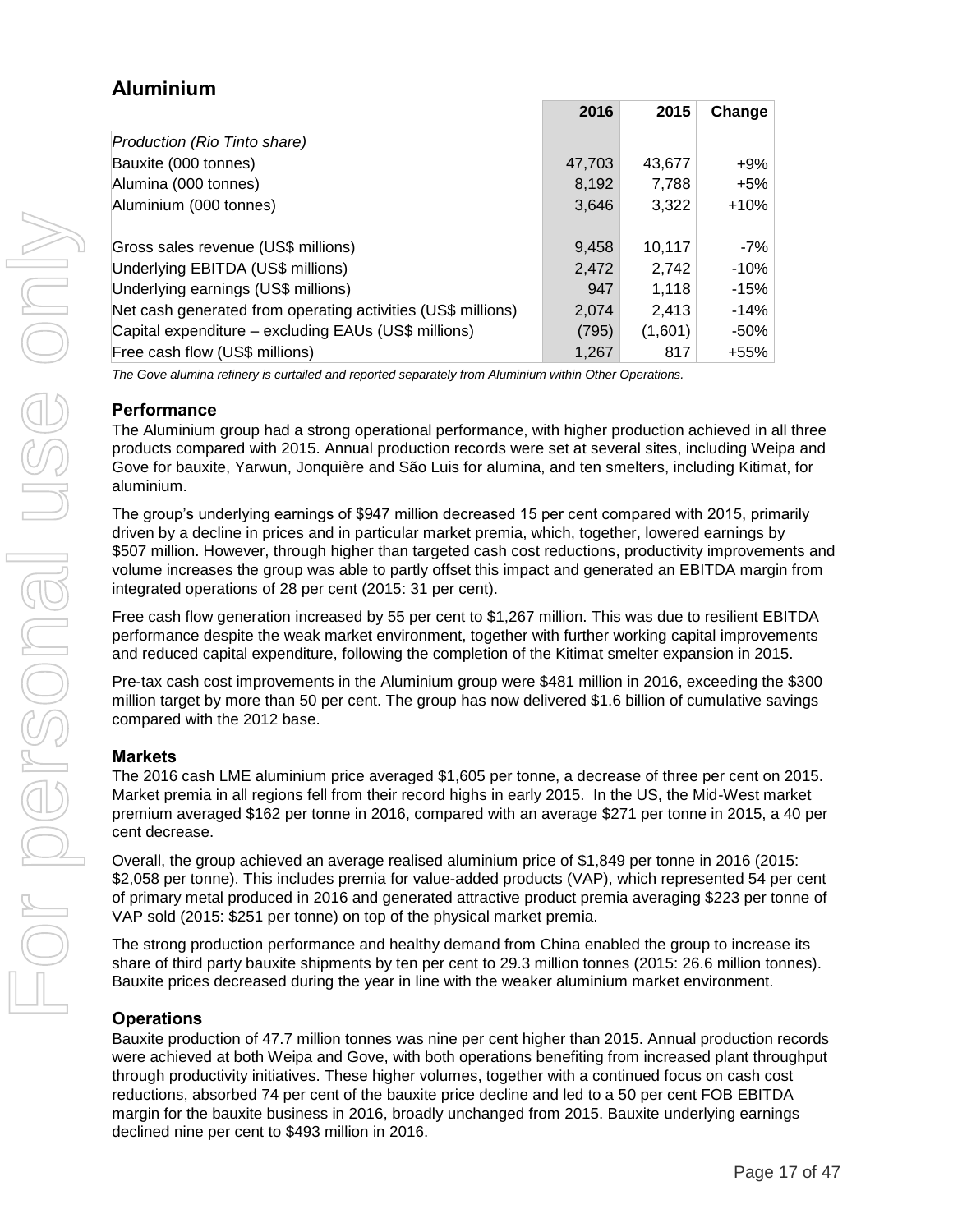## Aluminium

| | 2016 | 2015 | Change |
|---|---|---|---|
| *Production (Rio Tinto share)* | | | |
| Bauxite (000 tonnes) | 47,703 | 43,677 | +9% |
| Alumina (000 tonnes) | 8,192 | 7,788 | +5% |
| Aluminium (000 tonnes) | 3,646 | 3,322 | +10% |
| | | | |
| Gross sales revenue (US$ millions) | 9,458 | 10,117 | -7% |
| Underlying EBITDA (US$ millions) | 2,472 | 2,742 | -10% |
| Underlying earnings (US$ millions) | 947 | 1,118 | -15% |
| Net cash generated from operating activities (US$ millions) | 2,074 | 2,413 | -14% |
| Capital expenditure – excluding EAUs (US$ millions) | (795) | (1,601) | -50% |
| Free cash flow (US$ millions) | 1,267 | 817 | +55% |

*The Gove alumina refinery is curtailed and reported separately from Aluminium within Other Operations.*

### Performance

The Aluminium group had a strong operational performance, with higher production achieved in all three products compared with 2015. Annual production records were set at several sites, including Weipa and Gove for bauxite, Yarwun, Jonquière and São Luis for alumina, and ten smelters, including Kitimat, for aluminium.

The group's underlying earnings of $947 million decreased 15 per cent compared with 2015, primarily driven by a decline in prices and in particular market premia, which, together, lowered earnings by $507 million. However, through higher than targeted cash cost reductions, productivity improvements and volume increases the group was able to partly offset this impact and generated an EBITDA margin from integrated operations of 28 per cent (2015: 31 per cent).

Free cash flow generation increased by 55 per cent to $1,267 million. This was due to resilient EBITDA performance despite the weak market environment, together with further working capital improvements and reduced capital expenditure, following the completion of the Kitimat smelter expansion in 2015.

Pre-tax cash cost improvements in the Aluminium group were $481 million in 2016, exceeding the $300 million target by more than 50 per cent. The group has now delivered $1.6 billion of cumulative savings compared with the 2012 base.

### Markets

The 2016 cash LME aluminium price averaged $1,605 per tonne, a decrease of three per cent on 2015. Market premia in all regions fell from their record highs in early 2015. In the US, the Mid-West market premium averaged $162 per tonne in 2016, compared with an average $271 per tonne in 2015, a 40 per cent decrease.

Overall, the group achieved an average realised aluminium price of $1,849 per tonne in 2016 (2015: $2,058 per tonne). This includes premia for value-added products (VAP), which represented 54 per cent of primary metal produced in 2016 and generated attractive product premia averaging $223 per tonne of VAP sold (2015: $251 per tonne) on top of the physical market premia.

The strong production performance and healthy demand from China enabled the group to increase its share of third party bauxite shipments by ten per cent to 29.3 million tonnes (2015: 26.6 million tonnes). Bauxite prices decreased during the year in line with the weaker aluminium market environment.

### Operations

Bauxite production of 47.7 million tonnes was nine per cent higher than 2015. Annual production records were achieved at both Weipa and Gove, with both operations benefiting from increased plant throughput through productivity initiatives. These higher volumes, together with a continued focus on cash cost reductions, absorbed 74 per cent of the bauxite price decline and led to a 50 per cent FOB EBITDA margin for the bauxite business in 2016, broadly unchanged from 2015. Bauxite underlying earnings declined nine per cent to $493 million in 2016.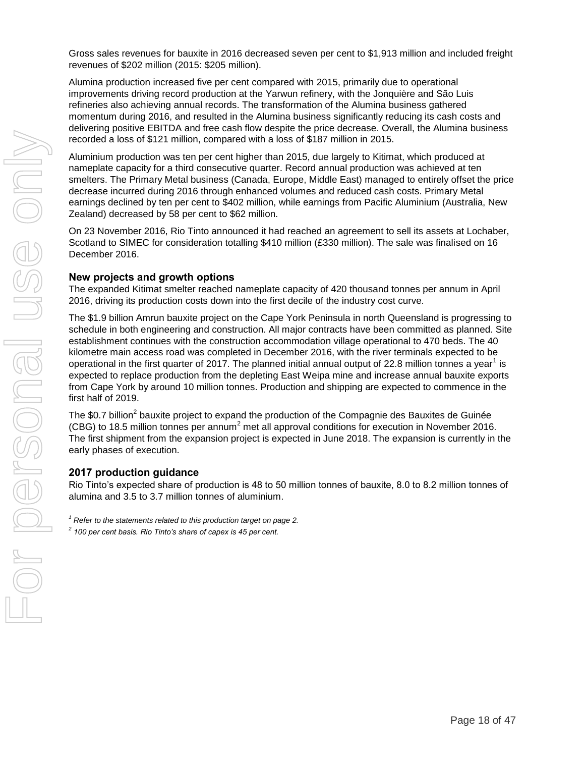Gross sales revenues for bauxite in 2016 decreased seven per cent to $1,913 million and included freight revenues of $202 million (2015: $205 million).

Alumina production increased five per cent compared with 2015, primarily due to operational improvements driving record production at the Yarwun refinery, with the Jonquière and São Luis refineries also achieving annual records. The transformation of the Alumina business gathered momentum during 2016, and resulted in the Alumina business significantly reducing its cash costs and delivering positive EBITDA and free cash flow despite the price decrease. Overall, the Alumina business recorded a loss of $121 million, compared with a loss of $187 million in 2015.

Aluminium production was ten per cent higher than 2015, due largely to Kitimat, which produced at nameplate capacity for a third consecutive quarter. Record annual production was achieved at ten smelters. The Primary Metal business (Canada, Europe, Middle East) managed to entirely offset the price decrease incurred during 2016 through enhanced volumes and reduced cash costs. Primary Metal earnings declined by ten per cent to $402 million, while earnings from Pacific Aluminium (Australia, New Zealand) decreased by 58 per cent to $62 million.

On 23 November 2016, Rio Tinto announced it had reached an agreement to sell its assets at Lochaber, Scotland to SIMEC for consideration totalling $410 million (£330 million). The sale was finalised on 16 December 2016.

### New projects and growth options

The expanded Kitimat smelter reached nameplate capacity of 420 thousand tonnes per annum in April 2016, driving its production costs down into the first decile of the industry cost curve.

The $1.9 billion Amrun bauxite project on the Cape York Peninsula in north Queensland is progressing to schedule in both engineering and construction. All major contracts have been committed as planned. Site establishment continues with the construction accommodation village operational to 470 beds. The 40 kilometre main access road was completed in December 2016, with the river terminals expected to be operational in the first quarter of 2017. The planned initial annual output of 22.8 million tonnes a year[1] is expected to replace production from the depleting East Weipa mine and increase annual bauxite exports from Cape York by around 10 million tonnes. Production and shipping are expected to commence in the first half of 2019.

The $0.7 billion[2] bauxite project to expand the production of the Compagnie des Bauxites de Guinée (CBG) to 18.5 million tonnes per annum[2] met all approval conditions for execution in November 2016. The first shipment from the expansion project is expected in June 2018. The expansion is currently in the early phases of execution.

### 2017 production guidance

Rio Tinto's expected share of production is 48 to 50 million tonnes of bauxite, 8.0 to 8.2 million tonnes of alumina and 3.5 to 3.7 million tonnes of aluminium.

*[1] Refer to the statements related to this production target on page 2.*

*[2] 100 per cent basis. Rio Tinto's share of capex is 45 per cent.*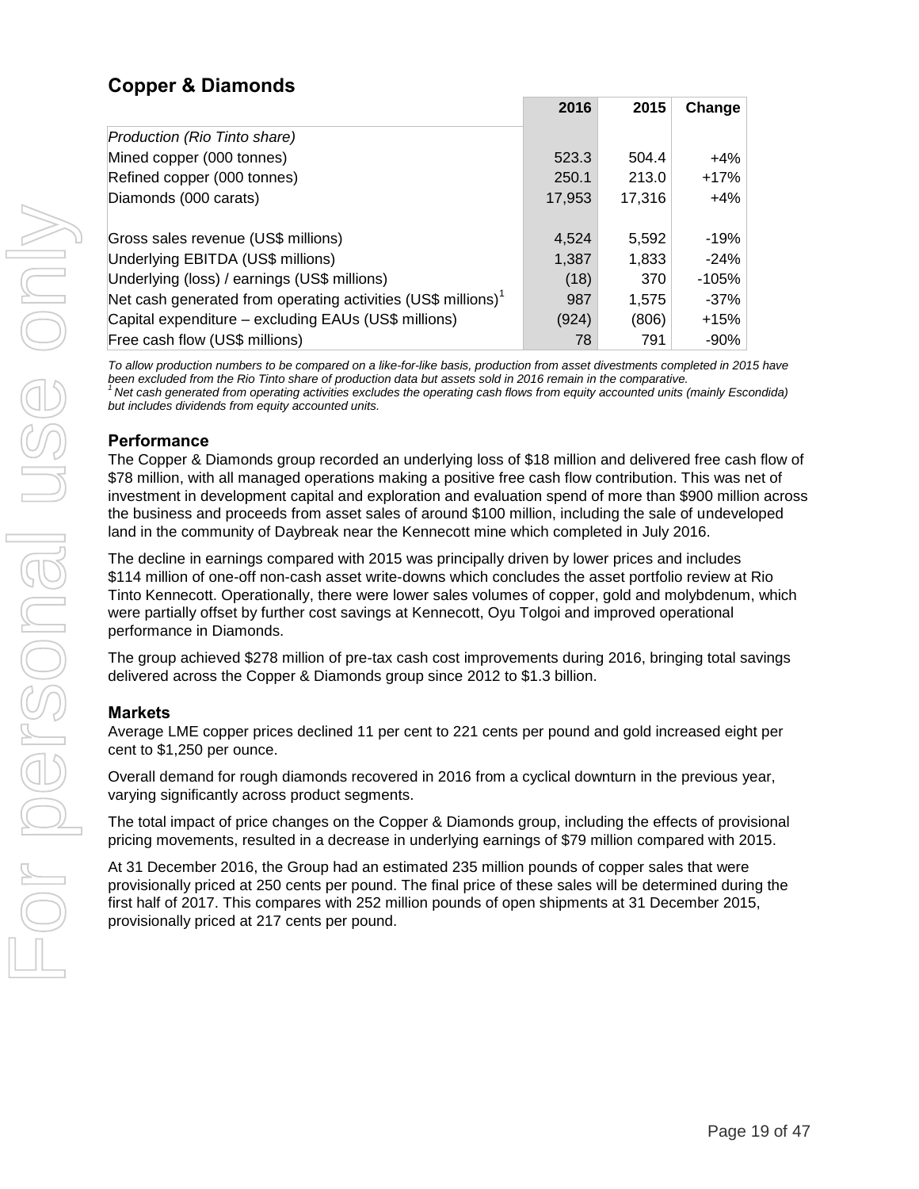## Copper & Diamonds

| | 2016 | 2015 | Change |
|---|---|---|---|
| *Production (Rio Tinto share)* | | | |
| Mined copper (000 tonnes) | 523.3 | 504.4 | +4% |
| Refined copper (000 tonnes) | 250.1 | 213.0 | +17% |
| Diamonds (000 carats) | 17,953 | 17,316 | +4% |
| | | | |
| Gross sales revenue (US$ millions) | 4,524 | 5,592 | -19% |
| Underlying EBITDA (US$ millions) | 1,387 | 1,833 | -24% |
| Underlying (loss) / earnings (US$ millions) | (18) | 370 | -105% |
| Net cash generated from operating activities (US$ millions)[1] | 987 | 1,575 | -37% |
| Capital expenditure – excluding EAUs (US$ millions) | (924) | (806) | +15% |
| Free cash flow (US$ millions) | 78 | 791 | -90% |

*To allow production numbers to be compared on a like-for-like basis, production from asset divestments completed in 2015 have been excluded from the Rio Tinto share of production data but assets sold in 2016 remain in the comparative.*
*[1] Net cash generated from operating activities excludes the operating cash flows from equity accounted units (mainly Escondida) but includes dividends from equity accounted units.*

### Performance

The Copper & Diamonds group recorded an underlying loss of $18 million and delivered free cash flow of $78 million, with all managed operations making a positive free cash flow contribution. This was net of investment in development capital and exploration and evaluation spend of more than $900 million across the business and proceeds from asset sales of around $100 million, including the sale of undeveloped land in the community of Daybreak near the Kennecott mine which completed in July 2016.

The decline in earnings compared with 2015 was principally driven by lower prices and includes $114 million of one-off non-cash asset write-downs which concludes the asset portfolio review at Rio Tinto Kennecott. Operationally, there were lower sales volumes of copper, gold and molybdenum, which were partially offset by further cost savings at Kennecott, Oyu Tolgoi and improved operational performance in Diamonds.

The group achieved $278 million of pre-tax cash cost improvements during 2016, bringing total savings delivered across the Copper & Diamonds group since 2012 to $1.3 billion.

### Markets

Average LME copper prices declined 11 per cent to 221 cents per pound and gold increased eight per cent to $1,250 per ounce.

Overall demand for rough diamonds recovered in 2016 from a cyclical downturn in the previous year, varying significantly across product segments.

The total impact of price changes on the Copper & Diamonds group, including the effects of provisional pricing movements, resulted in a decrease in underlying earnings of $79 million compared with 2015.

At 31 December 2016, the Group had an estimated 235 million pounds of copper sales that were provisionally priced at 250 cents per pound. The final price of these sales will be determined during the first half of 2017. This compares with 252 million pounds of open shipments at 31 December 2015, provisionally priced at 217 cents per pound.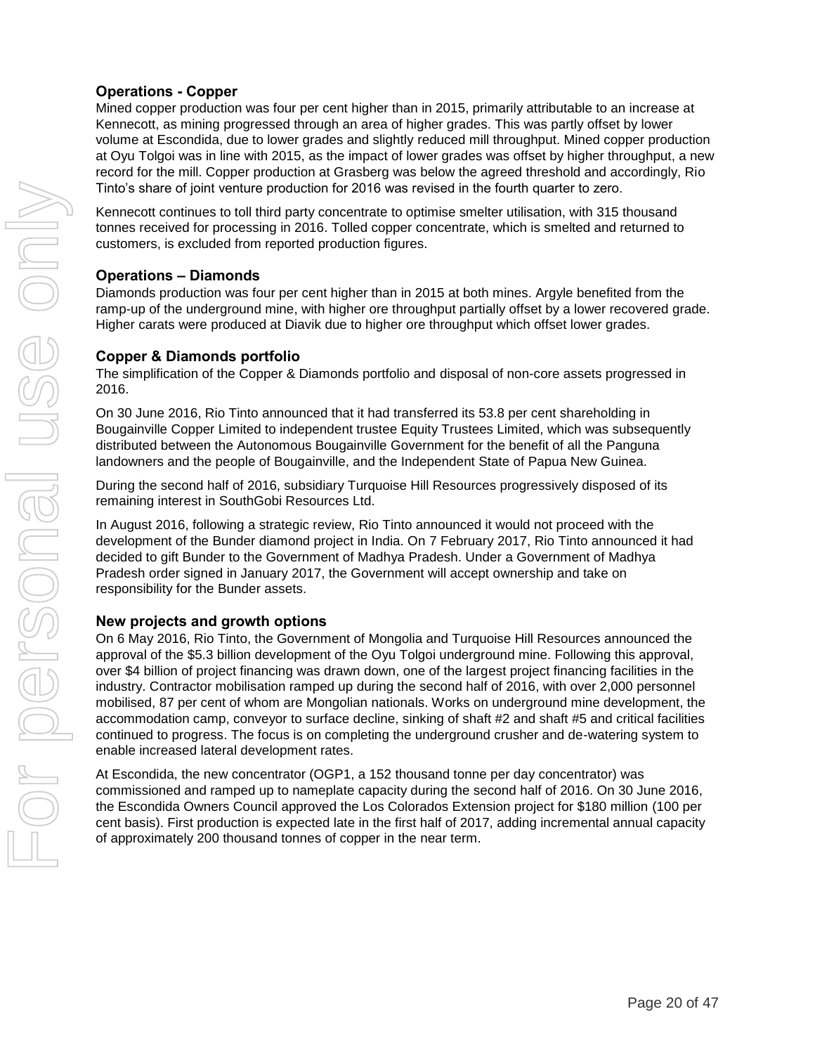### Operations - Copper

Mined copper production was four per cent higher than in 2015, primarily attributable to an increase at Kennecott, as mining progressed through an area of higher grades. This was partly offset by lower volume at Escondida, due to lower grades and slightly reduced mill throughput. Mined copper production at Oyu Tolgoi was in line with 2015, as the impact of lower grades was offset by higher throughput, a new record for the mill. Copper production at Grasberg was below the agreed threshold and accordingly, Rio Tinto's share of joint venture production for 2016 was revised in the fourth quarter to zero.

Kennecott continues to toll third party concentrate to optimise smelter utilisation, with 315 thousand tonnes received for processing in 2016. Tolled copper concentrate, which is smelted and returned to customers, is excluded from reported production figures.

### Operations – Diamonds

Diamonds production was four per cent higher than in 2015 at both mines. Argyle benefited from the ramp-up of the underground mine, with higher ore throughput partially offset by a lower recovered grade. Higher carats were produced at Diavik due to higher ore throughput which offset lower grades.

### Copper & Diamonds portfolio

The simplification of the Copper & Diamonds portfolio and disposal of non-core assets progressed in 2016.

On 30 June 2016, Rio Tinto announced that it had transferred its 53.8 per cent shareholding in Bougainville Copper Limited to independent trustee Equity Trustees Limited, which was subsequently distributed between the Autonomous Bougainville Government for the benefit of all the Panguna landowners and the people of Bougainville, and the Independent State of Papua New Guinea.

During the second half of 2016, subsidiary Turquoise Hill Resources progressively disposed of its remaining interest in SouthGobi Resources Ltd.

In August 2016, following a strategic review, Rio Tinto announced it would not proceed with the development of the Bunder diamond project in India. On 7 February 2017, Rio Tinto announced it had decided to gift Bunder to the Government of Madhya Pradesh. Under a Government of Madhya Pradesh order signed in January 2017, the Government will accept ownership and take on responsibility for the Bunder assets.

### New projects and growth options

On 6 May 2016, Rio Tinto, the Government of Mongolia and Turquoise Hill Resources announced the approval of the $5.3 billion development of the Oyu Tolgoi underground mine. Following this approval, over $4 billion of project financing was drawn down, one of the largest project financing facilities in the industry. Contractor mobilisation ramped up during the second half of 2016, with over 2,000 personnel mobilised, 87 per cent of whom are Mongolian nationals. Works on underground mine development, the accommodation camp, conveyor to surface decline, sinking of shaft #2 and shaft #5 and critical facilities continued to progress. The focus is on completing the underground crusher and de-watering system to enable increased lateral development rates.

At Escondida, the new concentrator (OGP1, a 152 thousand tonne per day concentrator) was commissioned and ramped up to nameplate capacity during the second half of 2016. On 30 June 2016, the Escondida Owners Council approved the Los Colorados Extension project for $180 million (100 per cent basis). First production is expected late in the first half of 2017, adding incremental annual capacity of approximately 200 thousand tonnes of copper in the near term.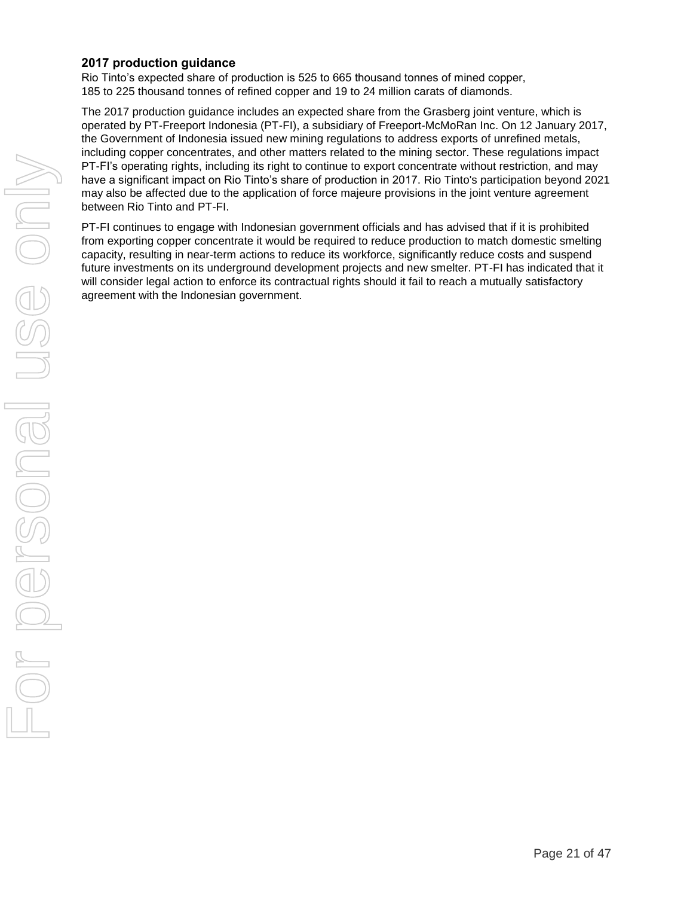## 2017 production guidance

Rio Tinto's expected share of production is 525 to 665 thousand tonnes of mined copper, 185 to 225 thousand tonnes of refined copper and 19 to 24 million carats of diamonds.

The 2017 production guidance includes an expected share from the Grasberg joint venture, which is operated by PT-Freeport Indonesia (PT-FI), a subsidiary of Freeport-McMoRan Inc. On 12 January 2017, the Government of Indonesia issued new mining regulations to address exports of unrefined metals, including copper concentrates, and other matters related to the mining sector. These regulations impact PT-FI's operating rights, including its right to continue to export concentrate without restriction, and may have a significant impact on Rio Tinto's share of production in 2017. Rio Tinto's participation beyond 2021 may also be affected due to the application of force majeure provisions in the joint venture agreement between Rio Tinto and PT-FI.

PT-FI continues to engage with Indonesian government officials and has advised that if it is prohibited from exporting copper concentrate it would be required to reduce production to match domestic smelting capacity, resulting in near-term actions to reduce its workforce, significantly reduce costs and suspend future investments on its underground development projects and new smelter. PT-FI has indicated that it will consider legal action to enforce its contractual rights should it fail to reach a mutually satisfactory agreement with the Indonesian government.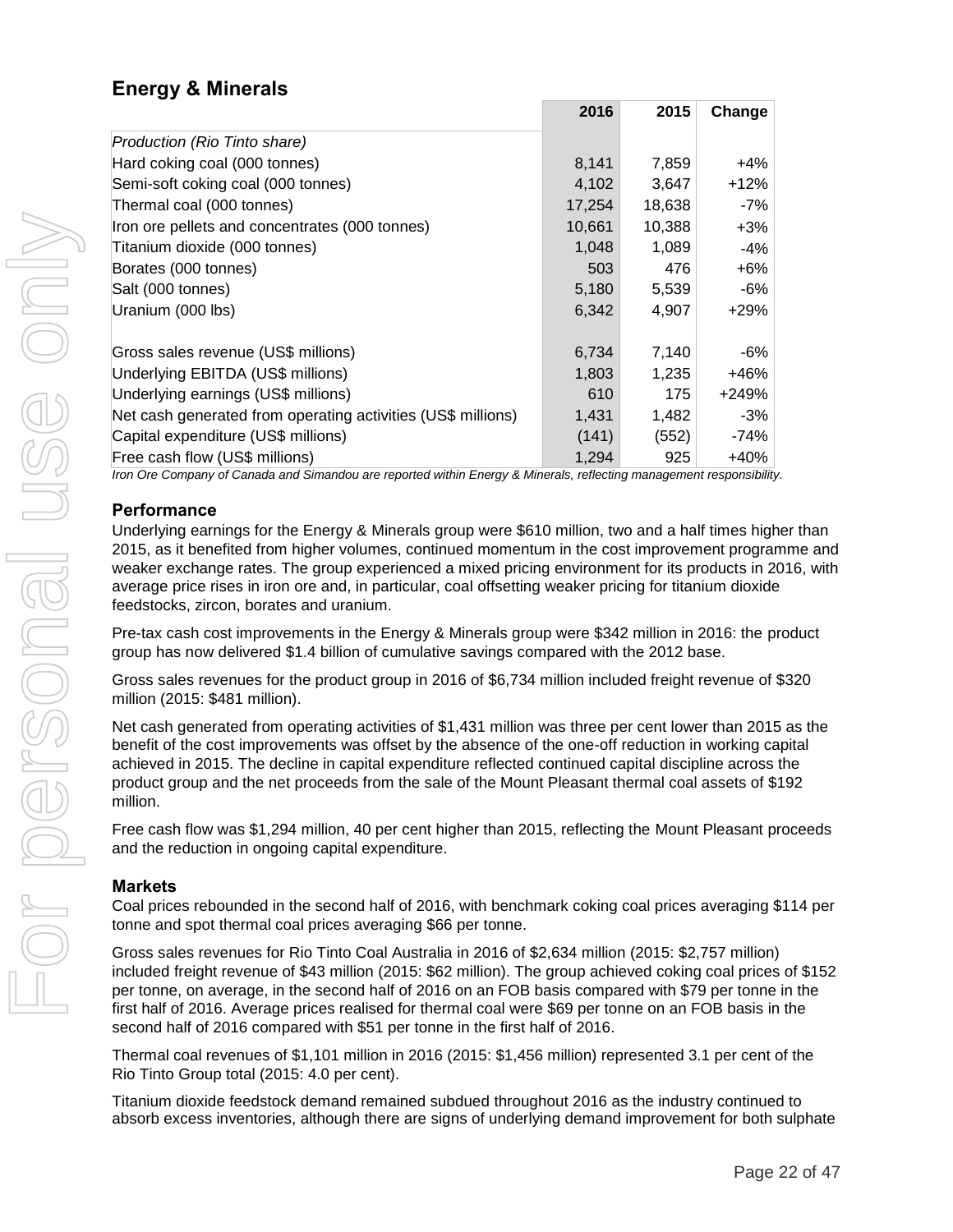## Energy & Minerals

| | 2016 | 2015 | Change |
|---|---|---|---|
| *Production (Rio Tinto share)* | | | |
| Hard coking coal (000 tonnes) | 8,141 | 7,859 | +4% |
| Semi-soft coking coal (000 tonnes) | 4,102 | 3,647 | +12% |
| Thermal coal (000 tonnes) | 17,254 | 18,638 | -7% |
| Iron ore pellets and concentrates (000 tonnes) | 10,661 | 10,388 | +3% |
| Titanium dioxide (000 tonnes) | 1,048 | 1,089 | -4% |
| Borates (000 tonnes) | 503 | 476 | +6% |
| Salt (000 tonnes) | 5,180 | 5,539 | -6% |
| Uranium (000 lbs) | 6,342 | 4,907 | +29% |
| | | | |
| Gross sales revenue (US$ millions) | 6,734 | 7,140 | -6% |
| Underlying EBITDA (US$ millions) | 1,803 | 1,235 | +46% |
| Underlying earnings (US$ millions) | 610 | 175 | +249% |
| Net cash generated from operating activities (US$ millions) | 1,431 | 1,482 | -3% |
| Capital expenditure (US$ millions) | (141) | (552) | -74% |
| Free cash flow (US$ millions) | 1,294 | 925 | +40% |

*Iron Ore Company of Canada and Simandou are reported within Energy & Minerals, reflecting management responsibility.*

### Performance

Underlying earnings for the Energy & Minerals group were $610 million, two and a half times higher than 2015, as it benefited from higher volumes, continued momentum in the cost improvement programme and weaker exchange rates. The group experienced a mixed pricing environment for its products in 2016, with average price rises in iron ore and, in particular, coal offsetting weaker pricing for titanium dioxide feedstocks, zircon, borates and uranium.

Pre-tax cash cost improvements in the Energy & Minerals group were $342 million in 2016: the product group has now delivered $1.4 billion of cumulative savings compared with the 2012 base.

Gross sales revenues for the product group in 2016 of $6,734 million included freight revenue of $320 million (2015: $481 million).

Net cash generated from operating activities of $1,431 million was three per cent lower than 2015 as the benefit of the cost improvements was offset by the absence of the one-off reduction in working capital achieved in 2015. The decline in capital expenditure reflected continued capital discipline across the product group and the net proceeds from the sale of the Mount Pleasant thermal coal assets of $192 million.

Free cash flow was $1,294 million, 40 per cent higher than 2015, reflecting the Mount Pleasant proceeds and the reduction in ongoing capital expenditure.

### Markets

Coal prices rebounded in the second half of 2016, with benchmark coking coal prices averaging $114 per tonne and spot thermal coal prices averaging $66 per tonne.

Gross sales revenues for Rio Tinto Coal Australia in 2016 of $2,634 million (2015: $2,757 million) included freight revenue of $43 million (2015: $62 million). The group achieved coking coal prices of $152 per tonne, on average, in the second half of 2016 on an FOB basis compared with $79 per tonne in the first half of 2016. Average prices realised for thermal coal were $69 per tonne on an FOB basis in the second half of 2016 compared with $51 per tonne in the first half of 2016.

Thermal coal revenues of $1,101 million in 2016 (2015: $1,456 million) represented 3.1 per cent of the Rio Tinto Group total (2015: 4.0 per cent).

Titanium dioxide feedstock demand remained subdued throughout 2016 as the industry continued to absorb excess inventories, although there are signs of underlying demand improvement for both sulphate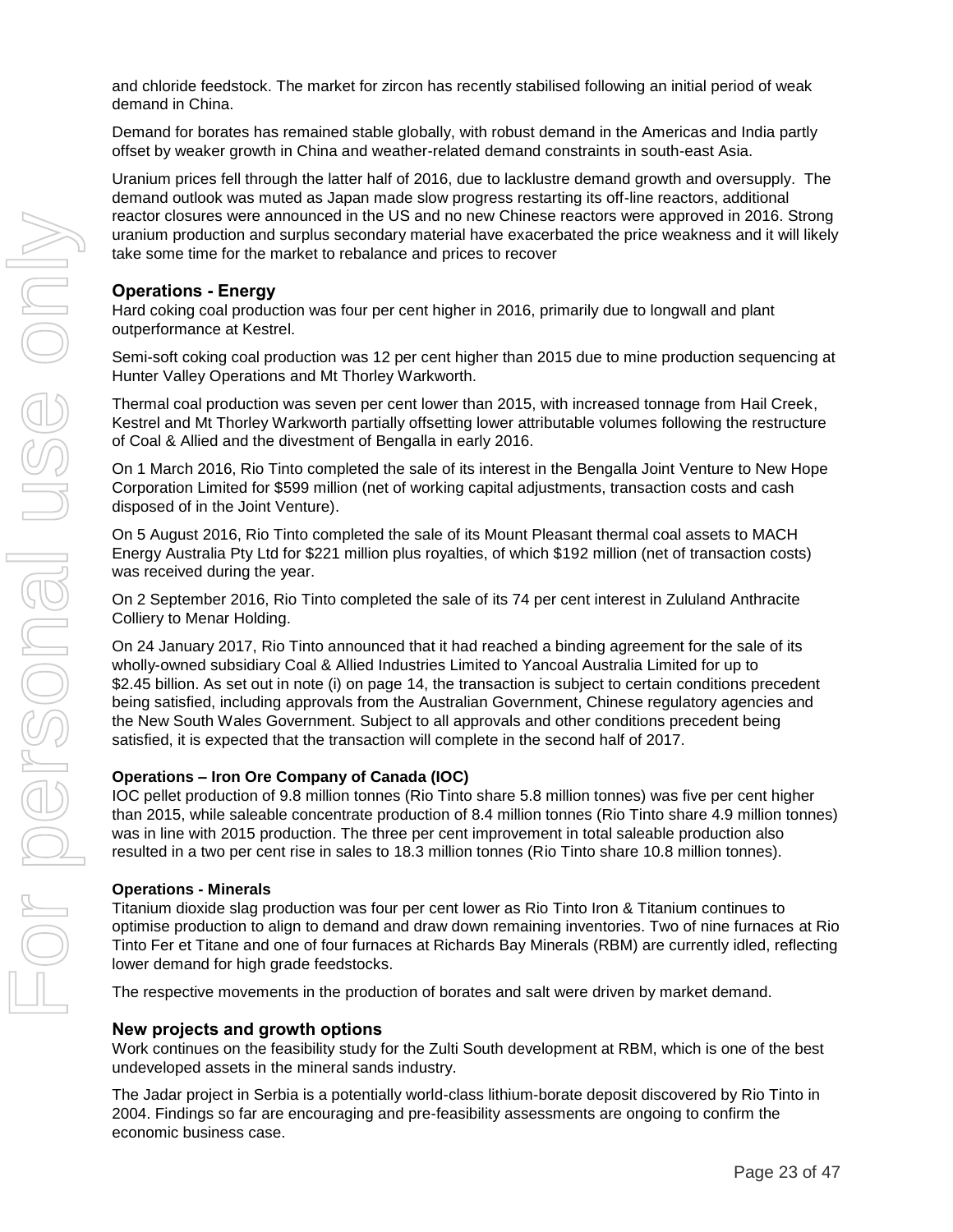and chloride feedstock. The market for zircon has recently stabilised following an initial period of weak demand in China.

Demand for borates has remained stable globally, with robust demand in the Americas and India partly offset by weaker growth in China and weather-related demand constraints in south-east Asia.

Uranium prices fell through the latter half of 2016, due to lacklustre demand growth and oversupply. The demand outlook was muted as Japan made slow progress restarting its off-line reactors, additional reactor closures were announced in the US and no new Chinese reactors were approved in 2016. Strong uranium production and surplus secondary material have exacerbated the price weakness and it will likely take some time for the market to rebalance and prices to recover

## Operations - Energy

Hard coking coal production was four per cent higher in 2016, primarily due to longwall and plant outperformance at Kestrel.

Semi-soft coking coal production was 12 per cent higher than 2015 due to mine production sequencing at Hunter Valley Operations and Mt Thorley Warkworth.

Thermal coal production was seven per cent lower than 2015, with increased tonnage from Hail Creek, Kestrel and Mt Thorley Warkworth partially offsetting lower attributable volumes following the restructure of Coal & Allied and the divestment of Bengalla in early 2016.

On 1 March 2016, Rio Tinto completed the sale of its interest in the Bengalla Joint Venture to New Hope Corporation Limited for $599 million (net of working capital adjustments, transaction costs and cash disposed of in the Joint Venture).

On 5 August 2016, Rio Tinto completed the sale of its Mount Pleasant thermal coal assets to MACH Energy Australia Pty Ltd for $221 million plus royalties, of which $192 million (net of transaction costs) was received during the year.

On 2 September 2016, Rio Tinto completed the sale of its 74 per cent interest in Zululand Anthracite Colliery to Menar Holding.

On 24 January 2017, Rio Tinto announced that it had reached a binding agreement for the sale of its wholly-owned subsidiary Coal & Allied Industries Limited to Yancoal Australia Limited for up to $2.45 billion. As set out in note (i) on page 14, the transaction is subject to certain conditions precedent being satisfied, including approvals from the Australian Government, Chinese regulatory agencies and the New South Wales Government. Subject to all approvals and other conditions precedent being satisfied, it is expected that the transaction will complete in the second half of 2017.

### Operations – Iron Ore Company of Canada (IOC)

IOC pellet production of 9.8 million tonnes (Rio Tinto share 5.8 million tonnes) was five per cent higher than 2015, while saleable concentrate production of 8.4 million tonnes (Rio Tinto share 4.9 million tonnes) was in line with 2015 production. The three per cent improvement in total saleable production also resulted in a two per cent rise in sales to 18.3 million tonnes (Rio Tinto share 10.8 million tonnes).

### Operations - Minerals

Titanium dioxide slag production was four per cent lower as Rio Tinto Iron & Titanium continues to optimise production to align to demand and draw down remaining inventories. Two of nine furnaces at Rio Tinto Fer et Titane and one of four furnaces at Richards Bay Minerals (RBM) are currently idled, reflecting lower demand for high grade feedstocks.

The respective movements in the production of borates and salt were driven by market demand.

## New projects and growth options

Work continues on the feasibility study for the Zulti South development at RBM, which is one of the best undeveloped assets in the mineral sands industry.

The Jadar project in Serbia is a potentially world-class lithium-borate deposit discovered by Rio Tinto in 2004. Findings so far are encouraging and pre-feasibility assessments are ongoing to confirm the economic business case.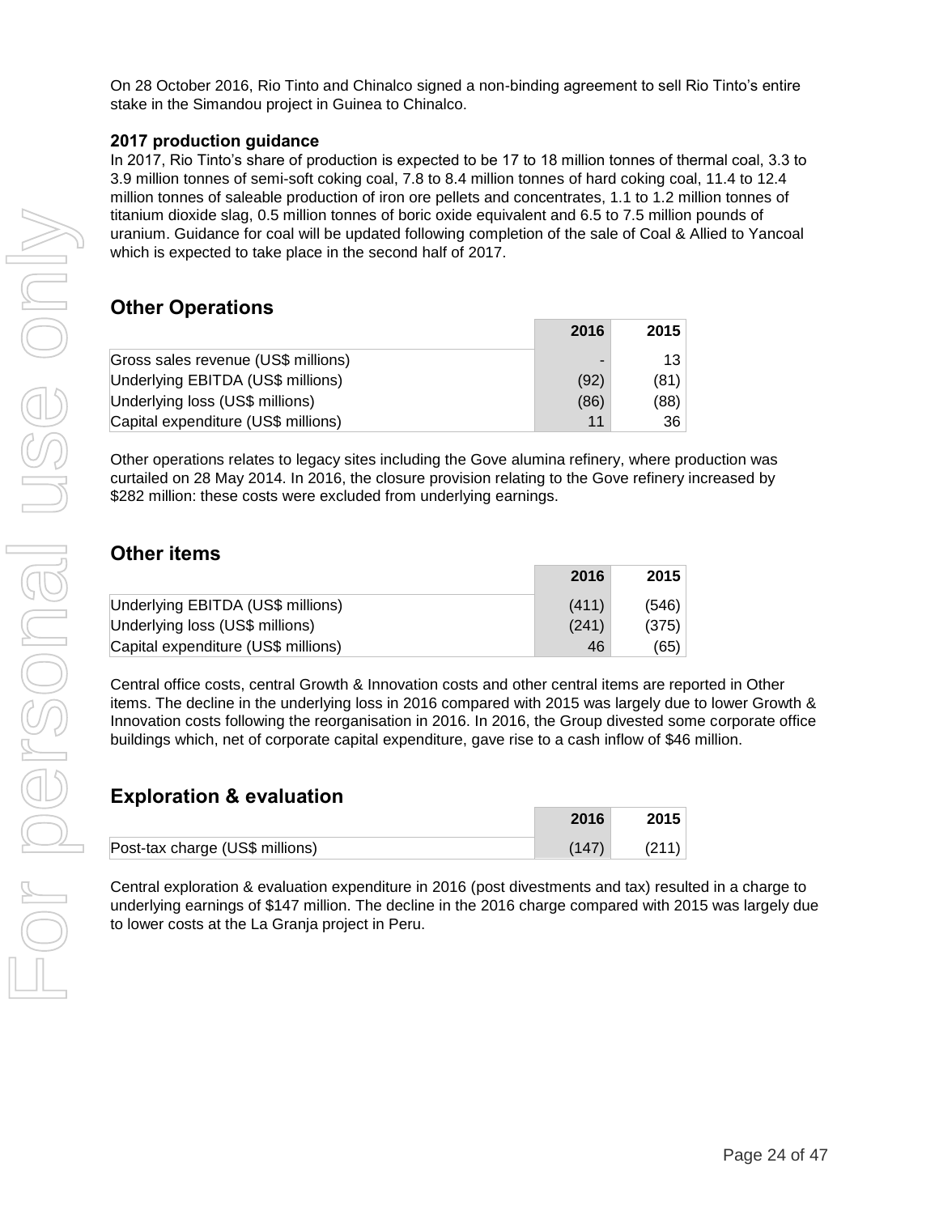On 28 October 2016, Rio Tinto and Chinalco signed a non-binding agreement to sell Rio Tinto's entire stake in the Simandou project in Guinea to Chinalco.

### 2017 production guidance

In 2017, Rio Tinto's share of production is expected to be 17 to 18 million tonnes of thermal coal, 3.3 to 3.9 million tonnes of semi-soft coking coal, 7.8 to 8.4 million tonnes of hard coking coal, 11.4 to 12.4 million tonnes of saleable production of iron ore pellets and concentrates, 1.1 to 1.2 million tonnes of titanium dioxide slag, 0.5 million tonnes of boric oxide equivalent and 6.5 to 7.5 million pounds of uranium. Guidance for coal will be updated following completion of the sale of Coal & Allied to Yancoal which is expected to take place in the second half of 2017.

## Other Operations

| | 2016 | 2015 |
|---|---|---|
| Gross sales revenue (US$ millions) | - | 13 |
| Underlying EBITDA (US$ millions) | (92) | (81) |
| Underlying loss (US$ millions) | (86) | (88) |
| Capital expenditure (US$ millions) | 11 | 36 |

Other operations relates to legacy sites including the Gove alumina refinery, where production was curtailed on 28 May 2014. In 2016, the closure provision relating to the Gove refinery increased by $282 million: these costs were excluded from underlying earnings.

## Other items

| | 2016 | 2015 |
|---|---|---|
| Underlying EBITDA (US$ millions) | (411) | (546) |
| Underlying loss (US$ millions) | (241) | (375) |
| Capital expenditure (US$ millions) | 46 | (65) |

Central office costs, central Growth & Innovation costs and other central items are reported in Other items. The decline in the underlying loss in 2016 compared with 2015 was largely due to lower Growth & Innovation costs following the reorganisation in 2016. In 2016, the Group divested some corporate office buildings which, net of corporate capital expenditure, gave rise to a cash inflow of $46 million.

## Exploration & evaluation

| | 2016 | 2015 |
|---|---|---|
| Post-tax charge (US$ millions) | (147) | (211) |

Central exploration & evaluation expenditure in 2016 (post divestments and tax) resulted in a charge to underlying earnings of $147 million. The decline in the 2016 charge compared with 2015 was largely due to lower costs at the La Granja project in Peru.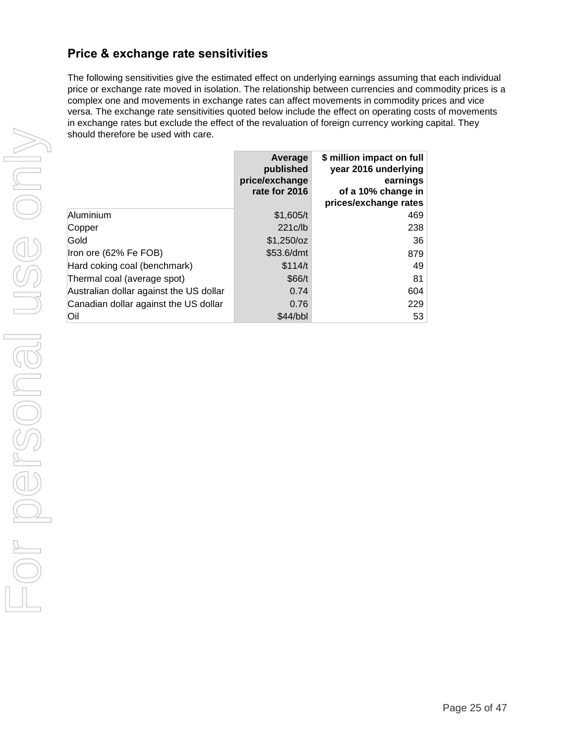## Price & exchange rate sensitivities

The following sensitivities give the estimated effect on underlying earnings assuming that each individual price or exchange rate moved in isolation. The relationship between currencies and commodity prices is a complex one and movements in exchange rates can affect movements in commodity prices and vice versa. The exchange rate sensitivities quoted below include the effect on operating costs of movements in exchange rates but exclude the effect of the revaluation of foreign currency working capital. They should therefore be used with care.

| | Average published price/exchange rate for 2016 | $ million impact on full year 2016 underlying earnings of a 10% change in prices/exchange rates |
|---|---|---|
| Aluminium | $1,605/t | 469 |
| Copper | 221c/lb | 238 |
| Gold | $1,250/oz | 36 |
| Iron ore (62% Fe FOB) | $53.6/dmt | 879 |
| Hard coking coal (benchmark) | $114/t | 49 |
| Thermal coal (average spot) | $66/t | 81 |
| Australian dollar against the US dollar | 0.74 | 604 |
| Canadian dollar against the US dollar | 0.76 | 229 |
| Oil | $44/bbl | 53 |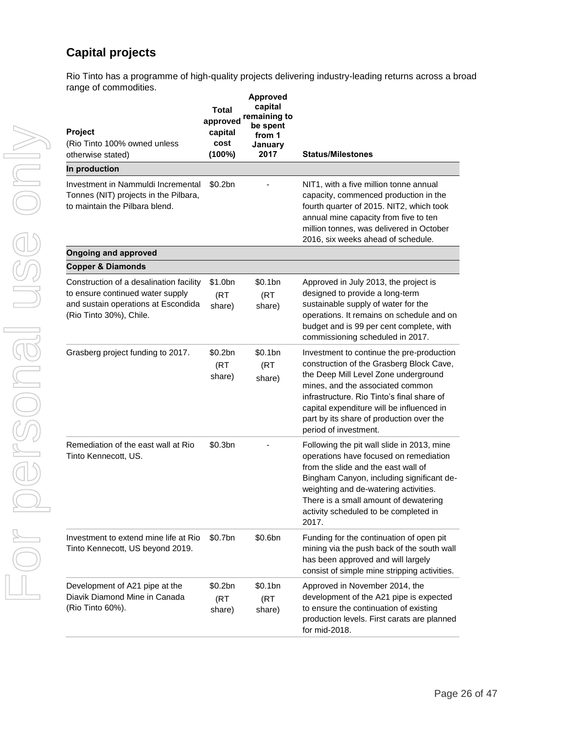## Capital projects

Rio Tinto has a programme of high-quality projects delivering industry-leading returns across a broad range of commodities.

| Project (Rio Tinto 100% owned unless otherwise stated) | Total approved capital cost (100%) | Approved capital remaining to be spent from 1 January 2017 | Status/Milestones |
|---|---|---|---|
| **In production** | | | |
| Investment in Nammuldi Incremental Tonnes (NIT) projects in the Pilbara, to maintain the Pilbara blend. | $0.2bn | - | NIT1, with a five million tonne annual capacity, commenced production in the fourth quarter of 2015. NIT2, which took annual mine capacity from five to ten million tonnes, was delivered in October 2016, six weeks ahead of schedule. |
| **Ongoing and approved** | | | |
| **Copper & Diamonds** | | | |
| Construction of a desalination facility to ensure continued water supply and sustain operations at Escondida (Rio Tinto 30%), Chile. | $1.0bn (RT share) | $0.1bn (RT share) | Approved in July 2013, the project is designed to provide a long-term sustainable supply of water for the operations. It remains on schedule and on budget and is 99 per cent complete, with commissioning scheduled in 2017. |
| Grasberg project funding to 2017. | $0.2bn (RT share) | $0.1bn (RT share) | Investment to continue the pre-production construction of the Grasberg Block Cave, the Deep Mill Level Zone underground mines, and the associated common infrastructure. Rio Tinto's final share of capital expenditure will be influenced in part by its share of production over the period of investment. |
| Remediation of the east wall at Rio Tinto Kennecott, US. | $0.3bn | - | Following the pit wall slide in 2013, mine operations have focused on remediation from the slide and the east wall of Bingham Canyon, including significant de-weighting and de-watering activities. There is a small amount of dewatering activity scheduled to be completed in 2017. |
| Investment to extend mine life at Rio Tinto Kennecott, US beyond 2019. | $0.7bn | $0.6bn | Funding for the continuation of open pit mining via the push back of the south wall has been approved and will largely consist of simple mine stripping activities. |
| Development of A21 pipe at the Diavik Diamond Mine in Canada (Rio Tinto 60%). | $0.2bn (RT share) | $0.1bn (RT share) | Approved in November 2014, the development of the A21 pipe is expected to ensure the continuation of existing production levels. First carats are planned for mid-2018. |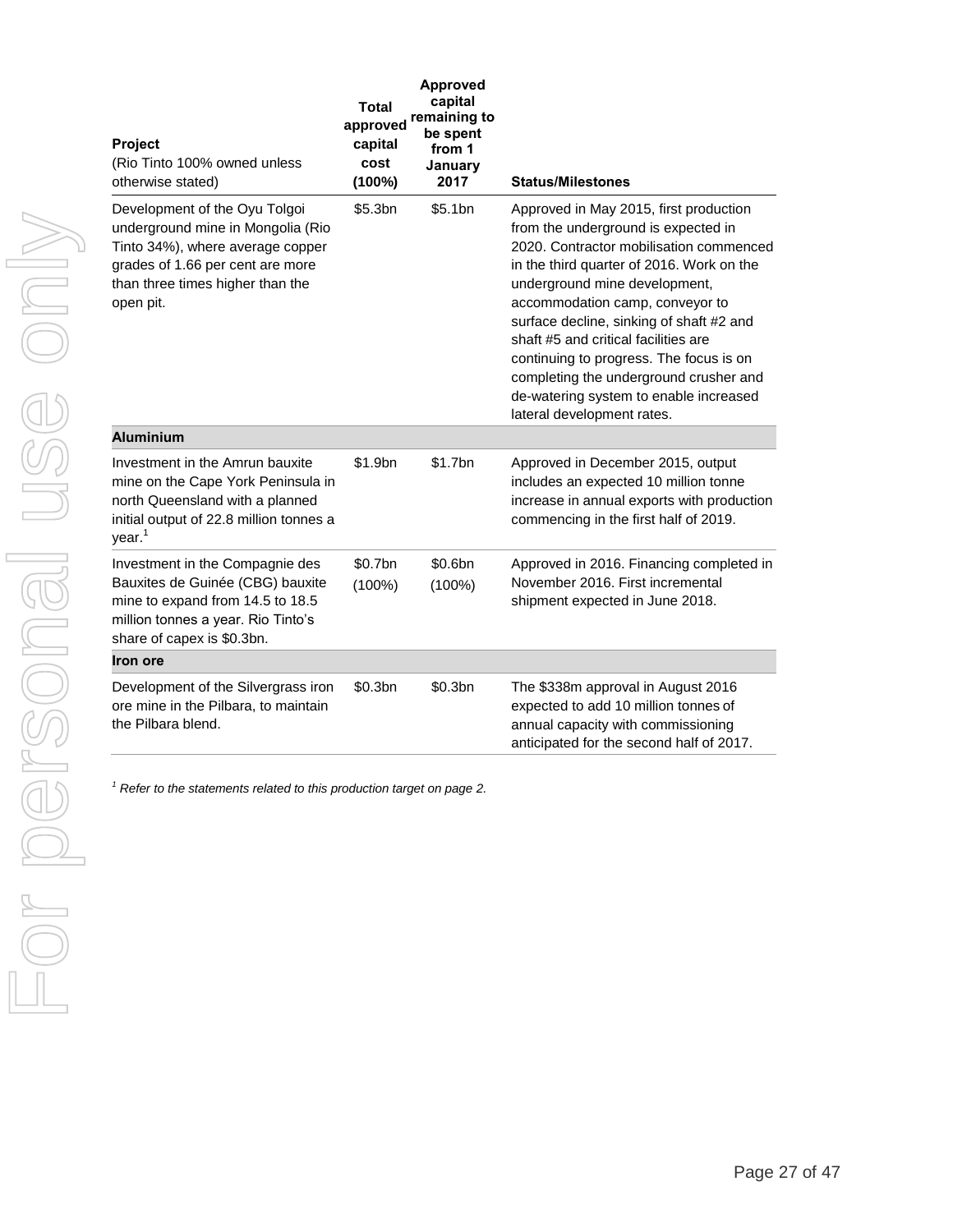| Project<br>(Rio Tinto 100% owned unless otherwise stated) | Total approved capital cost (100%) | Approved capital remaining to be spent from 1 January 2017 | Status/Milestones |
|---|---|---|---|
| Development of the Oyu Tolgoi underground mine in Mongolia (Rio Tinto 34%), where average copper grades of 1.66 per cent are more than three times higher than the open pit. | \$5.3bn | \$5.1bn | Approved in May 2015, first production from the underground is expected in 2020. Contractor mobilisation commenced in the third quarter of 2016. Work on the underground mine development, accommodation camp, conveyor to surface decline, sinking of shaft #2 and shaft #5 and critical facilities are continuing to progress. The focus is on completing the underground crusher and de-watering system to enable increased lateral development rates. |
| **Aluminium** | | | |
| Investment in the Amrun bauxite mine on the Cape York Peninsula in north Queensland with a planned initial output of 22.8 million tonnes a year.[1] | \$1.9bn | \$1.7bn | Approved in December 2015, output includes an expected 10 million tonne increase in annual exports with production commencing in the first half of 2019. |
| Investment in the Compagnie des Bauxites de Guinée (CBG) bauxite mine to expand from 14.5 to 18.5 million tonnes a year. Rio Tinto's share of capex is \$0.3bn. | \$0.7bn (100%) | \$0.6bn (100%) | Approved in 2016. Financing completed in November 2016. First incremental shipment expected in June 2018. |
| **Iron ore** | | | |
| Development of the Silvergrass iron ore mine in the Pilbara, to maintain the Pilbara blend. | \$0.3bn | \$0.3bn | The \$338m approval in August 2016 expected to add 10 million tonnes of annual capacity with commissioning anticipated for the second half of 2017. |

*[1] Refer to the statements related to this production target on page 2.*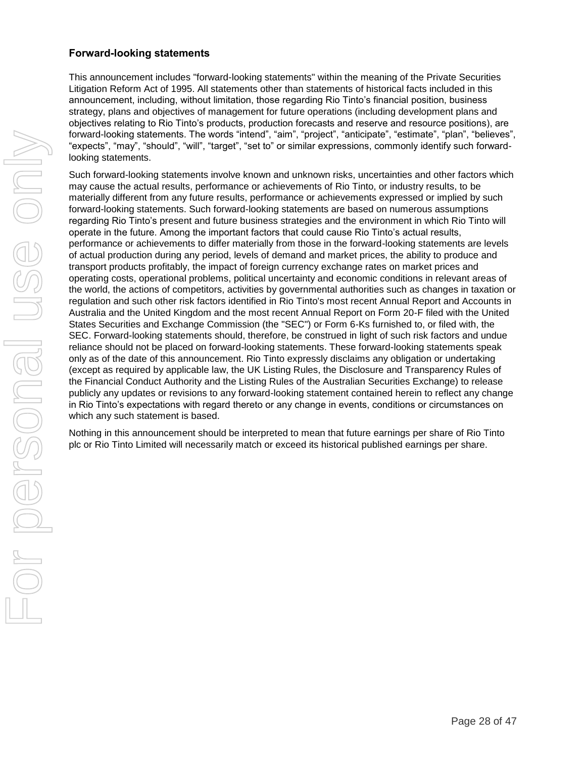## Forward-looking statements

This announcement includes "forward-looking statements" within the meaning of the Private Securities Litigation Reform Act of 1995. All statements other than statements of historical facts included in this announcement, including, without limitation, those regarding Rio Tinto's financial position, business strategy, plans and objectives of management for future operations (including development plans and objectives relating to Rio Tinto's products, production forecasts and reserve and resource positions), are forward-looking statements. The words "intend", "aim", "project", "anticipate", "estimate", "plan", "believes", "expects", "may", "should", "will", "target", "set to" or similar expressions, commonly identify such forward-looking statements.

Such forward-looking statements involve known and unknown risks, uncertainties and other factors which may cause the actual results, performance or achievements of Rio Tinto, or industry results, to be materially different from any future results, performance or achievements expressed or implied by such forward-looking statements. Such forward-looking statements are based on numerous assumptions regarding Rio Tinto's present and future business strategies and the environment in which Rio Tinto will operate in the future. Among the important factors that could cause Rio Tinto's actual results, performance or achievements to differ materially from those in the forward-looking statements are levels of actual production during any period, levels of demand and market prices, the ability to produce and transport products profitably, the impact of foreign currency exchange rates on market prices and operating costs, operational problems, political uncertainty and economic conditions in relevant areas of the world, the actions of competitors, activities by governmental authorities such as changes in taxation or regulation and such other risk factors identified in Rio Tinto's most recent Annual Report and Accounts in Australia and the United Kingdom and the most recent Annual Report on Form 20-F filed with the United States Securities and Exchange Commission (the "SEC") or Form 6-Ks furnished to, or filed with, the SEC. Forward-looking statements should, therefore, be construed in light of such risk factors and undue reliance should not be placed on forward-looking statements. These forward-looking statements speak only as of the date of this announcement. Rio Tinto expressly disclaims any obligation or undertaking (except as required by applicable law, the UK Listing Rules, the Disclosure and Transparency Rules of the Financial Conduct Authority and the Listing Rules of the Australian Securities Exchange) to release publicly any updates or revisions to any forward-looking statement contained herein to reflect any change in Rio Tinto's expectations with regard thereto or any change in events, conditions or circumstances on which any such statement is based.

Nothing in this announcement should be interpreted to mean that future earnings per share of Rio Tinto plc or Rio Tinto Limited will necessarily match or exceed its historical published earnings per share.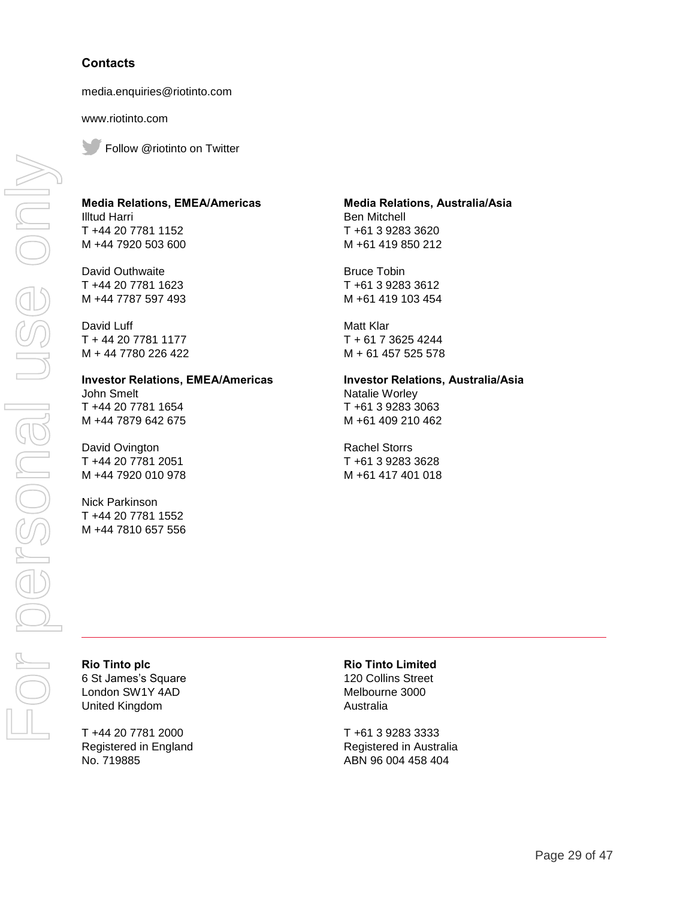## Contacts

media.enquiries@riotinto.com

www.riotinto.com

Follow @riotinto on Twitter

**Media Relations, EMEA/Americas**
Illtud Harri
T +44 20 7781 1152
M +44 7920 503 600

David Outhwaite
T +44 20 7781 1623
M +44 7787 597 493

David Luff
T + 44 20 7781 1177
M + 44 7780 226 422

**Investor Relations, EMEA/Americas**
John Smelt
T +44 20 7781 1654
M +44 7879 642 675

David Ovington
T +44 20 7781 2051
M +44 7920 010 978

Nick Parkinson
T +44 20 7781 1552
M +44 7810 657 556

**Media Relations, Australia/Asia**
Ben Mitchell
T +61 3 9283 3620
M +61 419 850 212

Bruce Tobin
T +61 3 9283 3612
M +61 419 103 454

Matt Klar
T + 61 7 3625 4244
M + 61 457 525 578

**Investor Relations, Australia/Asia**
Natalie Worley
T +61 3 9283 3063
M +61 409 210 462

Rachel Storrs
T +61 3 9283 3628
M +61 417 401 018

---

**Rio Tinto plc**
6 St James's Square
London SW1Y 4AD
United Kingdom

T +44 20 7781 2000
Registered in England
No. 719885

**Rio Tinto Limited**
120 Collins Street
Melbourne 3000
Australia

T +61 3 9283 3333
Registered in Australia
ABN 96 004 458 404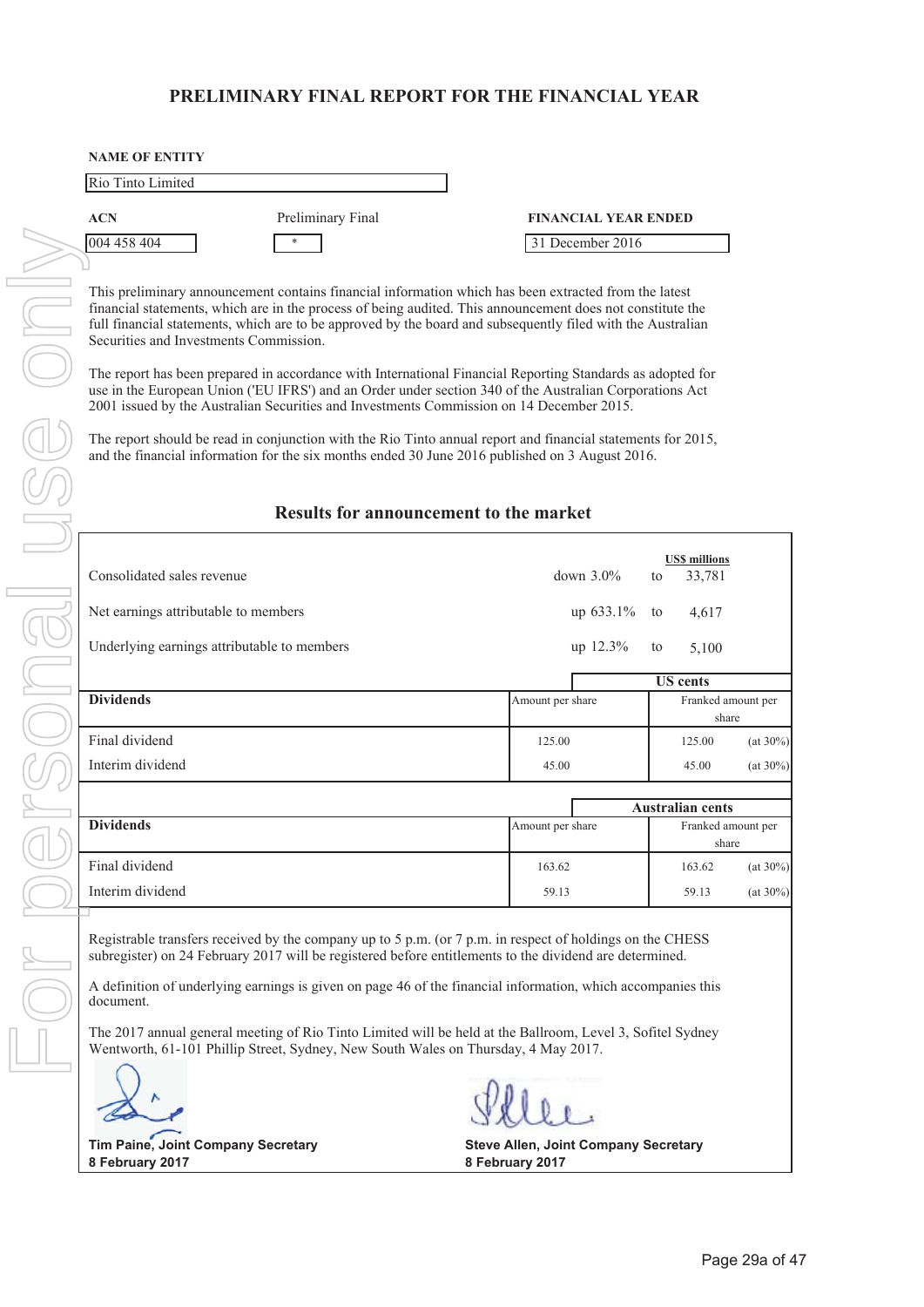# PRELIMINARY FINAL REPORT FOR THE FINANCIAL YEAR

**NAME OF ENTITY**

Rio Tinto Limited

| ACN | Preliminary Final | FINANCIAL YEAR ENDED |
|---|---|---|
| 004 458 404 | * | 31 December 2016 |

This preliminary announcement contains financial information which has been extracted from the latest financial statements, which are in the process of being audited. This announcement does not constitute the full financial statements, which are to be approved by the board and subsequently filed with the Australian Securities and Investments Commission.

The report has been prepared in accordance with International Financial Reporting Standards as adopted for use in the European Union ('EU IFRS') and an Order under section 340 of the Australian Corporations Act 2001 issued by the Australian Securities and Investments Commission on 14 December 2015.

The report should be read in conjunction with the Rio Tinto annual report and financial statements for 2015, and the financial information for the six months ended 30 June 2016 published on 3 August 2016.

## Results for announcement to the market

| | | | US$ millions |
|---|---|---|---|
| Consolidated sales revenue | down 3.0% | to | 33,781 |
| Net earnings attributable to members | up 633.1% | to | 4,617 |
| Underlying earnings attributable to members | up 12.3% | to | 5,100 |

| Dividends | US cents | | |
|---|---|---|---|
| | Amount per share | Franked amount per share | |
| Final dividend | 125.00 | 125.00 | (at 30%) |
| Interim dividend | 45.00 | 45.00 | (at 30%) |

| Dividends | Australian cents | | |
|---|---|---|---|
| | Amount per share | Franked amount per share | |
| Final dividend | 163.62 | 163.62 | (at 30%) |
| Interim dividend | 59.13 | 59.13 | (at 30%) |

Registrable transfers received by the company up to 5 p.m. (or 7 p.m. in respect of holdings on the CHESS subregister) on 24 February 2017 will be registered before entitlements to the dividend are determined.

A definition of underlying earnings is given on page 46 of the financial information, which accompanies this document.

The 2017 annual general meeting of Rio Tinto Limited will be held at the Ballroom, Level 3, Sofitel Sydney Wentworth, 61-101 Phillip Street, Sydney, New South Wales on Thursday, 4 May 2017.

**Tim Paine, Joint Company Secretary**
**8 February 2017**

**Steve Allen, Joint Company Secretary**
**8 February 2017**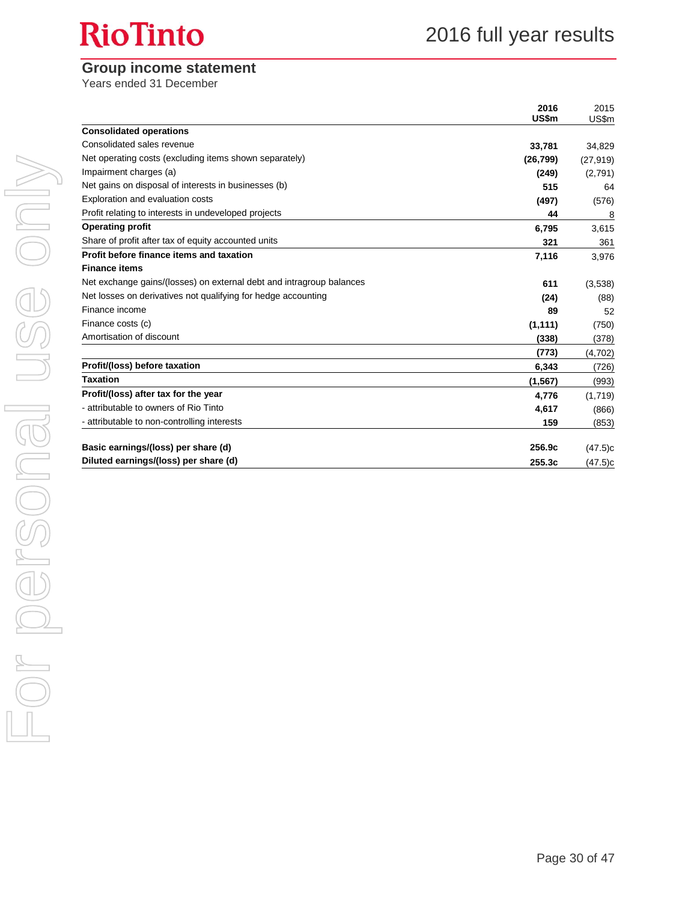## Group income statement

Years ended 31 December

| | **2016 US$m** | 2015 US$m |
|---|---|---|
| **Consolidated operations** | | |
| Consolidated sales revenue | **33,781** | 34,829 |
| Net operating costs (excluding items shown separately) | **(26,799)** | (27,919) |
| Impairment charges (a) | **(249)** | (2,791) |
| Net gains on disposal of interests in businesses (b) | **515** | 64 |
| Exploration and evaluation costs | **(497)** | (576) |
| Profit relating to interests in undeveloped projects | **44** | 8 |
| **Operating profit** | **6,795** | 3,615 |
| Share of profit after tax of equity accounted units | **321** | 361 |
| **Profit before finance items and taxation** | **7,116** | 3,976 |
| **Finance items** | | |
| Net exchange gains/(losses) on external debt and intragroup balances | **611** | (3,538) |
| Net losses on derivatives not qualifying for hedge accounting | **(24)** | (88) |
| Finance income | **89** | 52 |
| Finance costs (c) | **(1,111)** | (750) |
| Amortisation of discount | **(338)** | (378) |
| | **(773)** | (4,702) |
| **Profit/(loss) before taxation** | **6,343** | (726) |
| **Taxation** | **(1,567)** | (993) |
| **Profit/(loss) after tax for the year** | **4,776** | (1,719) |
| - attributable to owners of Rio Tinto | **4,617** | (866) |
| - attributable to non-controlling interests | **159** | (853) |
| | | |
| **Basic earnings/(loss) per share (d)** | **256.9c** | (47.5)c |
| **Diluted earnings/(loss) per share (d)** | **255.3c** | (47.5)c |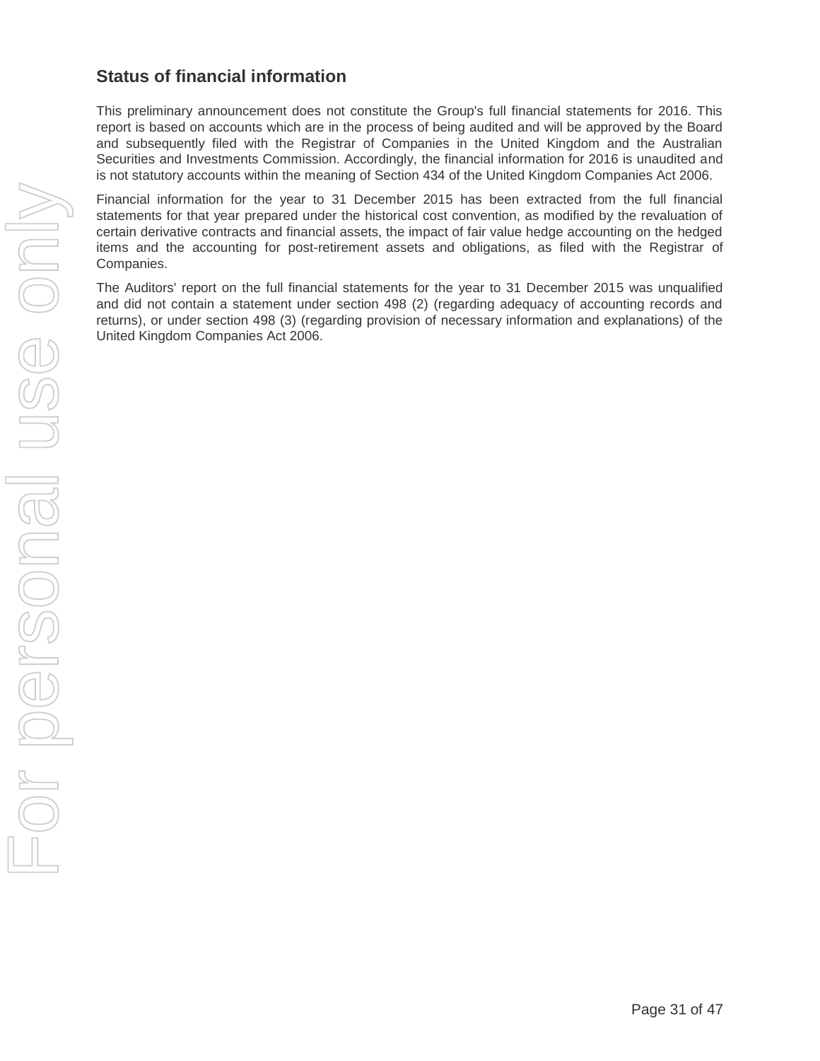## Status of financial information

This preliminary announcement does not constitute the Group's full financial statements for 2016. This report is based on accounts which are in the process of being audited and will be approved by the Board and subsequently filed with the Registrar of Companies in the United Kingdom and the Australian Securities and Investments Commission. Accordingly, the financial information for 2016 is unaudited and is not statutory accounts within the meaning of Section 434 of the United Kingdom Companies Act 2006.

Financial information for the year to 31 December 2015 has been extracted from the full financial statements for that year prepared under the historical cost convention, as modified by the revaluation of certain derivative contracts and financial assets, the impact of fair value hedge accounting on the hedged items and the accounting for post-retirement assets and obligations, as filed with the Registrar of Companies.

The Auditors' report on the full financial statements for the year to 31 December 2015 was unqualified and did not contain a statement under section 498 (2) (regarding adequacy of accounting records and returns), or under section 498 (3) (regarding provision of necessary information and explanations) of the United Kingdom Companies Act 2006.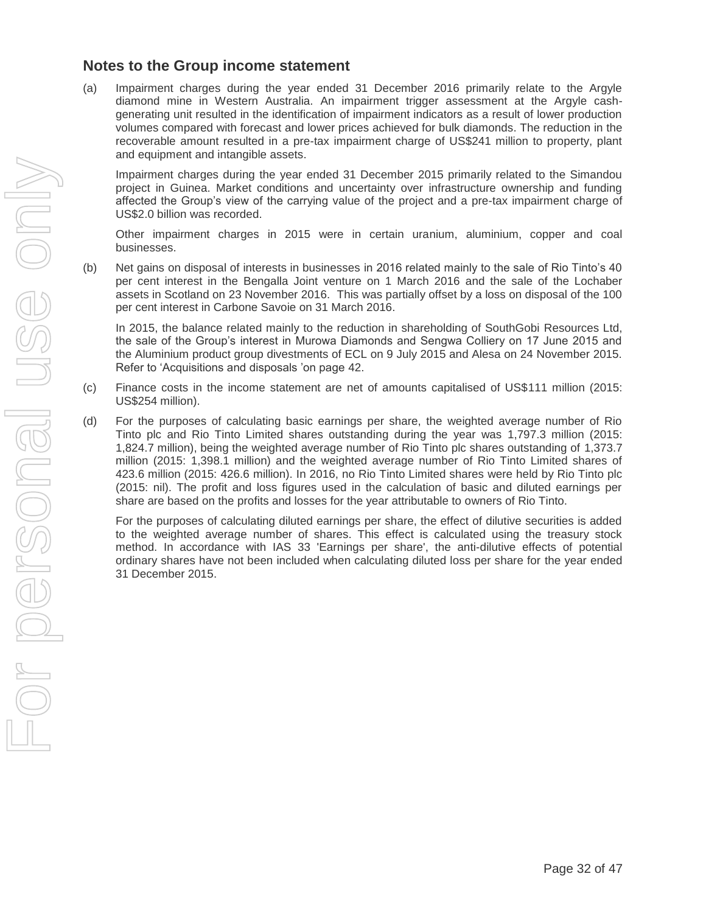## Notes to the Group income statement

(a) Impairment charges during the year ended 31 December 2016 primarily relate to the Argyle diamond mine in Western Australia. An impairment trigger assessment at the Argyle cash-generating unit resulted in the identification of impairment indicators as a result of lower production volumes compared with forecast and lower prices achieved for bulk diamonds. The reduction in the recoverable amount resulted in a pre-tax impairment charge of US$241 million to property, plant and equipment and intangible assets.

Impairment charges during the year ended 31 December 2015 primarily related to the Simandou project in Guinea. Market conditions and uncertainty over infrastructure ownership and funding affected the Group's view of the carrying value of the project and a pre-tax impairment charge of US$2.0 billion was recorded.

Other impairment charges in 2015 were in certain uranium, aluminium, copper and coal businesses.

(b) Net gains on disposal of interests in businesses in 2016 related mainly to the sale of Rio Tinto's 40 per cent interest in the Bengalla Joint venture on 1 March 2016 and the sale of the Lochaber assets in Scotland on 23 November 2016. This was partially offset by a loss on disposal of the 100 per cent interest in Carbone Savoie on 31 March 2016.

In 2015, the balance related mainly to the reduction in shareholding of SouthGobi Resources Ltd, the sale of the Group's interest in Murowa Diamonds and Sengwa Colliery on 17 June 2015 and the Aluminium product group divestments of ECL on 9 July 2015 and Alesa on 24 November 2015. Refer to 'Acquisitions and disposals 'on page 42.

(c) Finance costs in the income statement are net of amounts capitalised of US$111 million (2015: US$254 million).

(d) For the purposes of calculating basic earnings per share, the weighted average number of Rio Tinto plc and Rio Tinto Limited shares outstanding during the year was 1,797.3 million (2015: 1,824.7 million), being the weighted average number of Rio Tinto plc shares outstanding of 1,373.7 million (2015: 1,398.1 million) and the weighted average number of Rio Tinto Limited shares of 423.6 million (2015: 426.6 million). In 2016, no Rio Tinto Limited shares were held by Rio Tinto plc (2015: nil). The profit and loss figures used in the calculation of basic and diluted earnings per share are based on the profits and losses for the year attributable to owners of Rio Tinto.

For the purposes of calculating diluted earnings per share, the effect of dilutive securities is added to the weighted average number of shares. This effect is calculated using the treasury stock method. In accordance with IAS 33 'Earnings per share', the anti-dilutive effects of potential ordinary shares have not been included when calculating diluted loss per share for the year ended 31 December 2015.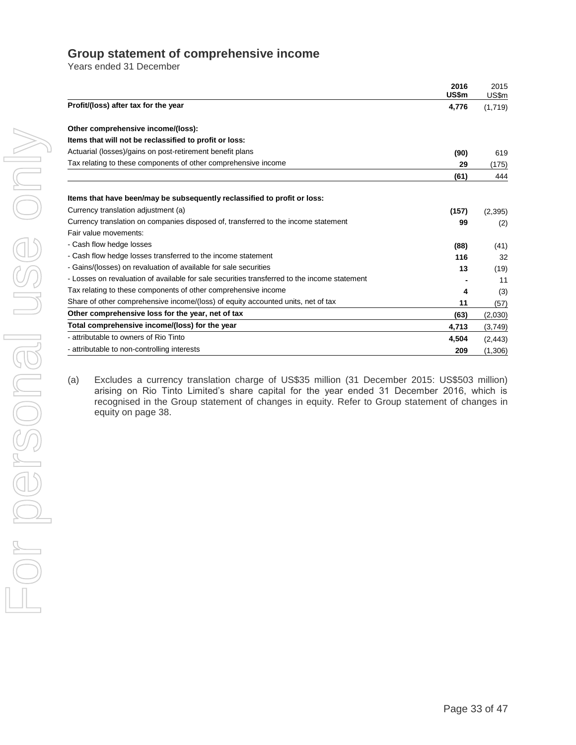## Group statement of comprehensive income

Years ended 31 December

| | 2016 US$m | 2015 US$m |
|---|---|---|
| **Profit/(loss) after tax for the year** | **4,776** | (1,719) |
| | | |
| **Other comprehensive income/(loss):** | | |
| **Items that will not be reclassified to profit or loss:** | | |
| Actuarial (losses)/gains on post-retirement benefit plans | **(90)** | 619 |
| Tax relating to these components of other comprehensive income | **29** | (175) |
| | **(61)** | 444 |
| | | |
| **Items that have been/may be subsequently reclassified to profit or loss:** | | |
| Currency translation adjustment (a) | **(157)** | (2,395) |
| Currency translation on companies disposed of, transferred to the income statement | **99** | (2) |
| Fair value movements: | | |
| - Cash flow hedge losses | **(88)** | (41) |
| - Cash flow hedge losses transferred to the income statement | **116** | 32 |
| - Gains/(losses) on revaluation of available for sale securities | **13** | (19) |
| - Losses on revaluation of available for sale securities transferred to the income statement | **-** | 11 |
| Tax relating to these components of other comprehensive income | **4** | (3) |
| Share of other comprehensive income/(loss) of equity accounted units, net of tax | **11** | (57) |
| **Other comprehensive loss for the year, net of tax** | **(63)** | (2,030) |
| **Total comprehensive income/(loss) for the year** | **4,713** | (3,749) |
| - attributable to owners of Rio Tinto | **4,504** | (2,443) |
| - attributable to non-controlling interests | **209** | (1,306) |

(a) Excludes a currency translation charge of US$35 million (31 December 2015: US$503 million) arising on Rio Tinto Limited's share capital for the year ended 31 December 2016, which is recognised in the Group statement of changes in equity. Refer to Group statement of changes in equity on page 38.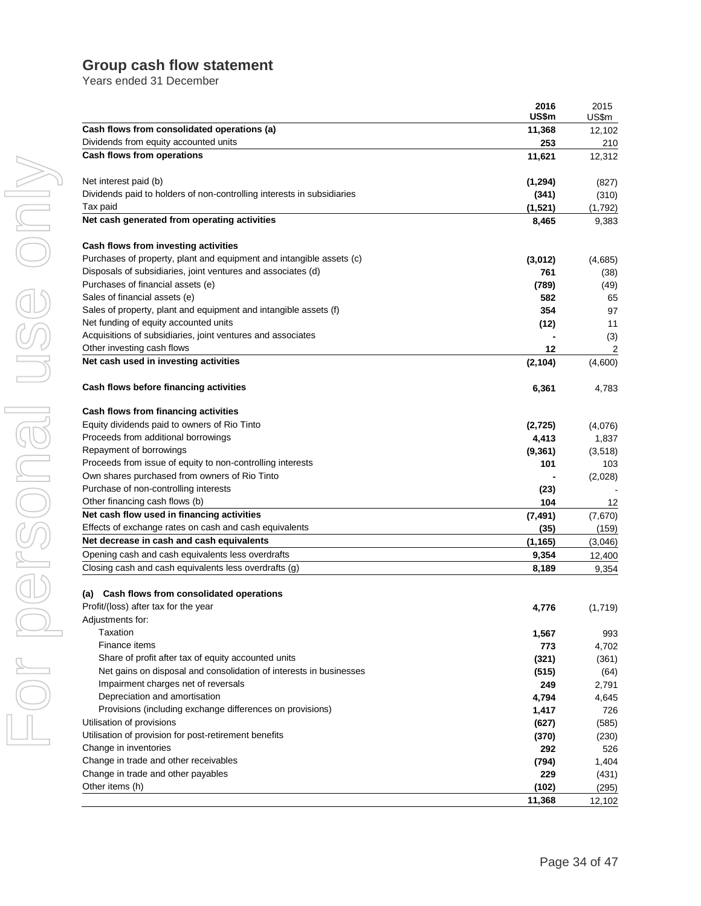## Group cash flow statement

Years ended 31 December

| | 2016 US$m | 2015 US$m |
|---|---|---|
| **Cash flows from consolidated operations (a)** | **11,368** | 12,102 |
| Dividends from equity accounted units | **253** | 210 |
| **Cash flows from operations** | **11,621** | 12,312 |
| | | |
| Net interest paid (b) | **(1,294)** | (827) |
| Dividends paid to holders of non-controlling interests in subsidiaries | **(341)** | (310) |
| Tax paid | **(1,521)** | (1,792) |
| **Net cash generated from operating activities** | **8,465** | 9,383 |
| | | |
| **Cash flows from investing activities** | | |
| Purchases of property, plant and equipment and intangible assets (c) | **(3,012)** | (4,685) |
| Disposals of subsidiaries, joint ventures and associates (d) | **761** | (38) |
| Purchases of financial assets (e) | **(789)** | (49) |
| Sales of financial assets (e) | **582** | 65 |
| Sales of property, plant and equipment and intangible assets (f) | **354** | 97 |
| Net funding of equity accounted units | **(12)** | 11 |
| Acquisitions of subsidiaries, joint ventures and associates | **-** | (3) |
| Other investing cash flows | **12** | 2 |
| **Net cash used in investing activities** | **(2,104)** | (4,600) |
| | | |
| **Cash flows before financing activities** | **6,361** | 4,783 |
| | | |
| **Cash flows from financing activities** | | |
| Equity dividends paid to owners of Rio Tinto | **(2,725)** | (4,076) |
| Proceeds from additional borrowings | **4,413** | 1,837 |
| Repayment of borrowings | **(9,361)** | (3,518) |
| Proceeds from issue of equity to non-controlling interests | **101** | 103 |
| Own shares purchased from owners of Rio Tinto | **-** | (2,028) |
| Purchase of non-controlling interests | **(23)** | - |
| Other financing cash flows (b) | **104** | 12 |
| **Net cash flow used in financing activities** | **(7,491)** | (7,670) |
| Effects of exchange rates on cash and cash equivalents | **(35)** | (159) |
| **Net decrease in cash and cash equivalents** | **(1,165)** | (3,046) |
| Opening cash and cash equivalents less overdrafts | **9,354** | 12,400 |
| Closing cash and cash equivalents less overdrafts (g) | **8,189** | 9,354 |
| | | |
| **(a) Cash flows from consolidated operations** | | |
| Profit/(loss) after tax for the year | **4,776** | (1,719) |
| Adjustments for: | | |
| Taxation | **1,567** | 993 |
| Finance items | **773** | 4,702 |
| Share of profit after tax of equity accounted units | **(321)** | (361) |
| Net gains on disposal and consolidation of interests in businesses | **(515)** | (64) |
| Impairment charges net of reversals | **249** | 2,791 |
| Depreciation and amortisation | **4,794** | 4,645 |
| Provisions (including exchange differences on provisions) | **1,417** | 726 |
| Utilisation of provisions | **(627)** | (585) |
| Utilisation of provision for post-retirement benefits | **(370)** | (230) |
| Change in inventories | **292** | 526 |
| Change in trade and other receivables | **(794)** | 1,404 |
| Change in trade and other payables | **229** | (431) |
| Other items (h) | **(102)** | (295) |
| | **11,368** | 12,102 |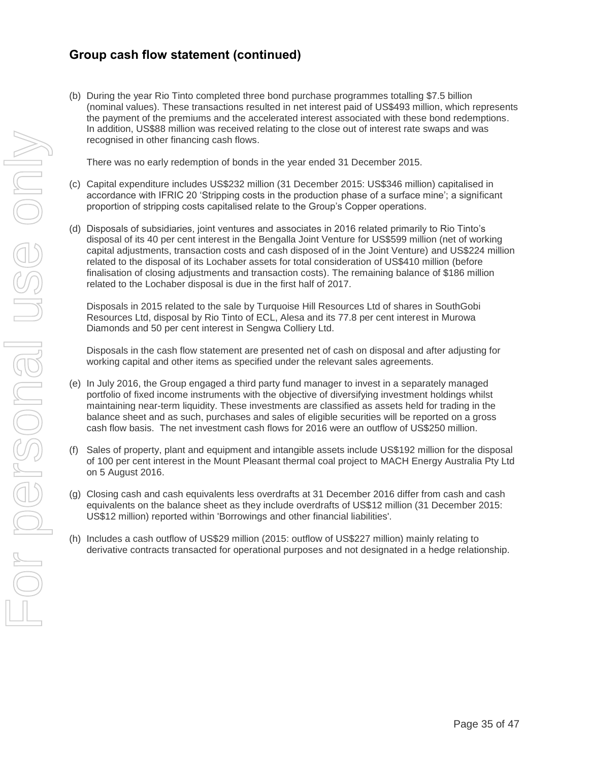## Group cash flow statement (continued)

(b) During the year Rio Tinto completed three bond purchase programmes totalling $7.5 billion (nominal values). These transactions resulted in net interest paid of US$493 million, which represents the payment of the premiums and the accelerated interest associated with these bond redemptions. In addition, US$88 million was received relating to the close out of interest rate swaps and was recognised in other financing cash flows.

There was no early redemption of bonds in the year ended 31 December 2015.

(c) Capital expenditure includes US$232 million (31 December 2015: US$346 million) capitalised in accordance with IFRIC 20 'Stripping costs in the production phase of a surface mine'; a significant proportion of stripping costs capitalised relate to the Group's Copper operations.

(d) Disposals of subsidiaries, joint ventures and associates in 2016 related primarily to Rio Tinto's disposal of its 40 per cent interest in the Bengalla Joint Venture for US$599 million (net of working capital adjustments, transaction costs and cash disposed of in the Joint Venture) and US$224 million related to the disposal of its Lochaber assets for total consideration of US$410 million (before finalisation of closing adjustments and transaction costs). The remaining balance of $186 million related to the Lochaber disposal is due in the first half of 2017.

Disposals in 2015 related to the sale by Turquoise Hill Resources Ltd of shares in SouthGobi Resources Ltd, disposal by Rio Tinto of ECL, Alesa and its 77.8 per cent interest in Murowa Diamonds and 50 per cent interest in Sengwa Colliery Ltd.

Disposals in the cash flow statement are presented net of cash on disposal and after adjusting for working capital and other items as specified under the relevant sales agreements.

(e) In July 2016, the Group engaged a third party fund manager to invest in a separately managed portfolio of fixed income instruments with the objective of diversifying investment holdings whilst maintaining near-term liquidity. These investments are classified as assets held for trading in the balance sheet and as such, purchases and sales of eligible securities will be reported on a gross cash flow basis. The net investment cash flows for 2016 were an outflow of US$250 million.

(f) Sales of property, plant and equipment and intangible assets include US$192 million for the disposal of 100 per cent interest in the Mount Pleasant thermal coal project to MACH Energy Australia Pty Ltd on 5 August 2016.

(g) Closing cash and cash equivalents less overdrafts at 31 December 2016 differ from cash and cash equivalents on the balance sheet as they include overdrafts of US$12 million (31 December 2015: US$12 million) reported within 'Borrowings and other financial liabilities'.

(h) Includes a cash outflow of US$29 million (2015: outflow of US$227 million) mainly relating to derivative contracts transacted for operational purposes and not designated in a hedge relationship.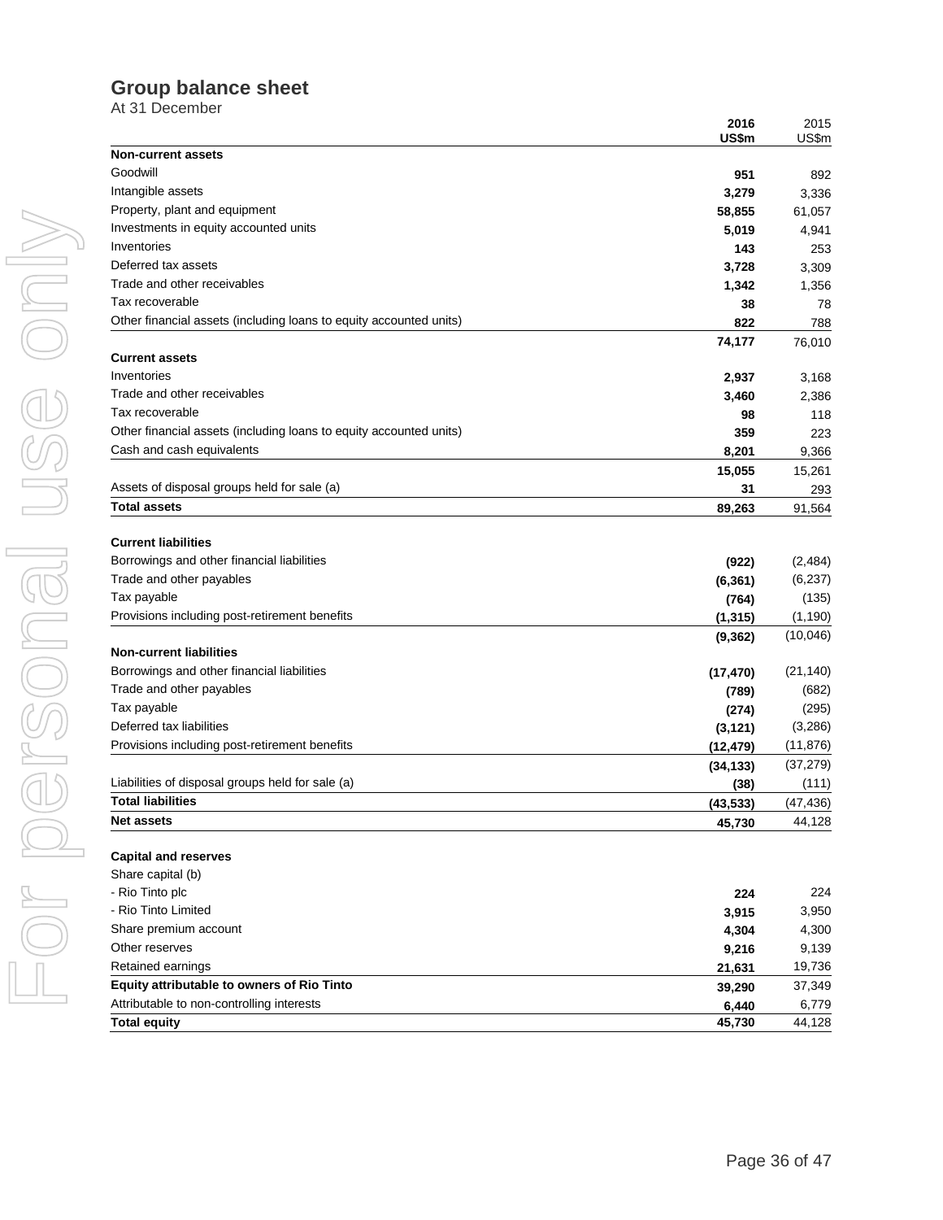## Group balance sheet

At 31 December

| | 2016 US$m | 2015 US$m |
|---|---|---|
| **Non-current assets** | | |
| Goodwill | **951** | 892 |
| Intangible assets | **3,279** | 3,336 |
| Property, plant and equipment | **58,855** | 61,057 |
| Investments in equity accounted units | **5,019** | 4,941 |
| Inventories | **143** | 253 |
| Deferred tax assets | **3,728** | 3,309 |
| Trade and other receivables | **1,342** | 1,356 |
| Tax recoverable | **38** | 78 |
| Other financial assets (including loans to equity accounted units) | **822** | 788 |
| | **74,177** | 76,010 |
| **Current assets** | | |
| Inventories | **2,937** | 3,168 |
| Trade and other receivables | **3,460** | 2,386 |
| Tax recoverable | **98** | 118 |
| Other financial assets (including loans to equity accounted units) | **359** | 223 |
| Cash and cash equivalents | **8,201** | 9,366 |
| | **15,055** | 15,261 |
| Assets of disposal groups held for sale (a) | **31** | 293 |
| **Total assets** | **89,263** | 91,564 |
| | | |
| **Current liabilities** | | |
| Borrowings and other financial liabilities | **(922)** | (2,484) |
| Trade and other payables | **(6,361)** | (6,237) |
| Tax payable | **(764)** | (135) |
| Provisions including post-retirement benefits | **(1,315)** | (1,190) |
| | **(9,362)** | (10,046) |
| **Non-current liabilities** | | |
| Borrowings and other financial liabilities | **(17,470)** | (21,140) |
| Trade and other payables | **(789)** | (682) |
| Tax payable | **(274)** | (295) |
| Deferred tax liabilities | **(3,121)** | (3,286) |
| Provisions including post-retirement benefits | **(12,479)** | (11,876) |
| | **(34,133)** | (37,279) |
| Liabilities of disposal groups held for sale (a) | **(38)** | (111) |
| **Total liabilities** | **(43,533)** | (47,436) |
| **Net assets** | **45,730** | 44,128 |
| | | |
| **Capital and reserves** | | |
| Share capital (b) | | |
| - Rio Tinto plc | **224** | 224 |
| - Rio Tinto Limited | **3,915** | 3,950 |
| Share premium account | **4,304** | 4,300 |
| Other reserves | **9,216** | 9,139 |
| Retained earnings | **21,631** | 19,736 |
| **Equity attributable to owners of Rio Tinto** | **39,290** | 37,349 |
| Attributable to non-controlling interests | **6,440** | 6,779 |
| **Total equity** | **45,730** | 44,128 |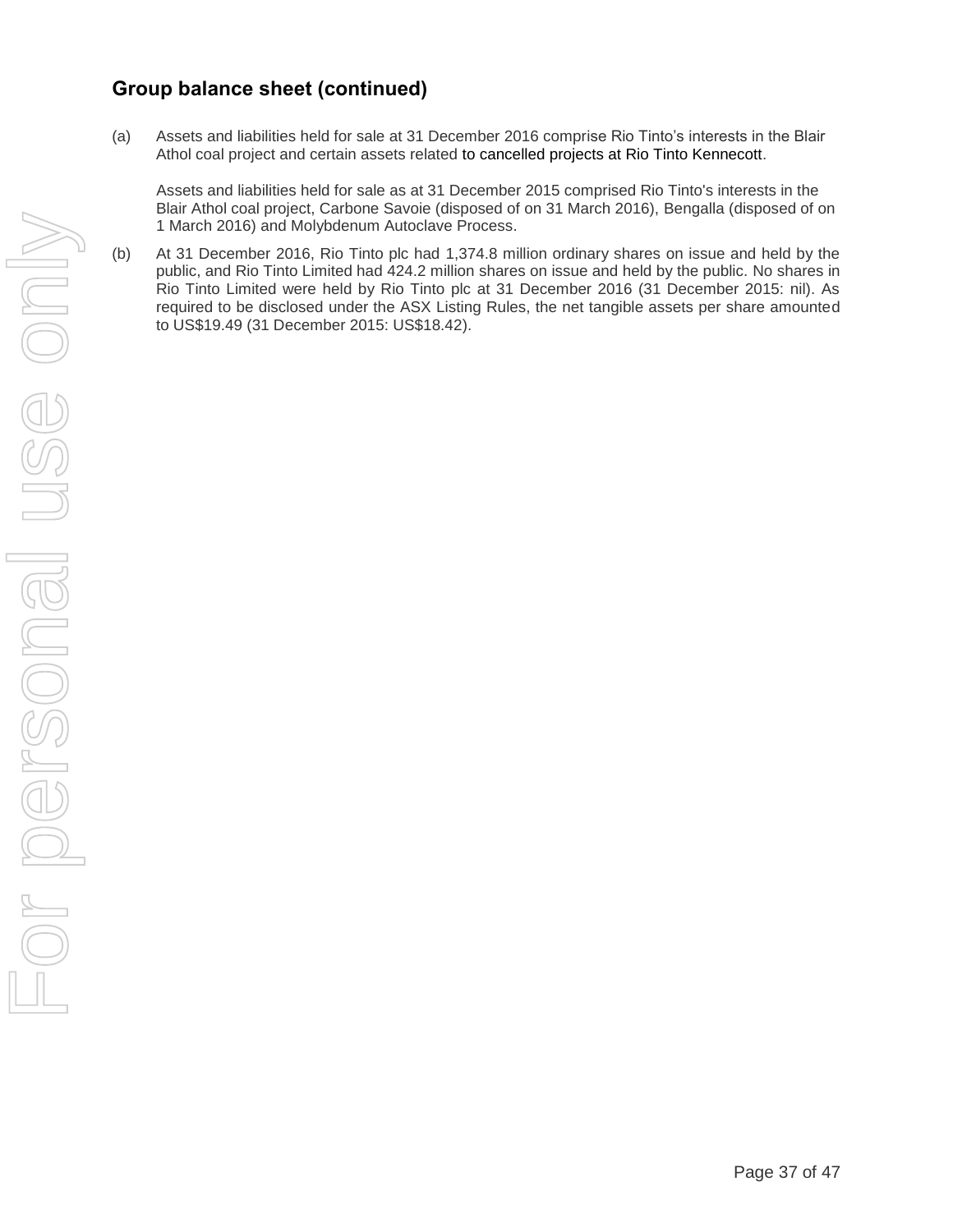## Group balance sheet (continued)

(a) Assets and liabilities held for sale at 31 December 2016 comprise Rio Tinto's interests in the Blair Athol coal project and certain assets related to cancelled projects at Rio Tinto Kennecott.

Assets and liabilities held for sale as at 31 December 2015 comprised Rio Tinto's interests in the Blair Athol coal project, Carbone Savoie (disposed of on 31 March 2016), Bengalla (disposed of on 1 March 2016) and Molybdenum Autoclave Process.

(b) At 31 December 2016, Rio Tinto plc had 1,374.8 million ordinary shares on issue and held by the public, and Rio Tinto Limited had 424.2 million shares on issue and held by the public. No shares in Rio Tinto Limited were held by Rio Tinto plc at 31 December 2016 (31 December 2015: nil). As required to be disclosed under the ASX Listing Rules, the net tangible assets per share amounted to US$19.49 (31 December 2015: US$18.42).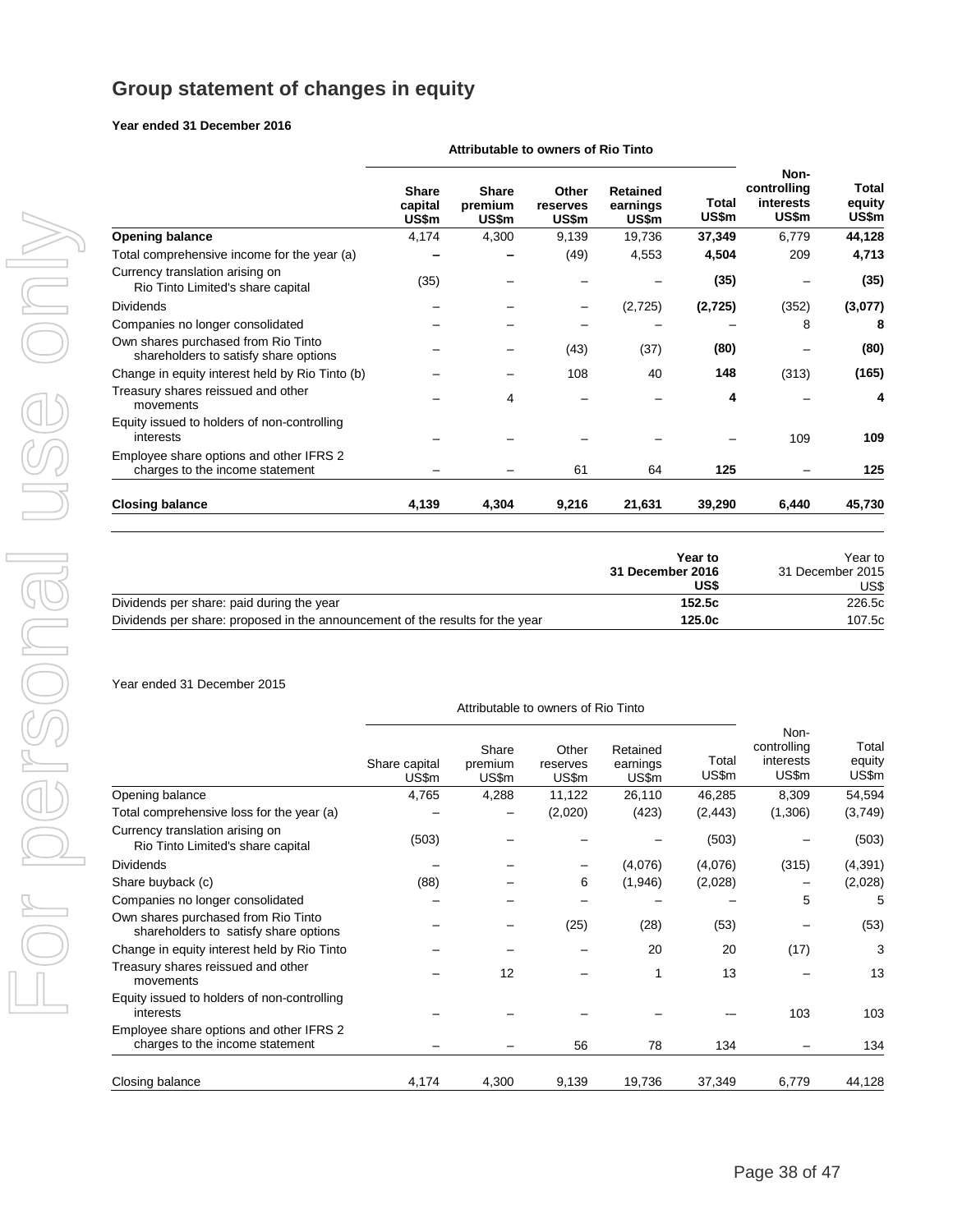# Group statement of changes in equity

**Year ended 31 December 2016**

| | Attributable to owners of Rio Tinto | | | | | | |
|---|---|---|---|---|---|---|---|
| | **Share capital US$m** | **Share premium US$m** | **Other reserves US$m** | **Retained earnings US$m** | **Total US$m** | **Non-controlling interests US$m** | **Total equity US$m** |
| **Opening balance** | 4,174 | 4,300 | 9,139 | 19,736 | **37,349** | 6,779 | **44,128** |
| Total comprehensive income for the year (a) | **–** | **–** | (49) | 4,553 | **4,504** | 209 | **4,713** |
| Currency translation arising on Rio Tinto Limited's share capital | (35) | – | – | – | **(35)** | – | **(35)** |
| Dividends | – | – | – | (2,725) | **(2,725)** | (352) | **(3,077)** |
| Companies no longer consolidated | – | – | – | – | – | 8 | **8** |
| Own shares purchased from Rio Tinto shareholders to satisfy share options | – | – | (43) | (37) | **(80)** | – | **(80)** |
| Change in equity interest held by Rio Tinto (b) | – | – | 108 | 40 | **148** | (313) | **(165)** |
| Treasury shares reissued and other movements | – | 4 | – | – | **4** | – | **4** |
| Equity issued to holders of non-controlling interests | – | – | – | – | – | 109 | **109** |
| Employee share options and other IFRS 2 charges to the income statement | – | – | 61 | 64 | **125** | – | **125** |
| **Closing balance** | **4,139** | **4,304** | **9,216** | **21,631** | **39,290** | **6,440** | **45,730** |

| | **Year to 31 December 2016 US$** | Year to 31 December 2015 US$ |
|---|---|---|
| Dividends per share: paid during the year | **152.5c** | 226.5c |
| Dividends per share: proposed in the announcement of the results for the year | **125.0c** | 107.5c |

Year ended 31 December 2015

| | Attributable to owners of Rio Tinto | | | | | | |
|---|---|---|---|---|---|---|---|
| | Share capital US$m | Share premium US$m | Other reserves US$m | Retained earnings US$m | Total US$m | Non-controlling interests US$m | Total equity US$m |
| Opening balance | 4,765 | 4,288 | 11,122 | 26,110 | 46,285 | 8,309 | 54,594 |
| Total comprehensive loss for the year (a) | – | – | (2,020) | (423) | (2,443) | (1,306) | (3,749) |
| Currency translation arising on Rio Tinto Limited's share capital | (503) | – | – | – | (503) | – | (503) |
| Dividends | – | – | – | (4,076) | (4,076) | (315) | (4,391) |
| Share buyback (c) | (88) | – | 6 | (1,946) | (2,028) | – | (2,028) |
| Companies no longer consolidated | – | – | – | – | – | 5 | 5 |
| Own shares purchased from Rio Tinto shareholders to satisfy share options | – | – | (25) | (28) | (53) | – | (53) |
| Change in equity interest held by Rio Tinto | – | – | – | 20 | 20 | (17) | 3 |
| Treasury shares reissued and other movements | – | 12 | – | 1 | 13 | – | 13 |
| Equity issued to holders of non-controlling interests | – | – | – | – | -– | 103 | 103 |
| Employee share options and other IFRS 2 charges to the income statement | – | – | 56 | 78 | 134 | – | 134 |
| Closing balance | 4,174 | 4,300 | 9,139 | 19,736 | 37,349 | 6,779 | 44,128 |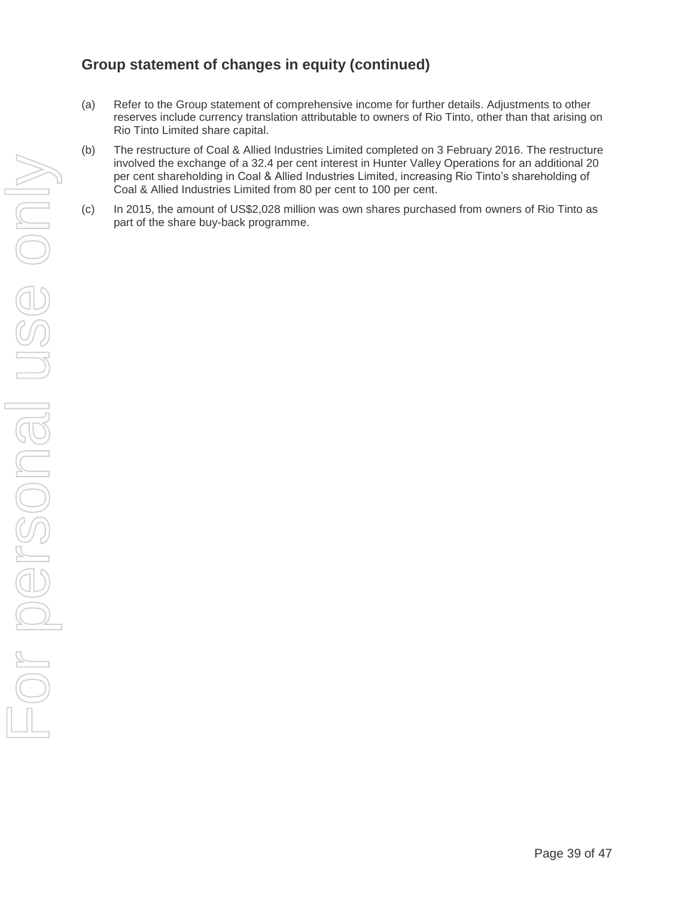## Group statement of changes in equity (continued)

(a) Refer to the Group statement of comprehensive income for further details. Adjustments to other reserves include currency translation attributable to owners of Rio Tinto, other than that arising on Rio Tinto Limited share capital.

(b) The restructure of Coal & Allied Industries Limited completed on 3 February 2016. The restructure involved the exchange of a 32.4 per cent interest in Hunter Valley Operations for an additional 20 per cent shareholding in Coal & Allied Industries Limited, increasing Rio Tinto's shareholding of Coal & Allied Industries Limited from 80 per cent to 100 per cent.

(c) In 2015, the amount of US$2,028 million was own shares purchased from owners of Rio Tinto as part of the share buy-back programme.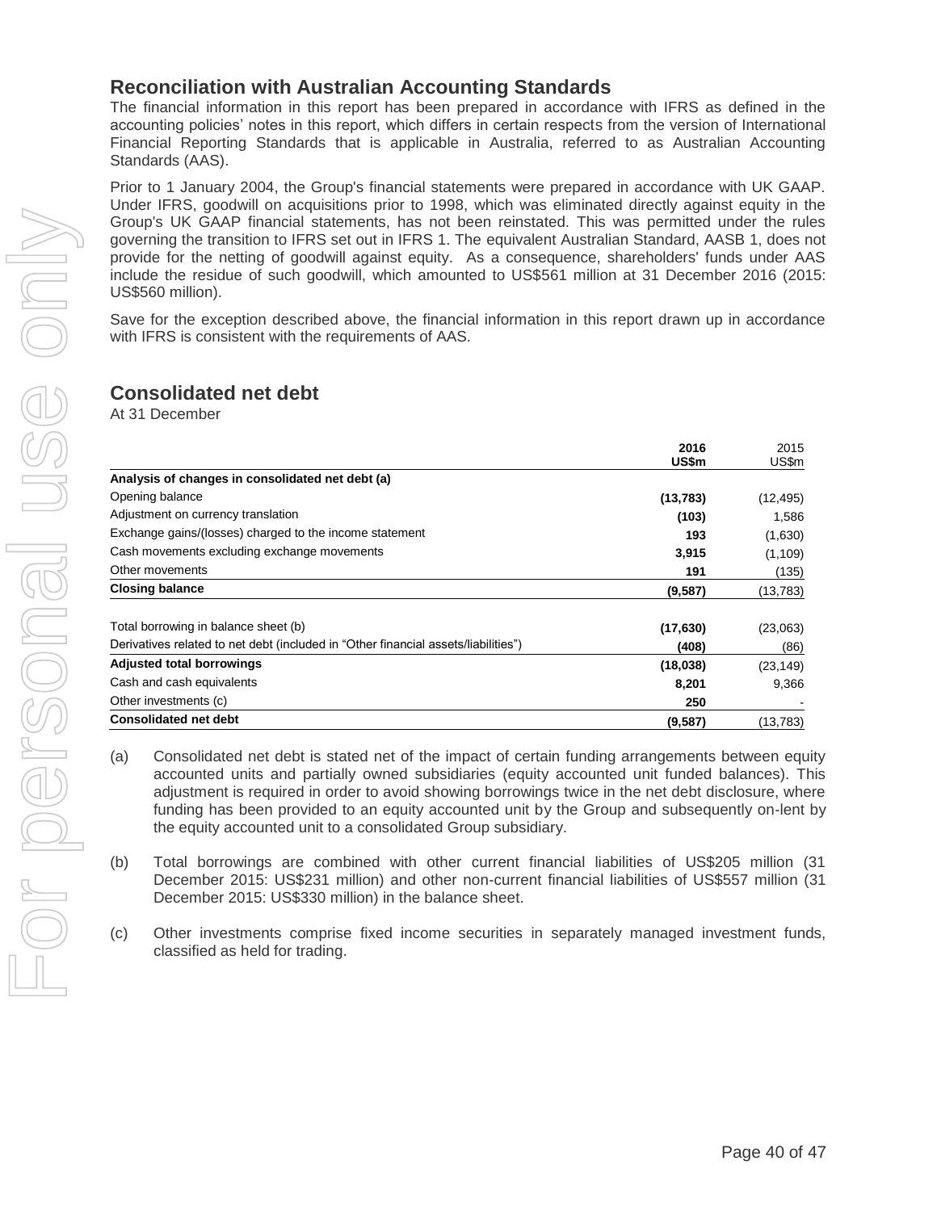## Reconciliation with Australian Accounting Standards

The financial information in this report has been prepared in accordance with IFRS as defined in the accounting policies' notes in this report, which differs in certain respects from the version of International Financial Reporting Standards that is applicable in Australia, referred to as Australian Accounting Standards (AAS).

Prior to 1 January 2004, the Group's financial statements were prepared in accordance with UK GAAP. Under IFRS, goodwill on acquisitions prior to 1998, which was eliminated directly against equity in the Group's UK GAAP financial statements, has not been reinstated. This was permitted under the rules governing the transition to IFRS set out in IFRS 1. The equivalent Australian Standard, AASB 1, does not provide for the netting of goodwill against equity. As a consequence, shareholders' funds under AAS include the residue of such goodwill, which amounted to US$561 million at 31 December 2016 (2015: US$560 million).

Save for the exception described above, the financial information in this report drawn up in accordance with IFRS is consistent with the requirements of AAS.

## Consolidated net debt

At 31 December

| | **2016 US$m** | 2015 US$m |
|---|---|---|
| **Analysis of changes in consolidated net debt (a)** | | |
| Opening balance | **(13,783)** | (12,495) |
| Adjustment on currency translation | **(103)** | 1,586 |
| Exchange gains/(losses) charged to the income statement | **193** | (1,630) |
| Cash movements excluding exchange movements | **3,915** | (1,109) |
| Other movements | **191** | (135) |
| **Closing balance** | **(9,587)** | (13,783) |
| | | |
| Total borrowing in balance sheet (b) | **(17,630)** | (23,063) |
| Derivatives related to net debt (included in "Other financial assets/liabilities") | **(408)** | (86) |
| **Adjusted total borrowings** | **(18,038)** | (23,149) |
| Cash and cash equivalents | **8,201** | 9,366 |
| Other investments (c) | **250** | - |
| **Consolidated net debt** | **(9,587)** | (13,783) |

(a) Consolidated net debt is stated net of the impact of certain funding arrangements between equity accounted units and partially owned subsidiaries (equity accounted unit funded balances). This adjustment is required in order to avoid showing borrowings twice in the net debt disclosure, where funding has been provided to an equity accounted unit by the Group and subsequently on-lent by the equity accounted unit to a consolidated Group subsidiary.

(b) Total borrowings are combined with other current financial liabilities of US$205 million (31 December 2015: US$231 million) and other non-current financial liabilities of US$557 million (31 December 2015: US$330 million) in the balance sheet.

(c) Other investments comprise fixed income securities in separately managed investment funds, classified as held for trading.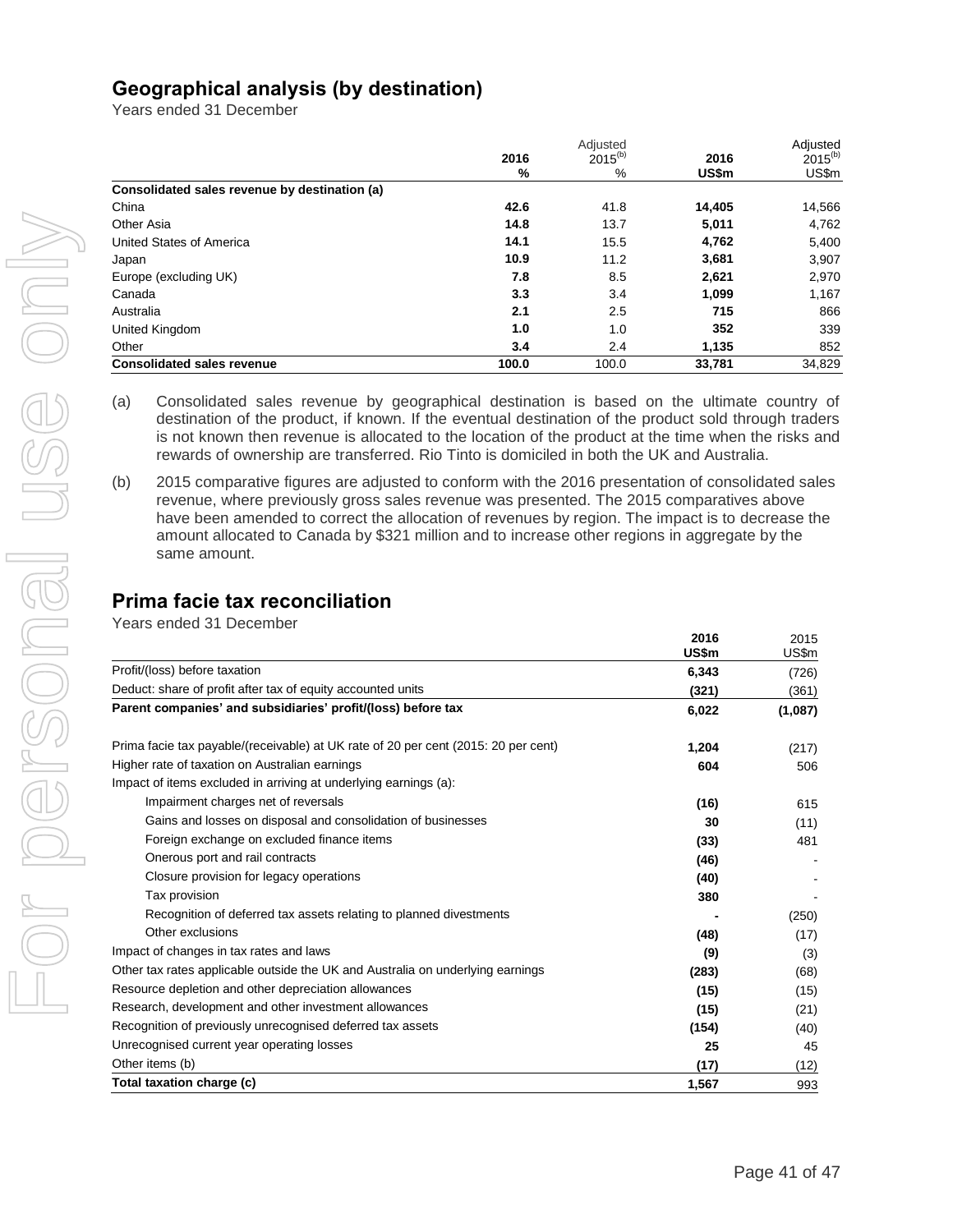## Geographical analysis (by destination)

Years ended 31 December

| | 2016 % | Adjusted 2015[(b)] % | 2016 US$m | Adjusted 2015[(b)] US$m |
|---|---|---|---|---|
| **Consolidated sales revenue by destination (a)** | | | | |
| China | **42.6** | 41.8 | **14,405** | 14,566 |
| Other Asia | **14.8** | 13.7 | **5,011** | 4,762 |
| United States of America | **14.1** | 15.5 | **4,762** | 5,400 |
| Japan | **10.9** | 11.2 | **3,681** | 3,907 |
| Europe (excluding UK) | **7.8** | 8.5 | **2,621** | 2,970 |
| Canada | **3.3** | 3.4 | **1,099** | 1,167 |
| Australia | **2.1** | 2.5 | **715** | 866 |
| United Kingdom | **1.0** | 1.0 | **352** | 339 |
| Other | **3.4** | 2.4 | **1,135** | 852 |
| **Consolidated sales revenue** | **100.0** | 100.0 | **33,781** | 34,829 |

(a) Consolidated sales revenue by geographical destination is based on the ultimate country of destination of the product, if known. If the eventual destination of the product sold through traders is not known then revenue is allocated to the location of the product at the time when the risks and rewards of ownership are transferred. Rio Tinto is domiciled in both the UK and Australia.

(b) 2015 comparative figures are adjusted to conform with the 2016 presentation of consolidated sales revenue, where previously gross sales revenue was presented. The 2015 comparatives above have been amended to correct the allocation of revenues by region. The impact is to decrease the amount allocated to Canada by $321 million and to increase other regions in aggregate by the same amount.

## Prima facie tax reconciliation

Years ended 31 December

| | 2016 US$m | 2015 US$m |
|---|---|---|
| Profit/(loss) before taxation | **6,343** | (726) |
| Deduct: share of profit after tax of equity accounted units | **(321)** | (361) |
| **Parent companies' and subsidiaries' profit/(loss) before tax** | **6,022** | **(1,087)** |
| | | |
| Prima facie tax payable/(receivable) at UK rate of 20 per cent (2015: 20 per cent) | **1,204** | (217) |
| Higher rate of taxation on Australian earnings | **604** | 506 |
| Impact of items excluded in arriving at underlying earnings (a): | | |
| Impairment charges net of reversals | **(16)** | 615 |
| Gains and losses on disposal and consolidation of businesses | **30** | (11) |
| Foreign exchange on excluded finance items | **(33)** | 481 |
| Onerous port and rail contracts | **(46)** | - |
| Closure provision for legacy operations | **(40)** | - |
| Tax provision | **380** | - |
| Recognition of deferred tax assets relating to planned divestments | **-** | (250) |
| Other exclusions | **(48)** | (17) |
| Impact of changes in tax rates and laws | **(9)** | (3) |
| Other tax rates applicable outside the UK and Australia on underlying earnings | **(283)** | (68) |
| Resource depletion and other depreciation allowances | **(15)** | (15) |
| Research, development and other investment allowances | **(15)** | (21) |
| Recognition of previously unrecognised deferred tax assets | **(154)** | (40) |
| Unrecognised current year operating losses | **25** | 45 |
| Other items (b) | **(17)** | (12) |
| **Total taxation charge (c)** | **1,567** | 993 |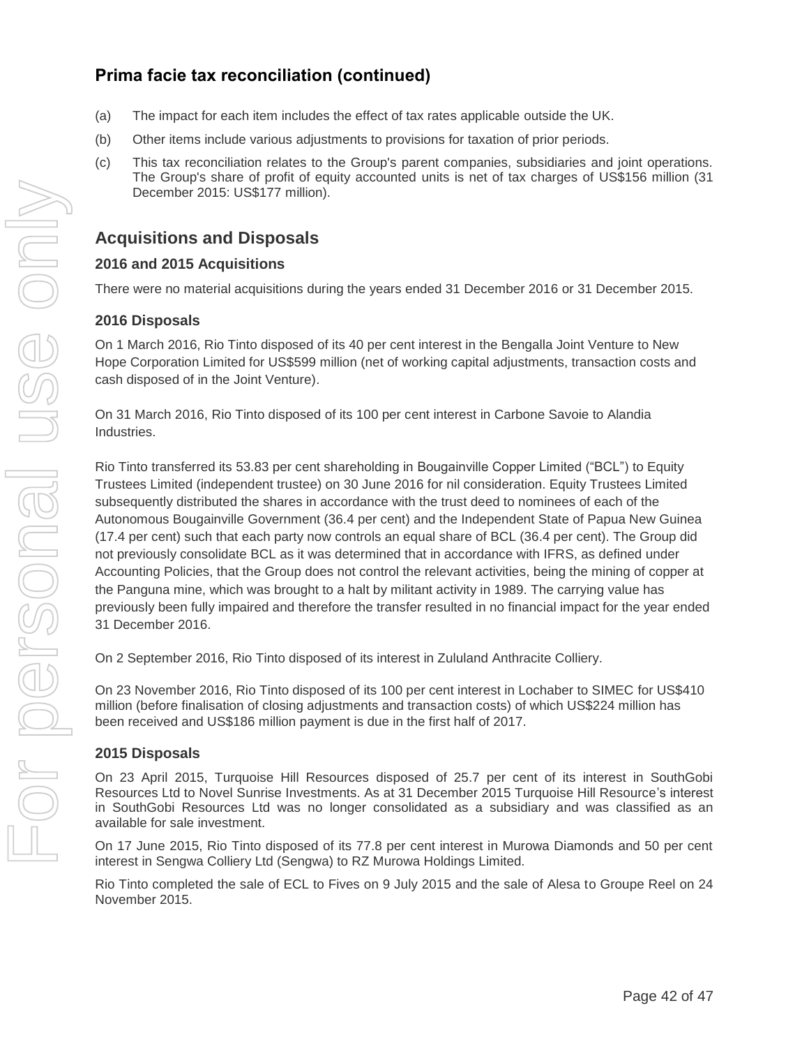## Prima facie tax reconciliation (continued)

(a) The impact for each item includes the effect of tax rates applicable outside the UK.

(b) Other items include various adjustments to provisions for taxation of prior periods.

(c) This tax reconciliation relates to the Group's parent companies, subsidiaries and joint operations. The Group's share of profit of equity accounted units is net of tax charges of US$156 million (31 December 2015: US$177 million).

## Acquisitions and Disposals

### 2016 and 2015 Acquisitions

There were no material acquisitions during the years ended 31 December 2016 or 31 December 2015.

### 2016 Disposals

On 1 March 2016, Rio Tinto disposed of its 40 per cent interest in the Bengalla Joint Venture to New Hope Corporation Limited for US$599 million (net of working capital adjustments, transaction costs and cash disposed of in the Joint Venture).

On 31 March 2016, Rio Tinto disposed of its 100 per cent interest in Carbone Savoie to Alandia Industries.

Rio Tinto transferred its 53.83 per cent shareholding in Bougainville Copper Limited ("BCL") to Equity Trustees Limited (independent trustee) on 30 June 2016 for nil consideration. Equity Trustees Limited subsequently distributed the shares in accordance with the trust deed to nominees of each of the Autonomous Bougainville Government (36.4 per cent) and the Independent State of Papua New Guinea (17.4 per cent) such that each party now controls an equal share of BCL (36.4 per cent). The Group did not previously consolidate BCL as it was determined that in accordance with IFRS, as defined under Accounting Policies, that the Group does not control the relevant activities, being the mining of copper at the Panguna mine, which was brought to a halt by militant activity in 1989. The carrying value has previously been fully impaired and therefore the transfer resulted in no financial impact for the year ended 31 December 2016.

On 2 September 2016, Rio Tinto disposed of its interest in Zululand Anthracite Colliery.

On 23 November 2016, Rio Tinto disposed of its 100 per cent interest in Lochaber to SIMEC for US$410 million (before finalisation of closing adjustments and transaction costs) of which US$224 million has been received and US$186 million payment is due in the first half of 2017.

### 2015 Disposals

On 23 April 2015, Turquoise Hill Resources disposed of 25.7 per cent of its interest in SouthGobi Resources Ltd to Novel Sunrise Investments. As at 31 December 2015 Turquoise Hill Resource's interest in SouthGobi Resources Ltd was no longer consolidated as a subsidiary and was classified as an available for sale investment.

On 17 June 2015, Rio Tinto disposed of its 77.8 per cent interest in Murowa Diamonds and 50 per cent interest in Sengwa Colliery Ltd (Sengwa) to RZ Murowa Holdings Limited.

Rio Tinto completed the sale of ECL to Fives on 9 July 2015 and the sale of Alesa to Groupe Reel on 24 November 2015.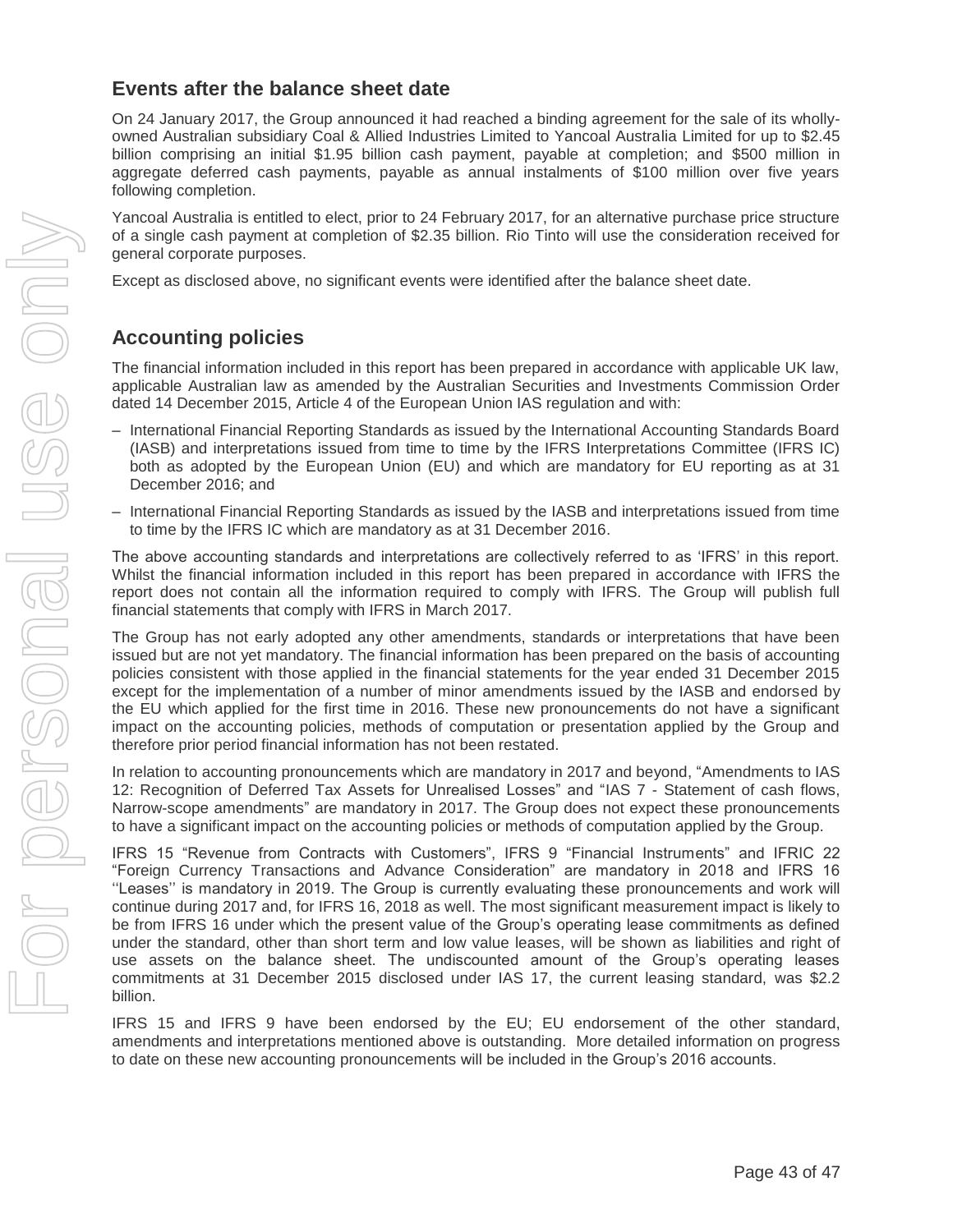## Events after the balance sheet date

On 24 January 2017, the Group announced it had reached a binding agreement for the sale of its wholly-owned Australian subsidiary Coal & Allied Industries Limited to Yancoal Australia Limited for up to $2.45 billion comprising an initial $1.95 billion cash payment, payable at completion; and $500 million in aggregate deferred cash payments, payable as annual instalments of $100 million over five years following completion.

Yancoal Australia is entitled to elect, prior to 24 February 2017, for an alternative purchase price structure of a single cash payment at completion of $2.35 billion. Rio Tinto will use the consideration received for general corporate purposes.

Except as disclosed above, no significant events were identified after the balance sheet date.

## Accounting policies

The financial information included in this report has been prepared in accordance with applicable UK law, applicable Australian law as amended by the Australian Securities and Investments Commission Order dated 14 December 2015, Article 4 of the European Union IAS regulation and with:

– International Financial Reporting Standards as issued by the International Accounting Standards Board (IASB) and interpretations issued from time to time by the IFRS Interpretations Committee (IFRS IC) both as adopted by the European Union (EU) and which are mandatory for EU reporting as at 31 December 2016; and

– International Financial Reporting Standards as issued by the IASB and interpretations issued from time to time by the IFRS IC which are mandatory as at 31 December 2016.

The above accounting standards and interpretations are collectively referred to as 'IFRS' in this report. Whilst the financial information included in this report has been prepared in accordance with IFRS the report does not contain all the information required to comply with IFRS. The Group will publish full financial statements that comply with IFRS in March 2017.

The Group has not early adopted any other amendments, standards or interpretations that have been issued but are not yet mandatory. The financial information has been prepared on the basis of accounting policies consistent with those applied in the financial statements for the year ended 31 December 2015 except for the implementation of a number of minor amendments issued by the IASB and endorsed by the EU which applied for the first time in 2016. These new pronouncements do not have a significant impact on the accounting policies, methods of computation or presentation applied by the Group and therefore prior period financial information has not been restated.

In relation to accounting pronouncements which are mandatory in 2017 and beyond, "Amendments to IAS 12: Recognition of Deferred Tax Assets for Unrealised Losses" and "IAS 7 - Statement of cash flows, Narrow-scope amendments" are mandatory in 2017. The Group does not expect these pronouncements to have a significant impact on the accounting policies or methods of computation applied by the Group.

IFRS 15 "Revenue from Contracts with Customers", IFRS 9 "Financial Instruments" and IFRIC 22 "Foreign Currency Transactions and Advance Consideration" are mandatory in 2018 and IFRS 16 ''Leases'' is mandatory in 2019. The Group is currently evaluating these pronouncements and work will continue during 2017 and, for IFRS 16, 2018 as well. The most significant measurement impact is likely to be from IFRS 16 under which the present value of the Group's operating lease commitments as defined under the standard, other than short term and low value leases, will be shown as liabilities and right of use assets on the balance sheet. The undiscounted amount of the Group's operating leases commitments at 31 December 2015 disclosed under IAS 17, the current leasing standard, was $2.2 billion.

IFRS 15 and IFRS 9 have been endorsed by the EU; EU endorsement of the other standard, amendments and interpretations mentioned above is outstanding. More detailed information on progress to date on these new accounting pronouncements will be included in the Group's 2016 accounts.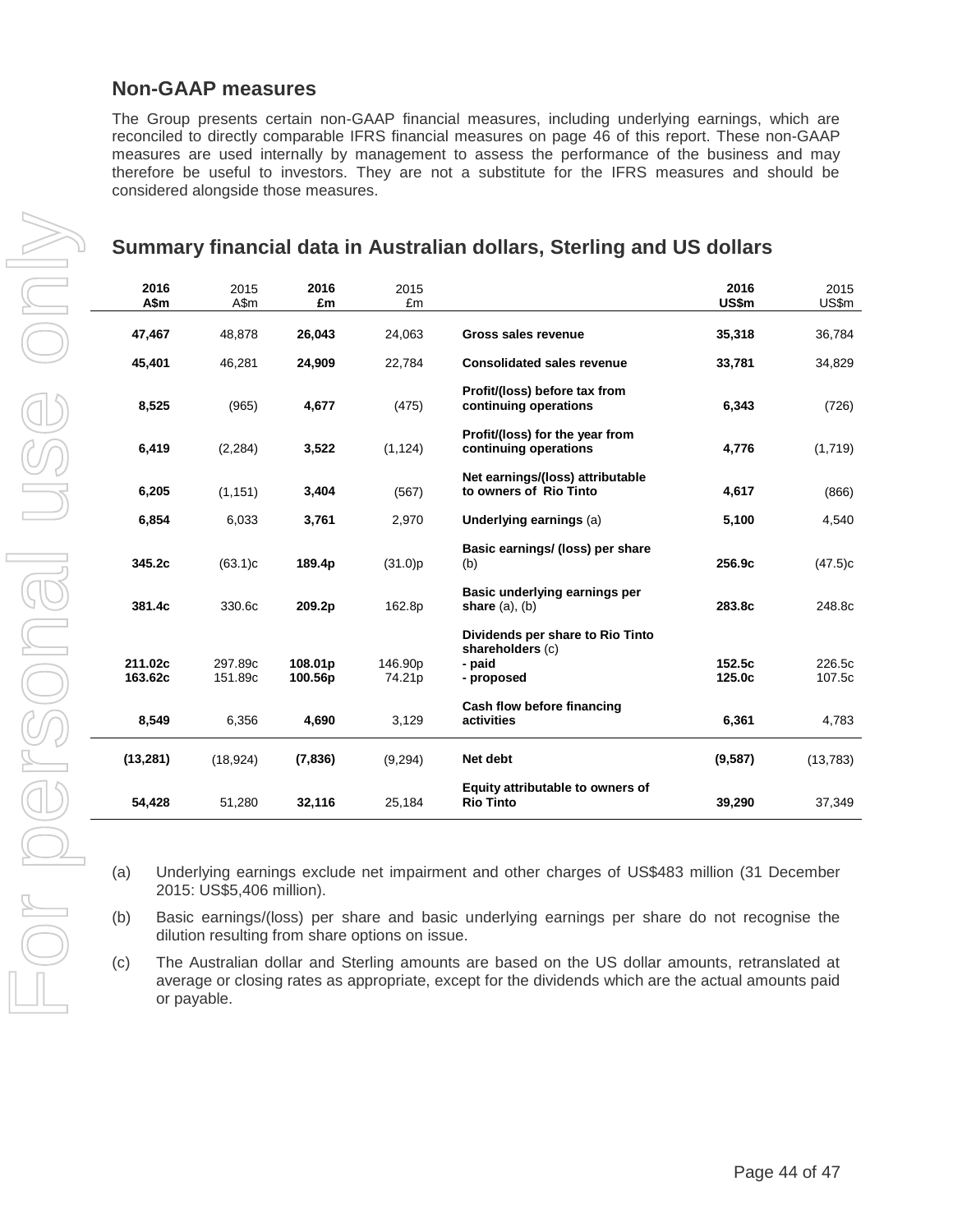## Non-GAAP measures

The Group presents certain non-GAAP financial measures, including underlying earnings, which are reconciled to directly comparable IFRS financial measures on page 46 of this report. These non-GAAP measures are used internally by management to assess the performance of the business and may therefore be useful to investors. They are not a substitute for the IFRS measures and should be considered alongside those measures.

## Summary financial data in Australian dollars, Sterling and US dollars

| **2016 A\$m** | 2015 A\$m | **2016 £m** | 2015 £m | | **2016 US\$m** | 2015 US\$m |
|---|---|---|---|---|---|---|
| **47,467** | 48,878 | **26,043** | 24,063 | **Gross sales revenue** | **35,318** | 36,784 |
| **45,401** | 46,281 | **24,909** | 22,784 | **Consolidated sales revenue** | **33,781** | 34,829 |
| **8,525** | (965) | **4,677** | (475) | **Profit/(loss) before tax from continuing operations** | **6,343** | (726) |
| **6,419** | (2,284) | **3,522** | (1,124) | **Profit/(loss) for the year from continuing operations** | **4,776** | (1,719) |
| **6,205** | (1,151) | **3,404** | (567) | **Net earnings/(loss) attributable to owners of Rio Tinto** | **4,617** | (866) |
| **6,854** | 6,033 | **3,761** | 2,970 | **Underlying earnings** (a) | **5,100** | 4,540 |
| **345.2c** | (63.1)c | **189.4p** | (31.0)p | **Basic earnings/ (loss) per share** (b) | **256.9c** | (47.5)c |
| **381.4c** | 330.6c | **209.2p** | 162.8p | **Basic underlying earnings per share** (a), (b) | **283.8c** | 248.8c |
| | | | | **Dividends per share to Rio Tinto shareholders** (c) | | |
| **211.02c** | 297.89c | **108.01p** | 146.90p | **- paid** | **152.5c** | 226.5c |
| **163.62c** | 151.89c | **100.56p** | 74.21p | **- proposed** | **125.0c** | 107.5c |
| **8,549** | 6,356 | **4,690** | 3,129 | **Cash flow before financing activities** | **6,361** | 4,783 |
| **(13,281)** | (18,924) | **(7,836)** | (9,294) | **Net debt** | **(9,587)** | (13,783) |
| **54,428** | 51,280 | **32,116** | 25,184 | **Equity attributable to owners of Rio Tinto** | **39,290** | 37,349 |

(a) Underlying earnings exclude net impairment and other charges of US\$483 million (31 December 2015: US\$5,406 million).

(b) Basic earnings/(loss) per share and basic underlying earnings per share do not recognise the dilution resulting from share options on issue.

(c) The Australian dollar and Sterling amounts are based on the US dollar amounts, retranslated at average or closing rates as appropriate, except for the dividends which are the actual amounts paid or payable.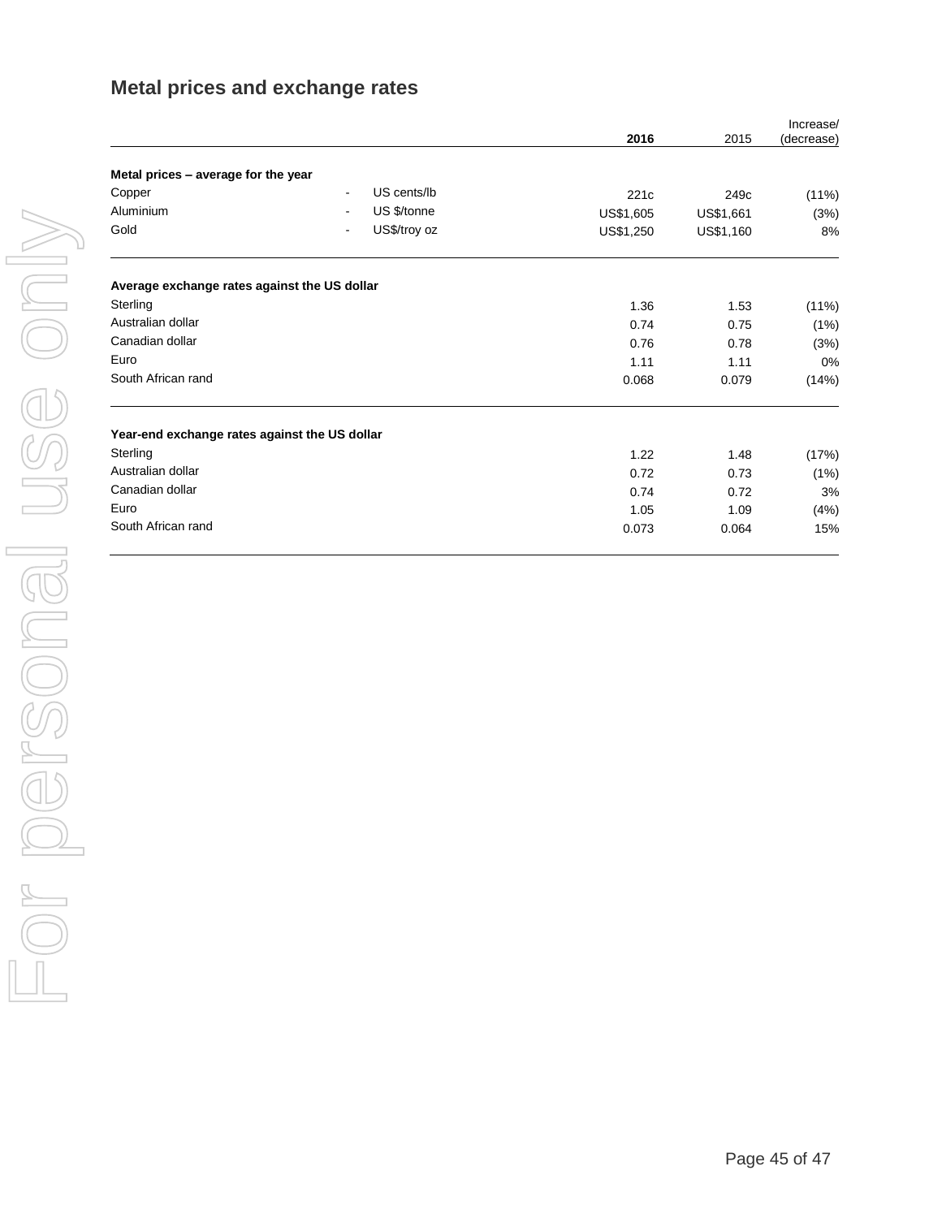## Metal prices and exchange rates

| | | | 2016 | 2015 | Increase/ (decrease) |
|---|---|---|---|---|---|
| **Metal prices – average for the year** | | | | | |
| Copper | - | US cents/lb | 221c | 249c | (11%) |
| Aluminium | - | US $/tonne | US$1,605 | US$1,661 | (3%) |
| Gold | - | US$/troy oz | US$1,250 | US$1,160 | 8% |
| **Average exchange rates against the US dollar** | | | | | |
| Sterling | | | 1.36 | 1.53 | (11%) |
| Australian dollar | | | 0.74 | 0.75 | (1%) |
| Canadian dollar | | | 0.76 | 0.78 | (3%) |
| Euro | | | 1.11 | 1.11 | 0% |
| South African rand | | | 0.068 | 0.079 | (14%) |
| **Year-end exchange rates against the US dollar** | | | | | |
| Sterling | | | 1.22 | 1.48 | (17%) |
| Australian dollar | | | 0.72 | 0.73 | (1%) |
| Canadian dollar | | | 0.74 | 0.72 | 3% |
| Euro | | | 1.05 | 1.09 | (4%) |
| South African rand | | | 0.073 | 0.064 | 15% |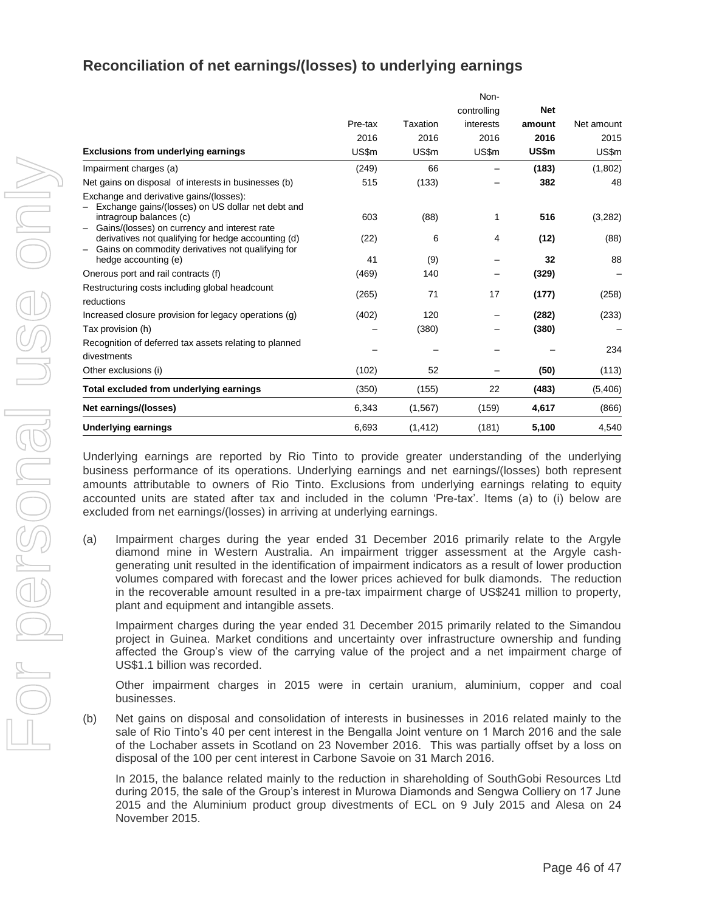## Reconciliation of net earnings/(losses) to underlying earnings

| Exclusions from underlying earnings | Pre-tax 2016 US$m | Taxation 2016 US$m | Non-controlling interests 2016 US$m | **Net amount 2016 US$m** | Net amount 2015 US$m |
|---|---|---|---|---|---|
| Impairment charges (a) | (249) | 66 | – | **(183)** | (1,802) |
| Net gains on disposal of interests in businesses (b) | 515 | (133) | – | **382** | 48 |
| Exchange and derivative gains/(losses): | | | | | |
| – Exchange gains/(losses) on US dollar net debt and intragroup balances (c) | 603 | (88) | 1 | **516** | (3,282) |
| – Gains/(losses) on currency and interest rate derivatives not qualifying for hedge accounting (d) | (22) | 6 | 4 | **(12)** | (88) |
| – Gains on commodity derivatives not qualifying for hedge accounting (e) | 41 | (9) | – | **32** | 88 |
| Onerous port and rail contracts (f) | (469) | 140 | – | **(329)** | – |
| Restructuring costs including global headcount reductions | (265) | 71 | 17 | **(177)** | (258) |
| Increased closure provision for legacy operations (g) | (402) | 120 | – | **(282)** | (233) |
| Tax provision (h) | – | (380) | – | **(380)** | – |
| Recognition of deferred tax assets relating to planned divestments | – | – | – | – | 234 |
| Other exclusions (i) | (102) | 52 | – | **(50)** | (113) |
| **Total excluded from underlying earnings** | (350) | (155) | 22 | **(483)** | (5,406) |
| **Net earnings/(losses)** | 6,343 | (1,567) | (159) | **4,617** | (866) |
| **Underlying earnings** | 6,693 | (1,412) | (181) | **5,100** | 4,540 |

Underlying earnings are reported by Rio Tinto to provide greater understanding of the underlying business performance of its operations. Underlying earnings and net earnings/(losses) both represent amounts attributable to owners of Rio Tinto. Exclusions from underlying earnings relating to equity accounted units are stated after tax and included in the column 'Pre-tax'. Items (a) to (i) below are excluded from net earnings/(losses) in arriving at underlying earnings.

(a) Impairment charges during the year ended 31 December 2016 primarily relate to the Argyle diamond mine in Western Australia. An impairment trigger assessment at the Argyle cash-generating unit resulted in the identification of impairment indicators as a result of lower production volumes compared with forecast and the lower prices achieved for bulk diamonds. The reduction in the recoverable amount resulted in a pre-tax impairment charge of US$241 million to property, plant and equipment and intangible assets.

Impairment charges during the year ended 31 December 2015 primarily related to the Simandou project in Guinea. Market conditions and uncertainty over infrastructure ownership and funding affected the Group's view of the carrying value of the project and a net impairment charge of US$1.1 billion was recorded.

Other impairment charges in 2015 were in certain uranium, aluminium, copper and coal businesses.

(b) Net gains on disposal and consolidation of interests in businesses in 2016 related mainly to the sale of Rio Tinto's 40 per cent interest in the Bengalla Joint venture on 1 March 2016 and the sale of the Lochaber assets in Scotland on 23 November 2016. This was partially offset by a loss on disposal of the 100 per cent interest in Carbone Savoie on 31 March 2016.

In 2015, the balance related mainly to the reduction in shareholding of SouthGobi Resources Ltd during 2015, the sale of the Group's interest in Murowa Diamonds and Sengwa Colliery on 17 June 2015 and the Aluminium product group divestments of ECL on 9 July 2015 and Alesa on 24 November 2015.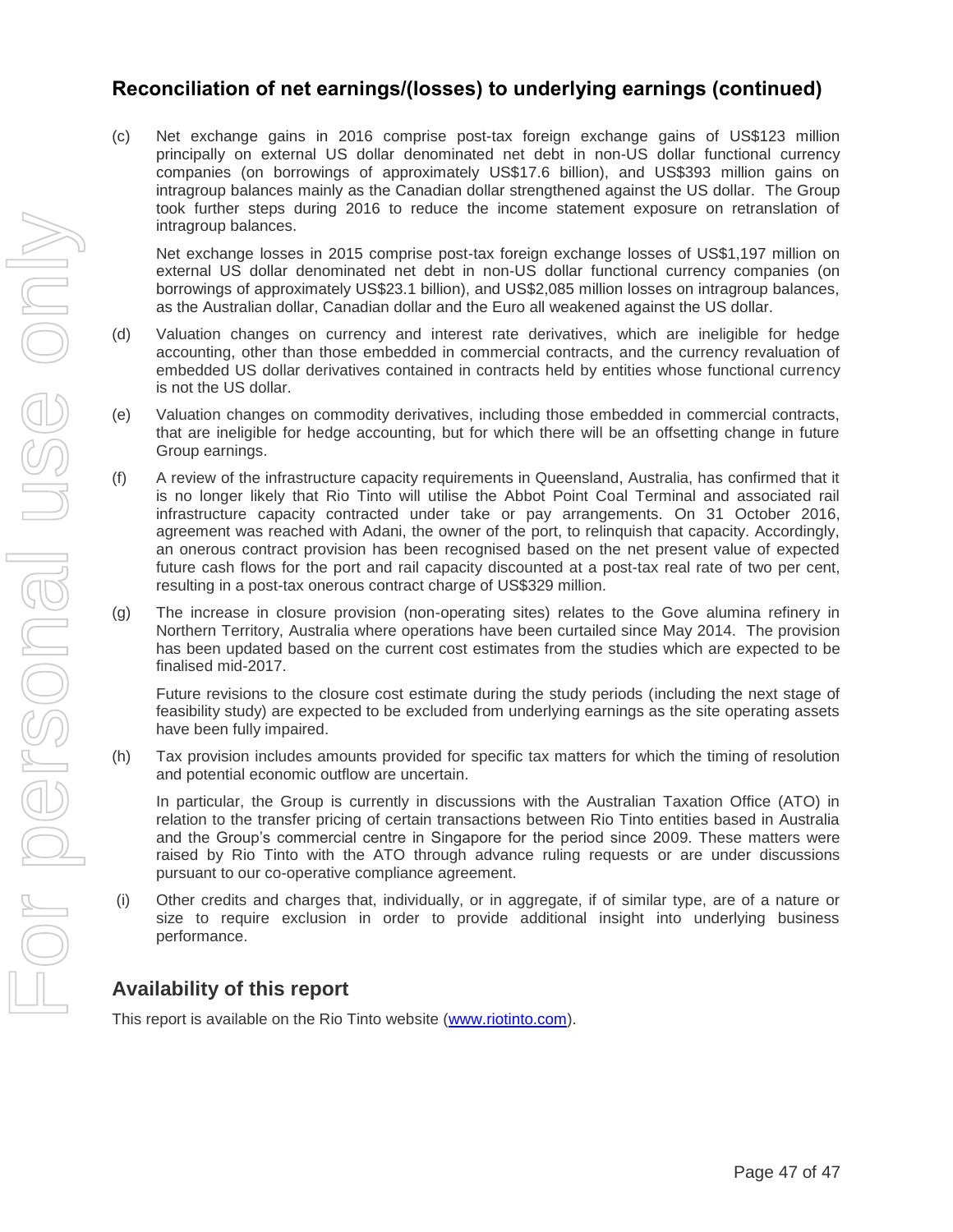## Reconciliation of net earnings/(losses) to underlying earnings (continued)

(c) Net exchange gains in 2016 comprise post-tax foreign exchange gains of US$123 million principally on external US dollar denominated net debt in non-US dollar functional currency companies (on borrowings of approximately US$17.6 billion), and US$393 million gains on intragroup balances mainly as the Canadian dollar strengthened against the US dollar. The Group took further steps during 2016 to reduce the income statement exposure on retranslation of intragroup balances.

Net exchange losses in 2015 comprise post-tax foreign exchange losses of US$1,197 million on external US dollar denominated net debt in non-US dollar functional currency companies (on borrowings of approximately US$23.1 billion), and US$2,085 million losses on intragroup balances, as the Australian dollar, Canadian dollar and the Euro all weakened against the US dollar.

(d) Valuation changes on currency and interest rate derivatives, which are ineligible for hedge accounting, other than those embedded in commercial contracts, and the currency revaluation of embedded US dollar derivatives contained in contracts held by entities whose functional currency is not the US dollar.

(e) Valuation changes on commodity derivatives, including those embedded in commercial contracts, that are ineligible for hedge accounting, but for which there will be an offsetting change in future Group earnings.

(f) A review of the infrastructure capacity requirements in Queensland, Australia, has confirmed that it is no longer likely that Rio Tinto will utilise the Abbot Point Coal Terminal and associated rail infrastructure capacity contracted under take or pay arrangements. On 31 October 2016, agreement was reached with Adani, the owner of the port, to relinquish that capacity. Accordingly, an onerous contract provision has been recognised based on the net present value of expected future cash flows for the port and rail capacity discounted at a post-tax real rate of two per cent, resulting in a post-tax onerous contract charge of US$329 million.

(g) The increase in closure provision (non-operating sites) relates to the Gove alumina refinery in Northern Territory, Australia where operations have been curtailed since May 2014. The provision has been updated based on the current cost estimates from the studies which are expected to be finalised mid-2017.

Future revisions to the closure cost estimate during the study periods (including the next stage of feasibility study) are expected to be excluded from underlying earnings as the site operating assets have been fully impaired.

(h) Tax provision includes amounts provided for specific tax matters for which the timing of resolution and potential economic outflow are uncertain.

In particular, the Group is currently in discussions with the Australian Taxation Office (ATO) in relation to the transfer pricing of certain transactions between Rio Tinto entities based in Australia and the Group's commercial centre in Singapore for the period since 2009. These matters were raised by Rio Tinto with the ATO through advance ruling requests or are under discussions pursuant to our co-operative compliance agreement.

(i) Other credits and charges that, individually, or in aggregate, if of similar type, are of a nature or size to require exclusion in order to provide additional insight into underlying business performance.

## Availability of this report

This report is available on the Rio Tinto website (www.riotinto.com).